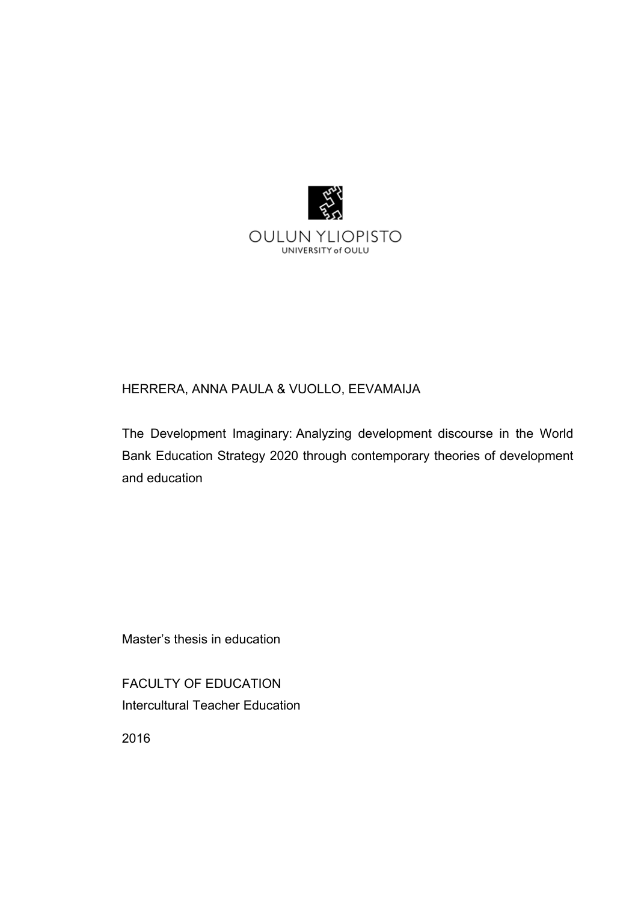OULUN YLIOPISTO
UNIVERSITY of OULU

HERRERA, ANNA PAULA & VUOLLO, EEVAMAIJA

# The Development Imaginary: Analyzing development discourse in the World Bank Education Strategy 2020 through contemporary theories of development and education

Master's thesis in education

FACULTY OF EDUCATION
Intercultural Teacher Education

2016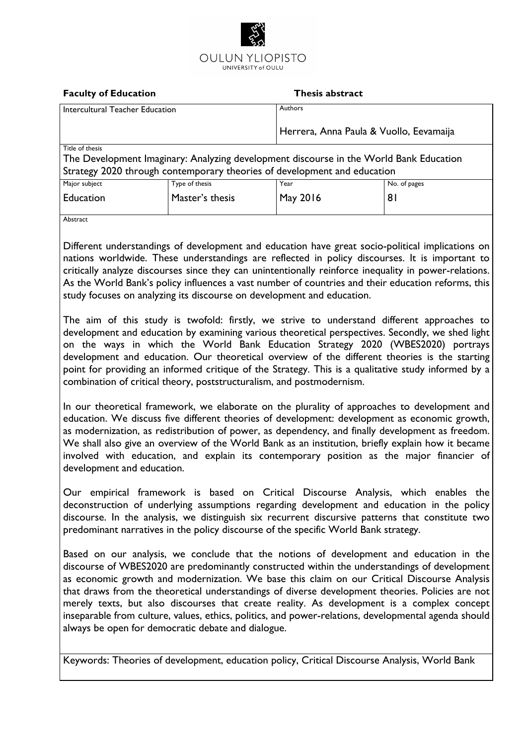OULUN YLIOPISTO
UNIVERSITY of OULU

**Faculty of Education** **Thesis abstract**

| Intercultural Teacher Education | | Authors<br>Herrera, Anna Paula & Vuollo, Eevamaija | |
|---|---|---|---|
| Title of thesis<br>The Development Imaginary: Analyzing development discourse in the World Bank Education Strategy 2020 through contemporary theories of development and education | | | |
| Major subject<br>Education | Type of thesis<br>Master's thesis | Year<br>May 2016 | No. of pages<br>81 |

Abstract

Different understandings of development and education have great socio-political implications on nations worldwide. These understandings are reflected in policy discourses. It is important to critically analyze discourses since they can unintentionally reinforce inequality in power-relations. As the World Bank's policy influences a vast number of countries and their education reforms, this study focuses on analyzing its discourse on development and education.

The aim of this study is twofold: firstly, we strive to understand different approaches to development and education by examining various theoretical perspectives. Secondly, we shed light on the ways in which the World Bank Education Strategy 2020 (WBES2020) portrays development and education. Our theoretical overview of the different theories is the starting point for providing an informed critique of the Strategy. This is a qualitative study informed by a combination of critical theory, poststructuralism, and postmodernism.

In our theoretical framework, we elaborate on the plurality of approaches to development and education. We discuss five different theories of development: development as economic growth, as modernization, as redistribution of power, as dependency, and finally development as freedom. We shall also give an overview of the World Bank as an institution, briefly explain how it became involved with education, and explain its contemporary position as the major financier of development and education.

Our empirical framework is based on Critical Discourse Analysis, which enables the deconstruction of underlying assumptions regarding development and education in the policy discourse. In the analysis, we distinguish six recurrent discursive patterns that constitute two predominant narratives in the policy discourse of the specific World Bank strategy.

Based on our analysis, we conclude that the notions of development and education in the discourse of WBES2020 are predominantly constructed within the understandings of development as economic growth and modernization. We base this claim on our Critical Discourse Analysis that draws from the theoretical understandings of diverse development theories. Policies are not merely texts, but also discourses that create reality. As development is a complex concept inseparable from culture, values, ethics, politics, and power-relations, developmental agenda should always be open for democratic debate and dialogue.

Keywords: Theories of development, education policy, Critical Discourse Analysis, World Bank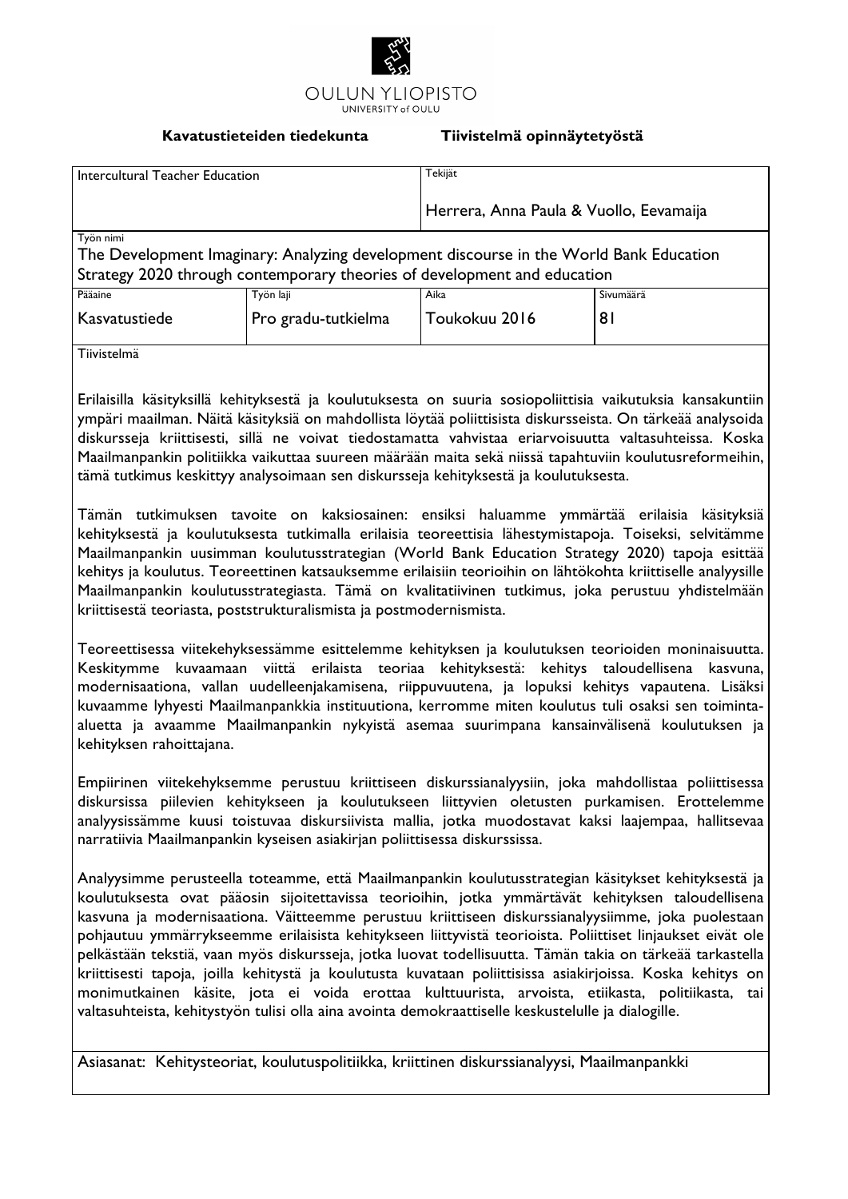OULUN YLIOPISTO
UNIVERSITY of OULU

**Kavatustieteiden tiedekunta** **Tiivistelmä opinnäytetyöstä**

| Intercultural Teacher Education | | Tekijät<br>Herrera, Anna Paula & Vuollo, Eevamaija | |
|---|---|---|---|
| Työn nimi<br>The Development Imaginary: Analyzing development discourse in the World Bank Education Strategy 2020 through contemporary theories of development and education | | | |
| Pääaine<br>Kasvatustiede | Työn laji<br>Pro gradu-tutkielma | Aika<br>Toukokuu 2016 | Sivumäärä<br>81 |

Tiivistelmä

Erilaisilla käsityksillä kehityksestä ja koulutuksesta on suuria sosiopoliittisia vaikutuksia kansakuntiin ympäri maailman. Näitä käsityksiä on mahdollista löytää poliittisista diskursseista. On tärkeää analysoida diskursseja kriittisesti, sillä ne voivat tiedostamatta vahvistaa eriarvoisuutta valtasuhteissa. Koska Maailmanpankin politiikka vaikuttaa suureen määrään maita sekä niissä tapahtuviin koulutusreformeihin, tämä tutkimus keskittyy analysoimaan sen diskursseja kehityksestä ja koulutuksesta.

Tämän tutkimuksen tavoite on kaksiosainen: ensiksi haluamme ymmärtää erilaisia käsityksiä kehityksestä ja koulutuksesta tutkimalla erilaisia teoreettisia lähestymistapoja. Toiseksi, selvitämme Maailmanpankin uusimman koulutusstrategian (World Bank Education Strategy 2020) tapoja esittää kehitys ja koulutus. Teoreettinen katsauksemme erilaisiin teorioihin on lähtökohta kriittiselle analyysille Maailmanpankin koulutusstrategiasta. Tämä on kvalitatiivinen tutkimus, joka perustuu yhdistelmään kriittisestä teoriasta, poststrukturalismista ja postmodernismista.

Teoreettisessa viitekehyksessämme esittelemme kehityksen ja koulutuksen teorioiden moninaisuutta. Keskitymme kuvaamaan viittä erilaista teoriaa kehityksestä: kehitys taloudellisena kasvuna, modernisaationa, vallan uudelleenjakamisena, riippuvuutena, ja lopuksi kehitys vapautena. Lisäksi kuvaamme lyhyesti Maailmanpankkia instituutiona, kerromme miten koulutus tuli osaksi sen toiminta-aluetta ja avaamme Maailmanpankin nykyistä asemaa suurimpana kansainvälisenä koulutuksen ja kehityksen rahoittajana.

Empiirinen viitekehyksemme perustuu kriittiseen diskurssianalyysiin, joka mahdollistaa poliittisessa diskursissa piilevien kehitykseen ja koulutukseen liittyvien oletusten purkamisen. Erottelemme analyysissämme kuusi toistuvaa diskursiivista mallia, jotka muodostavat kaksi laajempaa, hallitsevaa narratiivia Maailmanpankin kyseisen asiakirjan poliittisessa diskurssissa.

Analyysimme perusteella toteamme, että Maailmanpankin koulutusstrategian käsitykset kehityksestä ja koulutuksesta ovat pääosin sijoitettavissa teorioihin, jotka ymmärtävät kehityksen taloudellisena kasvuna ja modernisaationa. Väitteemme perustuu kriittiseen diskurssianalyysiimme, joka puolestaan pohjautuu ymmärrykseemme erilaisista kehitykseen liittyvistä teorioista. Poliittiset linjaukset eivät ole pelkästään tekstiä, vaan myös diskursseja, jotka luovat todellisuutta. Tämän takia on tärkeää tarkastella kriittisesti tapoja, joilla kehitystä ja koulutusta kuvataan poliittisissa asiakirjoissa. Koska kehitys on monimutkainen käsite, jota ei voida erottaa kulttuurista, arvoista, etiikasta, politiikasta, tai valtasuhteista, kehitystyön tulisi olla aina avointa demokraattiselle keskustelulle ja dialogille.

Asiasanat: Kehitysteoriat, koulutuspolitiikka, kriittinen diskurssianalyysi, Maailmanpankki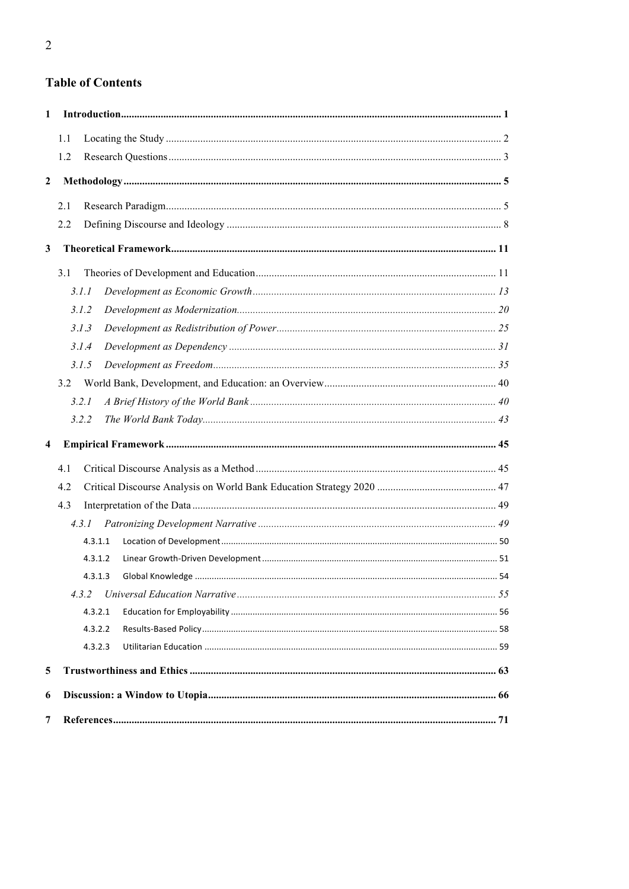## Table of Contents

**1 Introduction** ... 1

- 1.1 Locating the Study ... 2
- 1.2 Research Questions ... 3

**2 Methodology** ... 5

- 2.1 Research Paradigm ... 5
- 2.2 Defining Discourse and Ideology ... 8

**3 Theoretical Framework** ... 11

- 3.1 Theories of Development and Education ... 11
  - *3.1.1 Development as Economic Growth* ... 13
  - *3.1.2 Development as Modernization* ... 20
  - *3.1.3 Development as Redistribution of Power* ... 25
  - *3.1.4 Development as Dependency* ... 31
  - *3.1.5 Development as Freedom* ... 35
- 3.2 World Bank, Development, and Education: an Overview ... 40
  - *3.2.1 A Brief History of the World Bank* ... 40
  - *3.2.2 The World Bank Today* ... 43

**4 Empirical Framework** ... 45

- 4.1 Critical Discourse Analysis as a Method ... 45
- 4.2 Critical Discourse Analysis on World Bank Education Strategy 2020 ... 47
- 4.3 Interpretation of the Data ... 49
  - *4.3.1 Patronizing Development Narrative* ... 49
    - 4.3.1.1 Location of Development ... 50
    - 4.3.1.2 Linear Growth-Driven Development ... 51
    - 4.3.1.3 Global Knowledge ... 54
  - *4.3.2 Universal Education Narrative* ... 55
    - 4.3.2.1 Education for Employability ... 56
    - 4.3.2.2 Results-Based Policy ... 58
    - 4.3.2.3 Utilitarian Education ... 59

**5 Trustworthiness and Ethics** ... 63

**6 Discussion: a Window to Utopia** ... 66

**7 References** ... 71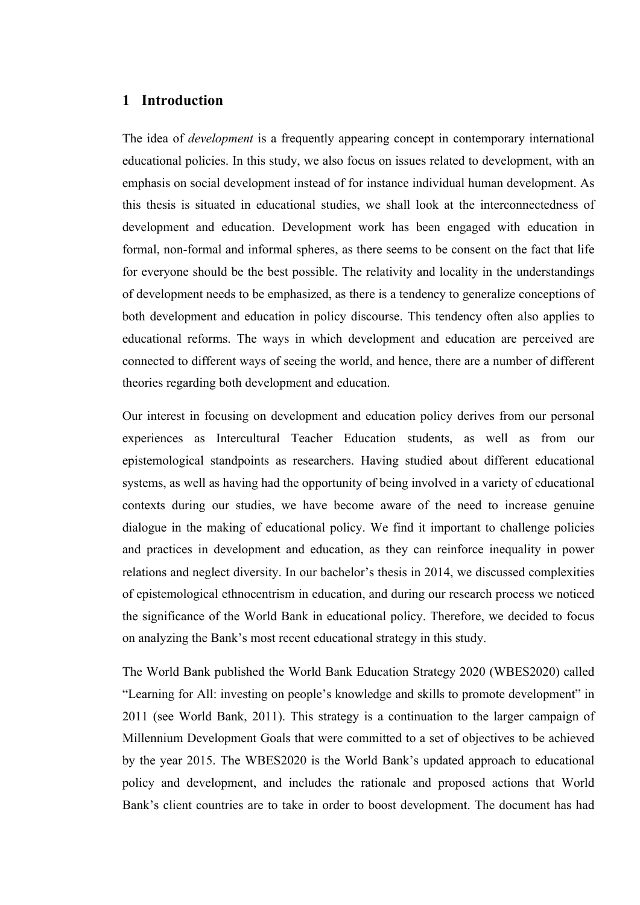# 1 Introduction

The idea of *development* is a frequently appearing concept in contemporary international educational policies. In this study, we also focus on issues related to development, with an emphasis on social development instead of for instance individual human development. As this thesis is situated in educational studies, we shall look at the interconnectedness of development and education. Development work has been engaged with education in formal, non-formal and informal spheres, as there seems to be consent on the fact that life for everyone should be the best possible. The relativity and locality in the understandings of development needs to be emphasized, as there is a tendency to generalize conceptions of both development and education in policy discourse. This tendency often also applies to educational reforms. The ways in which development and education are perceived are connected to different ways of seeing the world, and hence, there are a number of different theories regarding both development and education.

Our interest in focusing on development and education policy derives from our personal experiences as Intercultural Teacher Education students, as well as from our epistemological standpoints as researchers. Having studied about different educational systems, as well as having had the opportunity of being involved in a variety of educational contexts during our studies, we have become aware of the need to increase genuine dialogue in the making of educational policy. We find it important to challenge policies and practices in development and education, as they can reinforce inequality in power relations and neglect diversity. In our bachelor's thesis in 2014, we discussed complexities of epistemological ethnocentrism in education, and during our research process we noticed the significance of the World Bank in educational policy. Therefore, we decided to focus on analyzing the Bank's most recent educational strategy in this study.

The World Bank published the World Bank Education Strategy 2020 (WBES2020) called "Learning for All: investing on people's knowledge and skills to promote development" in 2011 (see World Bank, 2011). This strategy is a continuation to the larger campaign of Millennium Development Goals that were committed to a set of objectives to be achieved by the year 2015. The WBES2020 is the World Bank's updated approach to educational policy and development, and includes the rationale and proposed actions that World Bank's client countries are to take in order to boost development. The document has had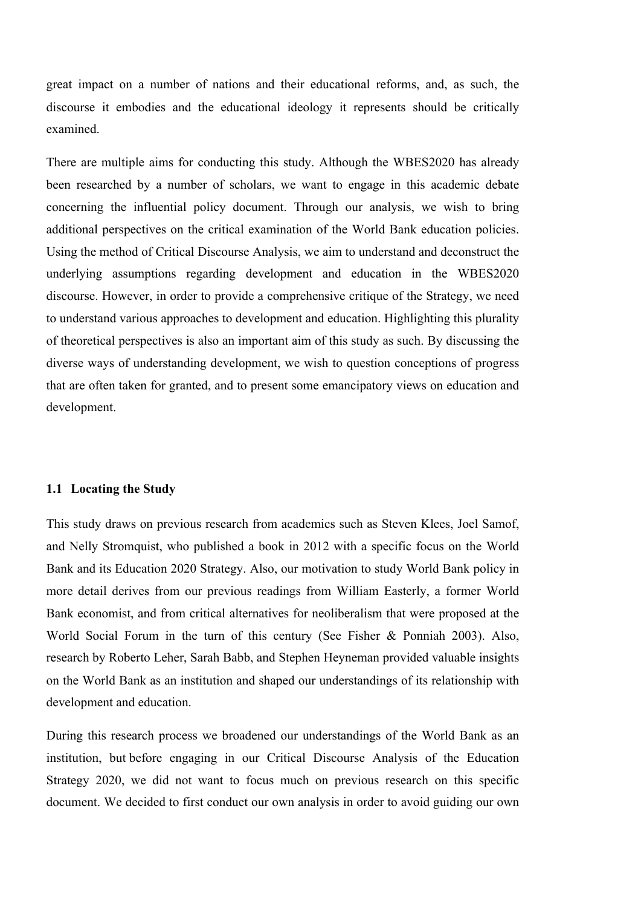great impact on a number of nations and their educational reforms, and, as such, the discourse it embodies and the educational ideology it represents should be critically examined.

There are multiple aims for conducting this study. Although the WBES2020 has already been researched by a number of scholars, we want to engage in this academic debate concerning the influential policy document. Through our analysis, we wish to bring additional perspectives on the critical examination of the World Bank education policies. Using the method of Critical Discourse Analysis, we aim to understand and deconstruct the underlying assumptions regarding development and education in the WBES2020 discourse. However, in order to provide a comprehensive critique of the Strategy, we need to understand various approaches to development and education. Highlighting this plurality of theoretical perspectives is also an important aim of this study as such. By discussing the diverse ways of understanding development, we wish to question conceptions of progress that are often taken for granted, and to present some emancipatory views on education and development.

### 1.1 Locating the Study

This study draws on previous research from academics such as Steven Klees, Joel Samof, and Nelly Stromquist, who published a book in 2012 with a specific focus on the World Bank and its Education 2020 Strategy. Also, our motivation to study World Bank policy in more detail derives from our previous readings from William Easterly, a former World Bank economist, and from critical alternatives for neoliberalism that were proposed at the World Social Forum in the turn of this century (See Fisher & Ponniah 2003). Also, research by Roberto Leher, Sarah Babb, and Stephen Heyneman provided valuable insights on the World Bank as an institution and shaped our understandings of its relationship with development and education.

During this research process we broadened our understandings of the World Bank as an institution, but before engaging in our Critical Discourse Analysis of the Education Strategy 2020, we did not want to focus much on previous research on this specific document. We decided to first conduct our own analysis in order to avoid guiding our own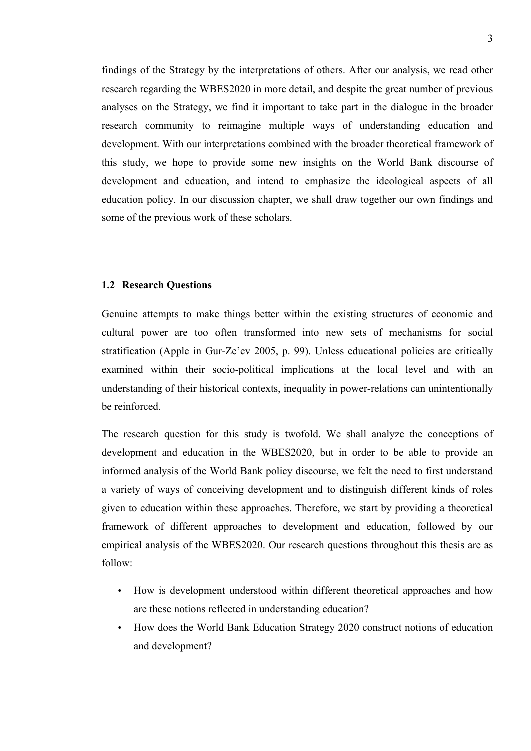findings of the Strategy by the interpretations of others. After our analysis, we read other research regarding the WBES2020 in more detail, and despite the great number of previous analyses on the Strategy, we find it important to take part in the dialogue in the broader research community to reimagine multiple ways of understanding education and development. With our interpretations combined with the broader theoretical framework of this study, we hope to provide some new insights on the World Bank discourse of development and education, and intend to emphasize the ideological aspects of all education policy. In our discussion chapter, we shall draw together our own findings and some of the previous work of these scholars.

### 1.2 Research Questions

Genuine attempts to make things better within the existing structures of economic and cultural power are too often transformed into new sets of mechanisms for social stratification (Apple in Gur-Ze'ev 2005, p. 99). Unless educational policies are critically examined within their socio-political implications at the local level and with an understanding of their historical contexts, inequality in power-relations can unintentionally be reinforced.

The research question for this study is twofold. We shall analyze the conceptions of development and education in the WBES2020, but in order to be able to provide an informed analysis of the World Bank policy discourse, we felt the need to first understand a variety of ways of conceiving development and to distinguish different kinds of roles given to education within these approaches. Therefore, we start by providing a theoretical framework of different approaches to development and education, followed by our empirical analysis of the WBES2020. Our research questions throughout this thesis are as follow:

- How is development understood within different theoretical approaches and how are these notions reflected in understanding education?
- How does the World Bank Education Strategy 2020 construct notions of education and development?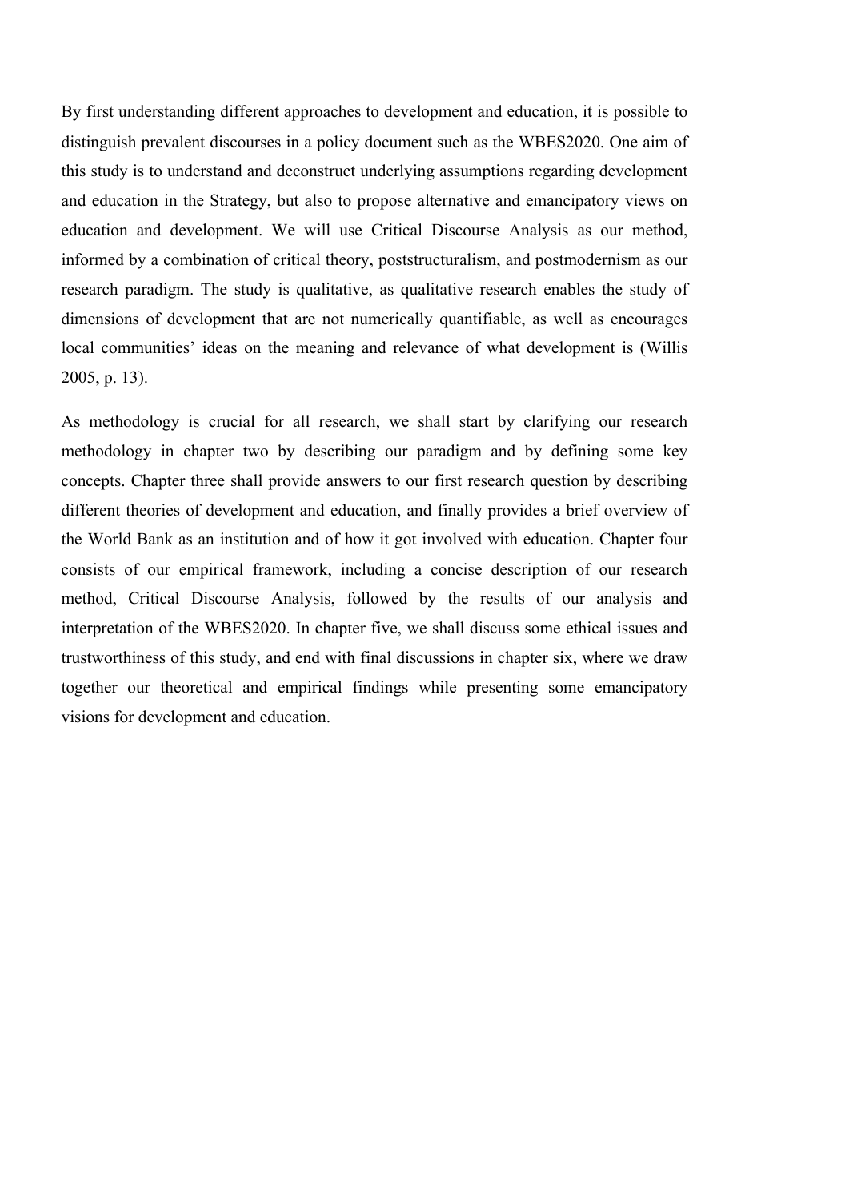By first understanding different approaches to development and education, it is possible to distinguish prevalent discourses in a policy document such as the WBES2020. One aim of this study is to understand and deconstruct underlying assumptions regarding development and education in the Strategy, but also to propose alternative and emancipatory views on education and development. We will use Critical Discourse Analysis as our method, informed by a combination of critical theory, poststructuralism, and postmodernism as our research paradigm. The study is qualitative, as qualitative research enables the study of dimensions of development that are not numerically quantifiable, as well as encourages local communities' ideas on the meaning and relevance of what development is (Willis 2005, p. 13).

As methodology is crucial for all research, we shall start by clarifying our research methodology in chapter two by describing our paradigm and by defining some key concepts. Chapter three shall provide answers to our first research question by describing different theories of development and education, and finally provides a brief overview of the World Bank as an institution and of how it got involved with education. Chapter four consists of our empirical framework, including a concise description of our research method, Critical Discourse Analysis, followed by the results of our analysis and interpretation of the WBES2020. In chapter five, we shall discuss some ethical issues and trustworthiness of this study, and end with final discussions in chapter six, where we draw together our theoretical and empirical findings while presenting some emancipatory visions for development and education.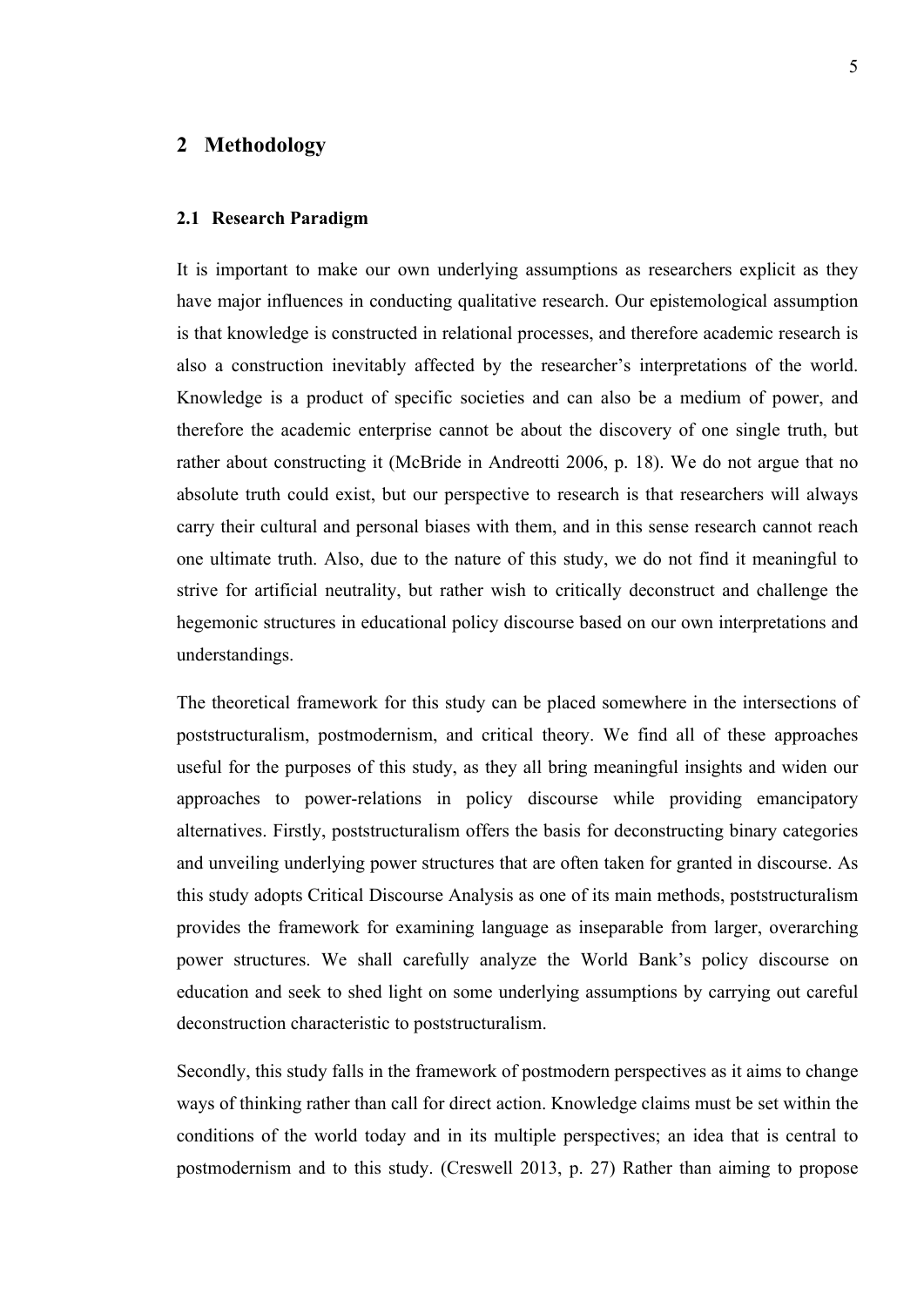# 2 Methodology

## 2.1 Research Paradigm

It is important to make our own underlying assumptions as researchers explicit as they have major influences in conducting qualitative research. Our epistemological assumption is that knowledge is constructed in relational processes, and therefore academic research is also a construction inevitably affected by the researcher's interpretations of the world. Knowledge is a product of specific societies and can also be a medium of power, and therefore the academic enterprise cannot be about the discovery of one single truth, but rather about constructing it (McBride in Andreotti 2006, p. 18). We do not argue that no absolute truth could exist, but our perspective to research is that researchers will always carry their cultural and personal biases with them, and in this sense research cannot reach one ultimate truth. Also, due to the nature of this study, we do not find it meaningful to strive for artificial neutrality, but rather wish to critically deconstruct and challenge the hegemonic structures in educational policy discourse based on our own interpretations and understandings.

The theoretical framework for this study can be placed somewhere in the intersections of poststructuralism, postmodernism, and critical theory. We find all of these approaches useful for the purposes of this study, as they all bring meaningful insights and widen our approaches to power-relations in policy discourse while providing emancipatory alternatives. Firstly, poststructuralism offers the basis for deconstructing binary categories and unveiling underlying power structures that are often taken for granted in discourse. As this study adopts Critical Discourse Analysis as one of its main methods, poststructuralism provides the framework for examining language as inseparable from larger, overarching power structures. We shall carefully analyze the World Bank's policy discourse on education and seek to shed light on some underlying assumptions by carrying out careful deconstruction characteristic to poststructuralism.

Secondly, this study falls in the framework of postmodern perspectives as it aims to change ways of thinking rather than call for direct action. Knowledge claims must be set within the conditions of the world today and in its multiple perspectives; an idea that is central to postmodernism and to this study. (Creswell 2013, p. 27) Rather than aiming to propose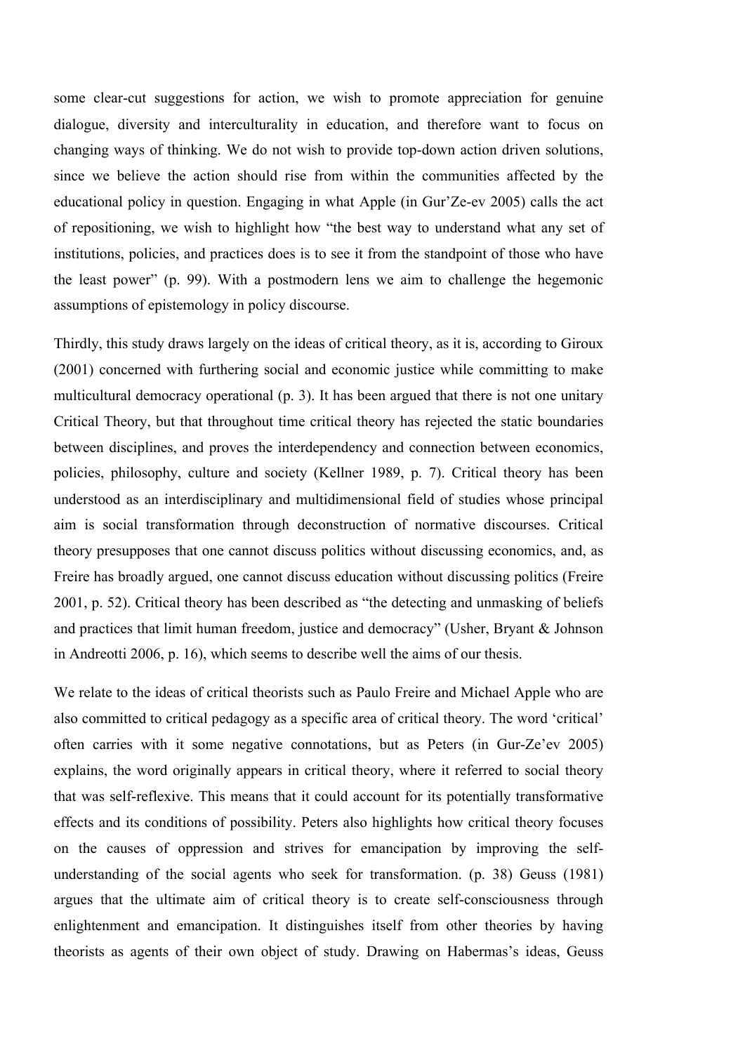some clear-cut suggestions for action, we wish to promote appreciation for genuine dialogue, diversity and interculturality in education, and therefore want to focus on changing ways of thinking. We do not wish to provide top-down action driven solutions, since we believe the action should rise from within the communities affected by the educational policy in question. Engaging in what Apple (in Gur'Ze-ev 2005) calls the act of repositioning, we wish to highlight how "the best way to understand what any set of institutions, policies, and practices does is to see it from the standpoint of those who have the least power" (p. 99). With a postmodern lens we aim to challenge the hegemonic assumptions of epistemology in policy discourse.

Thirdly, this study draws largely on the ideas of critical theory, as it is, according to Giroux (2001) concerned with furthering social and economic justice while committing to make multicultural democracy operational (p. 3). It has been argued that there is not one unitary Critical Theory, but that throughout time critical theory has rejected the static boundaries between disciplines, and proves the interdependency and connection between economics, policies, philosophy, culture and society (Kellner 1989, p. 7). Critical theory has been understood as an interdisciplinary and multidimensional field of studies whose principal aim is social transformation through deconstruction of normative discourses. Critical theory presupposes that one cannot discuss politics without discussing economics, and, as Freire has broadly argued, one cannot discuss education without discussing politics (Freire 2001, p. 52). Critical theory has been described as "the detecting and unmasking of beliefs and practices that limit human freedom, justice and democracy" (Usher, Bryant & Johnson in Andreotti 2006, p. 16), which seems to describe well the aims of our thesis.

We relate to the ideas of critical theorists such as Paulo Freire and Michael Apple who are also committed to critical pedagogy as a specific area of critical theory. The word 'critical' often carries with it some negative connotations, but as Peters (in Gur-Ze'ev 2005) explains, the word originally appears in critical theory, where it referred to social theory that was self-reflexive. This means that it could account for its potentially transformative effects and its conditions of possibility. Peters also highlights how critical theory focuses on the causes of oppression and strives for emancipation by improving the self-understanding of the social agents who seek for transformation. (p. 38) Geuss (1981) argues that the ultimate aim of critical theory is to create self-consciousness through enlightenment and emancipation. It distinguishes itself from other theories by having theorists as agents of their own object of study. Drawing on Habermas's ideas, Geuss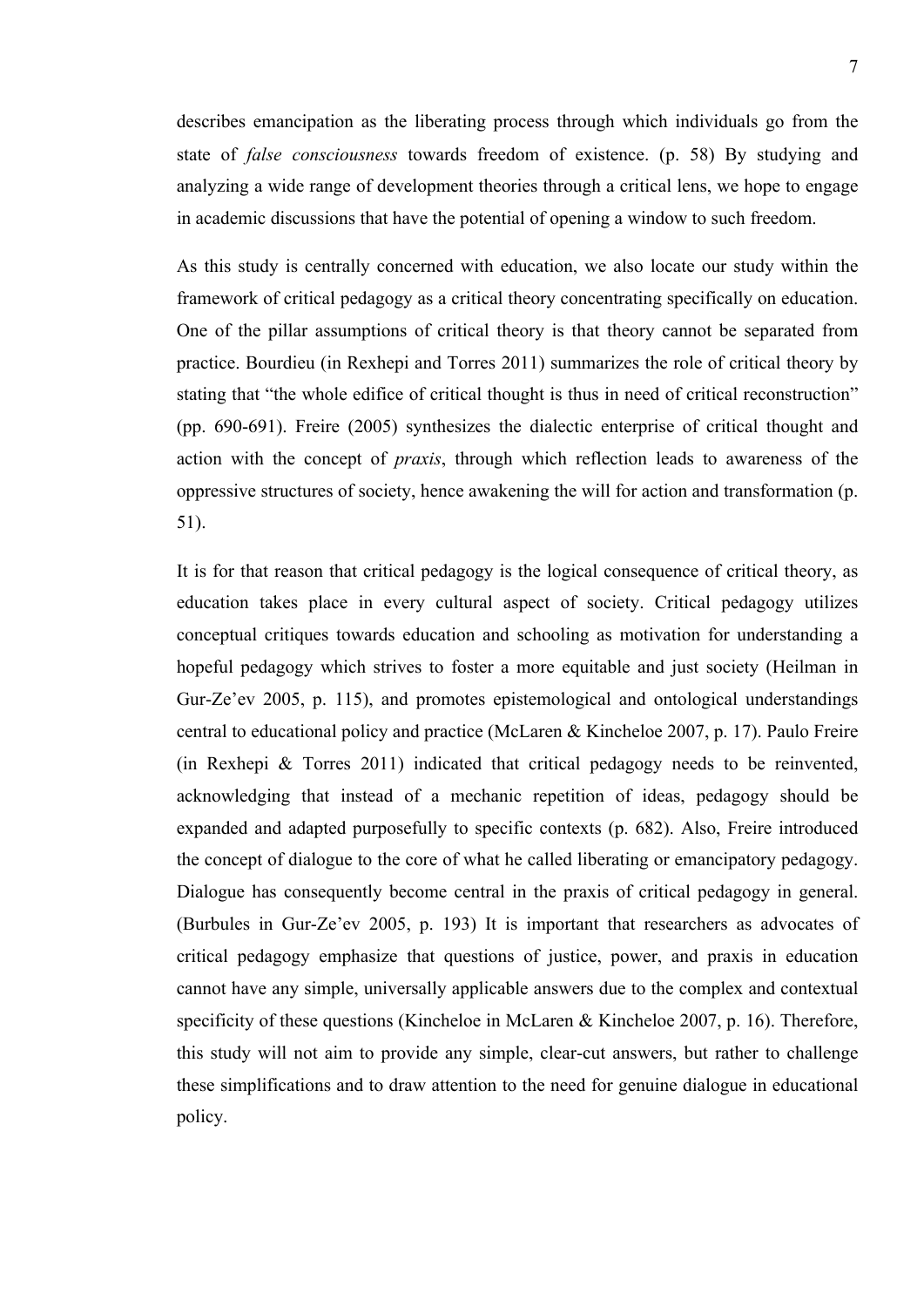describes emancipation as the liberating process through which individuals go from the state of *false consciousness* towards freedom of existence. (p. 58) By studying and analyzing a wide range of development theories through a critical lens, we hope to engage in academic discussions that have the potential of opening a window to such freedom.

As this study is centrally concerned with education, we also locate our study within the framework of critical pedagogy as a critical theory concentrating specifically on education. One of the pillar assumptions of critical theory is that theory cannot be separated from practice. Bourdieu (in Rexhepi and Torres 2011) summarizes the role of critical theory by stating that "the whole edifice of critical thought is thus in need of critical reconstruction" (pp. 690-691). Freire (2005) synthesizes the dialectic enterprise of critical thought and action with the concept of *praxis*, through which reflection leads to awareness of the oppressive structures of society, hence awakening the will for action and transformation (p. 51).

It is for that reason that critical pedagogy is the logical consequence of critical theory, as education takes place in every cultural aspect of society. Critical pedagogy utilizes conceptual critiques towards education and schooling as motivation for understanding a hopeful pedagogy which strives to foster a more equitable and just society (Heilman in Gur-Ze'ev 2005, p. 115), and promotes epistemological and ontological understandings central to educational policy and practice (McLaren & Kincheloe 2007, p. 17). Paulo Freire (in Rexhepi & Torres 2011) indicated that critical pedagogy needs to be reinvented, acknowledging that instead of a mechanic repetition of ideas, pedagogy should be expanded and adapted purposefully to specific contexts (p. 682). Also, Freire introduced the concept of dialogue to the core of what he called liberating or emancipatory pedagogy. Dialogue has consequently become central in the praxis of critical pedagogy in general. (Burbules in Gur-Ze'ev 2005, p. 193) It is important that researchers as advocates of critical pedagogy emphasize that questions of justice, power, and praxis in education cannot have any simple, universally applicable answers due to the complex and contextual specificity of these questions (Kincheloe in McLaren & Kincheloe 2007, p. 16). Therefore, this study will not aim to provide any simple, clear-cut answers, but rather to challenge these simplifications and to draw attention to the need for genuine dialogue in educational policy.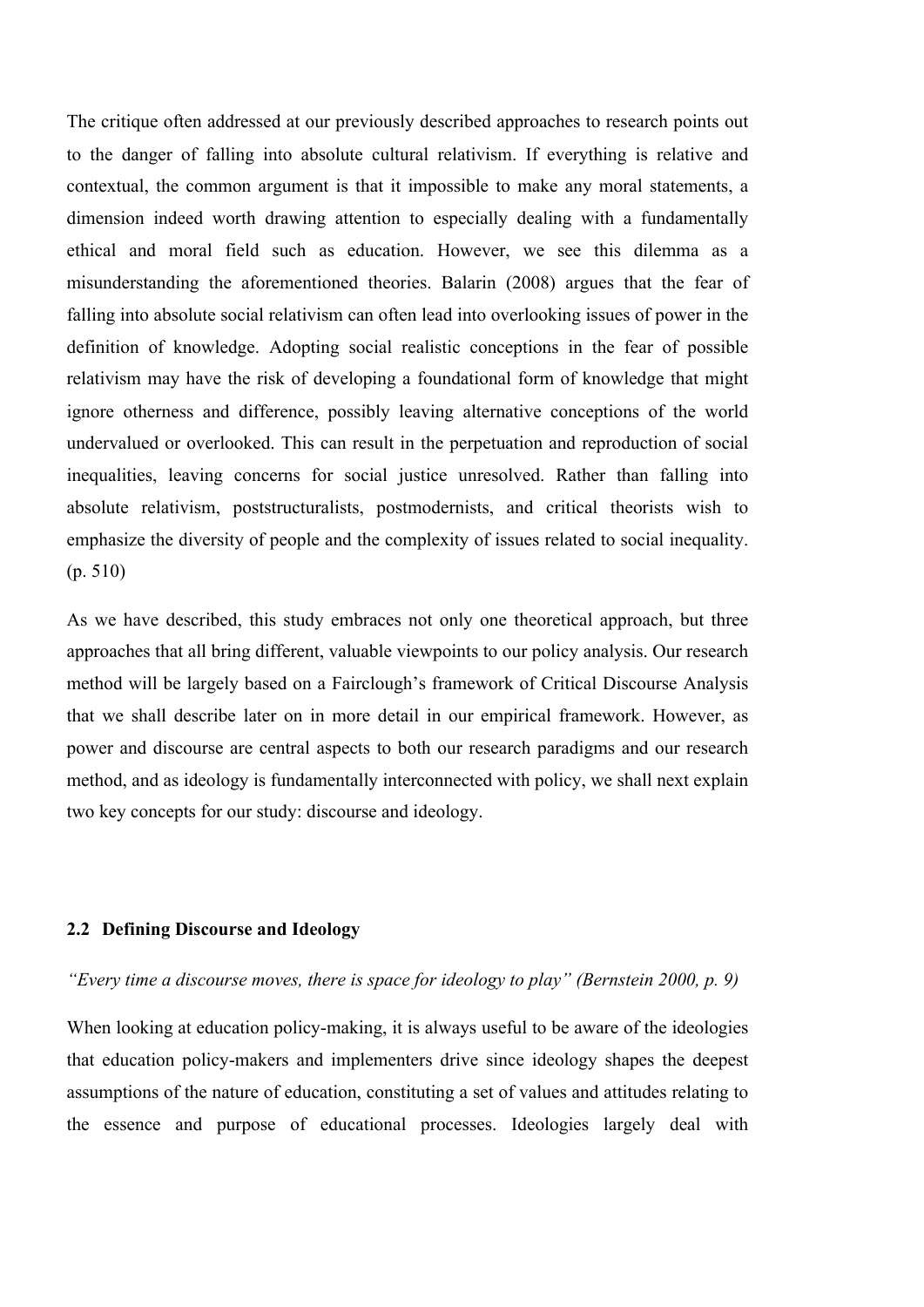The critique often addressed at our previously described approaches to research points out to the danger of falling into absolute cultural relativism. If everything is relative and contextual, the common argument is that it impossible to make any moral statements, a dimension indeed worth drawing attention to especially dealing with a fundamentally ethical and moral field such as education. However, we see this dilemma as a misunderstanding the aforementioned theories. Balarin (2008) argues that the fear of falling into absolute social relativism can often lead into overlooking issues of power in the definition of knowledge. Adopting social realistic conceptions in the fear of possible relativism may have the risk of developing a foundational form of knowledge that might ignore otherness and difference, possibly leaving alternative conceptions of the world undervalued or overlooked. This can result in the perpetuation and reproduction of social inequalities, leaving concerns for social justice unresolved. Rather than falling into absolute relativism, poststructuralists, postmodernists, and critical theorists wish to emphasize the diversity of people and the complexity of issues related to social inequality. (p. 510)

As we have described, this study embraces not only one theoretical approach, but three approaches that all bring different, valuable viewpoints to our policy analysis. Our research method will be largely based on a Fairclough's framework of Critical Discourse Analysis that we shall describe later on in more detail in our empirical framework. However, as power and discourse are central aspects to both our research paradigms and our research method, and as ideology is fundamentally interconnected with policy, we shall next explain two key concepts for our study: discourse and ideology.

## 2.2 Defining Discourse and Ideology

*"Every time a discourse moves, there is space for ideology to play" (Bernstein 2000, p. 9)*

When looking at education policy-making, it is always useful to be aware of the ideologies that education policy-makers and implementers drive since ideology shapes the deepest assumptions of the nature of education, constituting a set of values and attitudes relating to the essence and purpose of educational processes. Ideologies largely deal with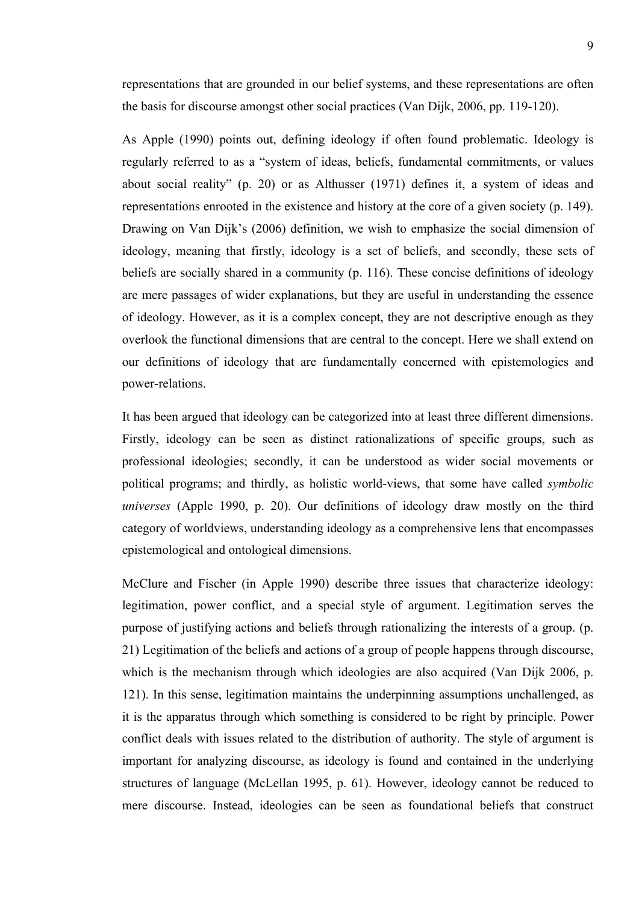representations that are grounded in our belief systems, and these representations are often the basis for discourse amongst other social practices (Van Dijk, 2006, pp. 119-120).

As Apple (1990) points out, defining ideology if often found problematic. Ideology is regularly referred to as a "system of ideas, beliefs, fundamental commitments, or values about social reality" (p. 20) or as Althusser (1971) defines it, a system of ideas and representations enrooted in the existence and history at the core of a given society (p. 149). Drawing on Van Dijk's (2006) definition, we wish to emphasize the social dimension of ideology, meaning that firstly, ideology is a set of beliefs, and secondly, these sets of beliefs are socially shared in a community (p. 116). These concise definitions of ideology are mere passages of wider explanations, but they are useful in understanding the essence of ideology. However, as it is a complex concept, they are not descriptive enough as they overlook the functional dimensions that are central to the concept. Here we shall extend on our definitions of ideology that are fundamentally concerned with epistemologies and power-relations.

It has been argued that ideology can be categorized into at least three different dimensions. Firstly, ideology can be seen as distinct rationalizations of specific groups, such as professional ideologies; secondly, it can be understood as wider social movements or political programs; and thirdly, as holistic world-views, that some have called *symbolic universes* (Apple 1990, p. 20). Our definitions of ideology draw mostly on the third category of worldviews, understanding ideology as a comprehensive lens that encompasses epistemological and ontological dimensions.

McClure and Fischer (in Apple 1990) describe three issues that characterize ideology: legitimation, power conflict, and a special style of argument. Legitimation serves the purpose of justifying actions and beliefs through rationalizing the interests of a group. (p. 21) Legitimation of the beliefs and actions of a group of people happens through discourse, which is the mechanism through which ideologies are also acquired (Van Dijk 2006, p. 121). In this sense, legitimation maintains the underpinning assumptions unchallenged, as it is the apparatus through which something is considered to be right by principle. Power conflict deals with issues related to the distribution of authority. The style of argument is important for analyzing discourse, as ideology is found and contained in the underlying structures of language (McLellan 1995, p. 61). However, ideology cannot be reduced to mere discourse. Instead, ideologies can be seen as foundational beliefs that construct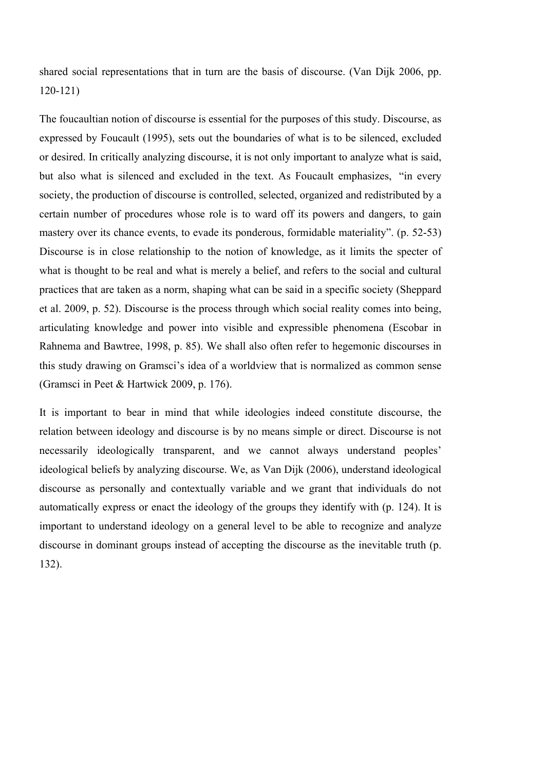shared social representations that in turn are the basis of discourse. (Van Dijk 2006, pp. 120-121)

The foucaultian notion of discourse is essential for the purposes of this study. Discourse, as expressed by Foucault (1995), sets out the boundaries of what is to be silenced, excluded or desired. In critically analyzing discourse, it is not only important to analyze what is said, but also what is silenced and excluded in the text. As Foucault emphasizes, "in every society, the production of discourse is controlled, selected, organized and redistributed by a certain number of procedures whose role is to ward off its powers and dangers, to gain mastery over its chance events, to evade its ponderous, formidable materiality". (p. 52-53) Discourse is in close relationship to the notion of knowledge, as it limits the specter of what is thought to be real and what is merely a belief, and refers to the social and cultural practices that are taken as a norm, shaping what can be said in a specific society (Sheppard et al. 2009, p. 52). Discourse is the process through which social reality comes into being, articulating knowledge and power into visible and expressible phenomena (Escobar in Rahnema and Bawtree, 1998, p. 85). We shall also often refer to hegemonic discourses in this study drawing on Gramsci's idea of a worldview that is normalized as common sense (Gramsci in Peet & Hartwick 2009, p. 176).

It is important to bear in mind that while ideologies indeed constitute discourse, the relation between ideology and discourse is by no means simple or direct. Discourse is not necessarily ideologically transparent, and we cannot always understand peoples' ideological beliefs by analyzing discourse. We, as Van Dijk (2006), understand ideological discourse as personally and contextually variable and we grant that individuals do not automatically express or enact the ideology of the groups they identify with (p. 124). It is important to understand ideology on a general level to be able to recognize and analyze discourse in dominant groups instead of accepting the discourse as the inevitable truth (p. 132).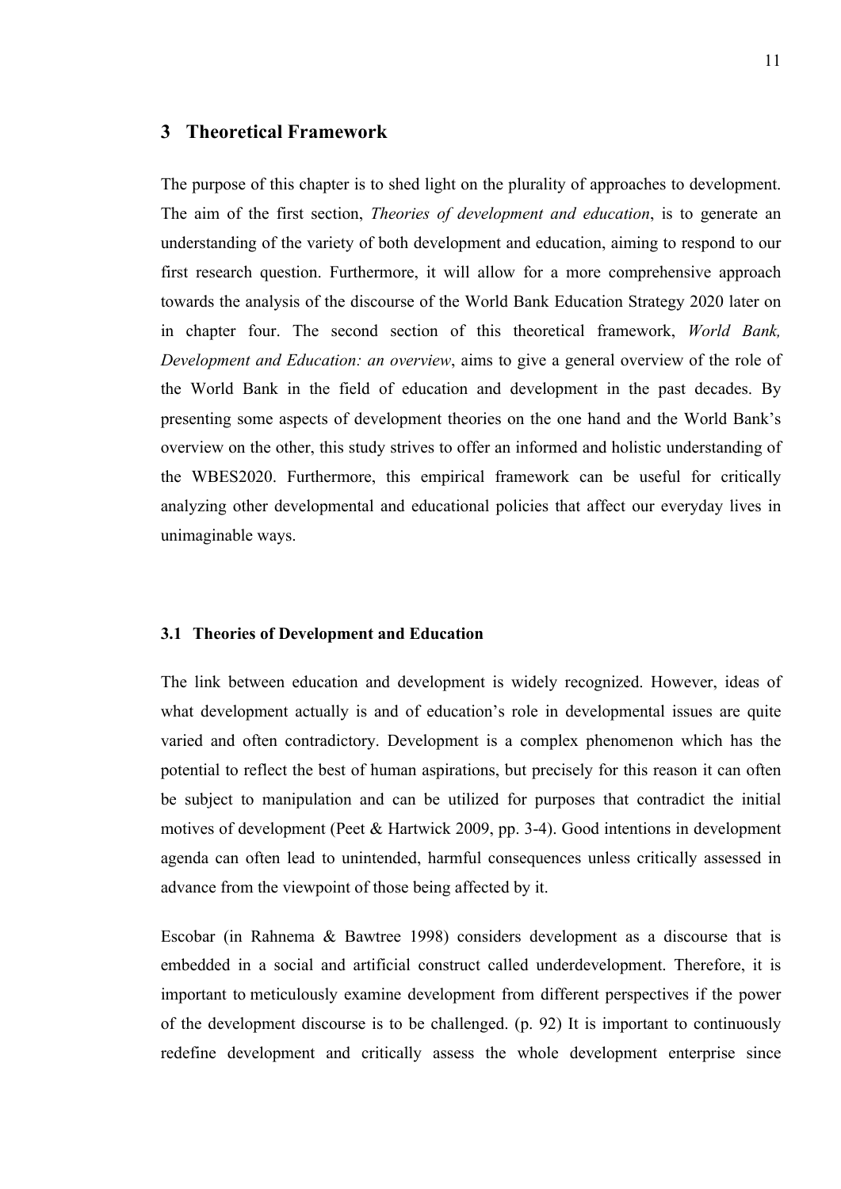# 3 Theoretical Framework

The purpose of this chapter is to shed light on the plurality of approaches to development. The aim of the first section, *Theories of development and education*, is to generate an understanding of the variety of both development and education, aiming to respond to our first research question. Furthermore, it will allow for a more comprehensive approach towards the analysis of the discourse of the World Bank Education Strategy 2020 later on in chapter four. The second section of this theoretical framework, *World Bank, Development and Education: an overview*, aims to give a general overview of the role of the World Bank in the field of education and development in the past decades. By presenting some aspects of development theories on the one hand and the World Bank's overview on the other, this study strives to offer an informed and holistic understanding of the WBES2020. Furthermore, this empirical framework can be useful for critically analyzing other developmental and educational policies that affect our everyday lives in unimaginable ways.

## 3.1 Theories of Development and Education

The link between education and development is widely recognized. However, ideas of what development actually is and of education's role in developmental issues are quite varied and often contradictory. Development is a complex phenomenon which has the potential to reflect the best of human aspirations, but precisely for this reason it can often be subject to manipulation and can be utilized for purposes that contradict the initial motives of development (Peet & Hartwick 2009, pp. 3-4). Good intentions in development agenda can often lead to unintended, harmful consequences unless critically assessed in advance from the viewpoint of those being affected by it.

Escobar (in Rahnema & Bawtree 1998) considers development as a discourse that is embedded in a social and artificial construct called underdevelopment. Therefore, it is important to meticulously examine development from different perspectives if the power of the development discourse is to be challenged. (p. 92) It is important to continuously redefine development and critically assess the whole development enterprise since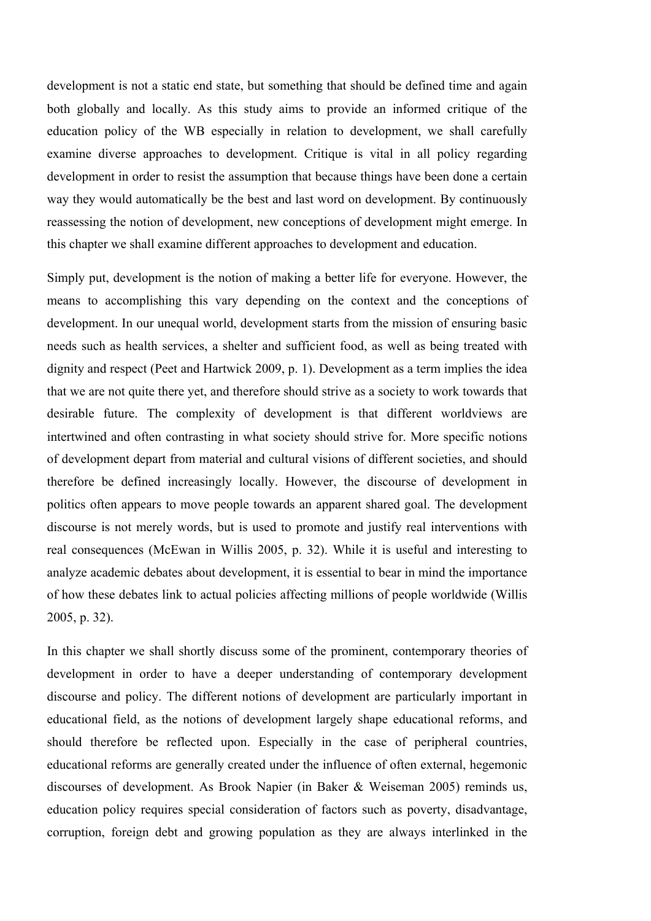development is not a static end state, but something that should be defined time and again both globally and locally. As this study aims to provide an informed critique of the education policy of the WB especially in relation to development, we shall carefully examine diverse approaches to development. Critique is vital in all policy regarding development in order to resist the assumption that because things have been done a certain way they would automatically be the best and last word on development. By continuously reassessing the notion of development, new conceptions of development might emerge. In this chapter we shall examine different approaches to development and education.

Simply put, development is the notion of making a better life for everyone. However, the means to accomplishing this vary depending on the context and the conceptions of development. In our unequal world, development starts from the mission of ensuring basic needs such as health services, a shelter and sufficient food, as well as being treated with dignity and respect (Peet and Hartwick 2009, p. 1). Development as a term implies the idea that we are not quite there yet, and therefore should strive as a society to work towards that desirable future. The complexity of development is that different worldviews are intertwined and often contrasting in what society should strive for. More specific notions of development depart from material and cultural visions of different societies, and should therefore be defined increasingly locally. However, the discourse of development in politics often appears to move people towards an apparent shared goal. The development discourse is not merely words, but is used to promote and justify real interventions with real consequences (McEwan in Willis 2005, p. 32). While it is useful and interesting to analyze academic debates about development, it is essential to bear in mind the importance of how these debates link to actual policies affecting millions of people worldwide (Willis 2005, p. 32).

In this chapter we shall shortly discuss some of the prominent, contemporary theories of development in order to have a deeper understanding of contemporary development discourse and policy. The different notions of development are particularly important in educational field, as the notions of development largely shape educational reforms, and should therefore be reflected upon. Especially in the case of peripheral countries, educational reforms are generally created under the influence of often external, hegemonic discourses of development. As Brook Napier (in Baker & Weiseman 2005) reminds us, education policy requires special consideration of factors such as poverty, disadvantage, corruption, foreign debt and growing population as they are always interlinked in the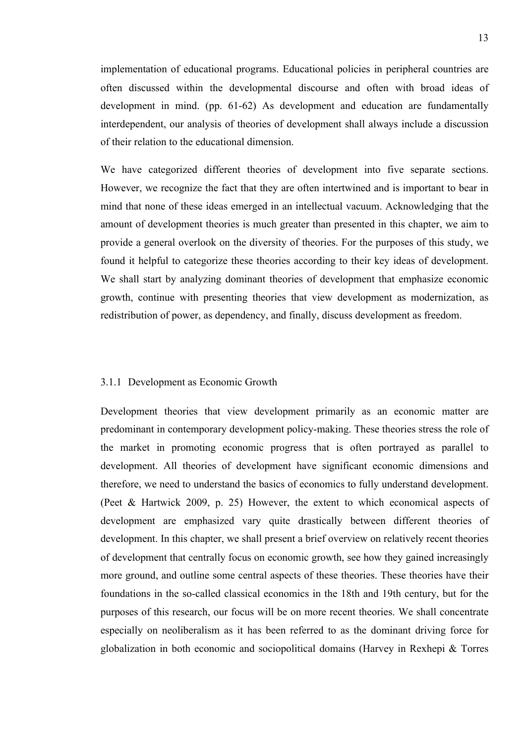implementation of educational programs. Educational policies in peripheral countries are often discussed within the developmental discourse and often with broad ideas of development in mind. (pp. 61-62) As development and education are fundamentally interdependent, our analysis of theories of development shall always include a discussion of their relation to the educational dimension.

We have categorized different theories of development into five separate sections. However, we recognize the fact that they are often intertwined and is important to bear in mind that none of these ideas emerged in an intellectual vacuum. Acknowledging that the amount of development theories is much greater than presented in this chapter, we aim to provide a general overlook on the diversity of theories. For the purposes of this study, we found it helpful to categorize these theories according to their key ideas of development. We shall start by analyzing dominant theories of development that emphasize economic growth, continue with presenting theories that view development as modernization, as redistribution of power, as dependency, and finally, discuss development as freedom.

### 3.1.1 Development as Economic Growth

Development theories that view development primarily as an economic matter are predominant in contemporary development policy-making. These theories stress the role of the market in promoting economic progress that is often portrayed as parallel to development. All theories of development have significant economic dimensions and therefore, we need to understand the basics of economics to fully understand development. (Peet & Hartwick 2009, p. 25) However, the extent to which economical aspects of development are emphasized vary quite drastically between different theories of development. In this chapter, we shall present a brief overview on relatively recent theories of development that centrally focus on economic growth, see how they gained increasingly more ground, and outline some central aspects of these theories. These theories have their foundations in the so-called classical economics in the 18th and 19th century, but for the purposes of this research, our focus will be on more recent theories. We shall concentrate especially on neoliberalism as it has been referred to as the dominant driving force for globalization in both economic and sociopolitical domains (Harvey in Rexhepi & Torres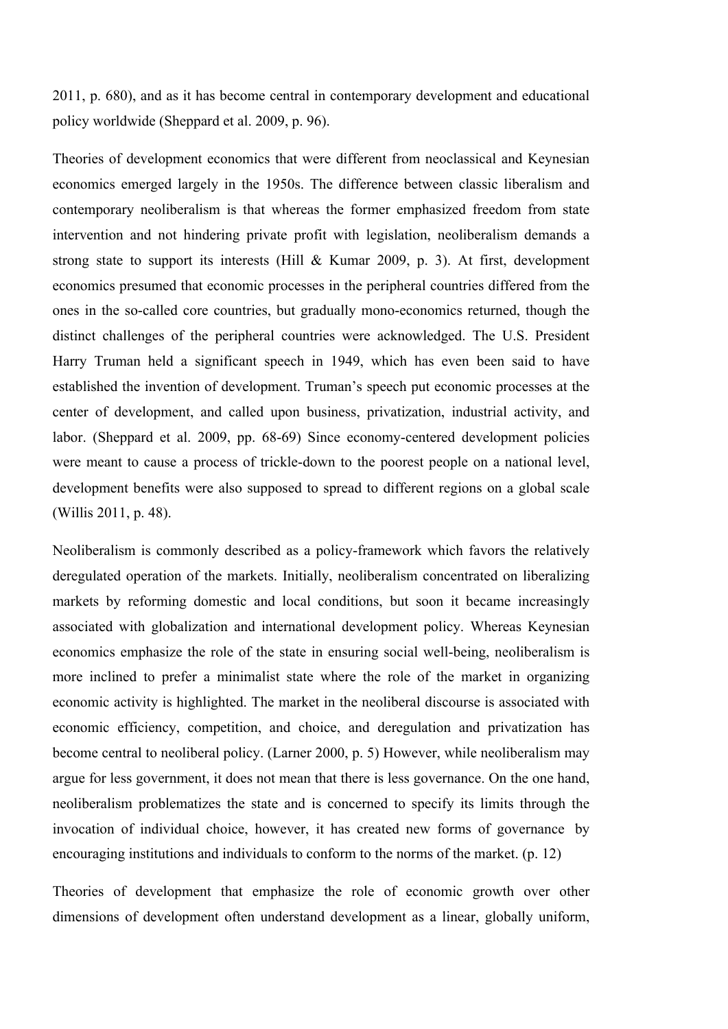2011, p. 680), and as it has become central in contemporary development and educational policy worldwide (Sheppard et al. 2009, p. 96).

Theories of development economics that were different from neoclassical and Keynesian economics emerged largely in the 1950s. The difference between classic liberalism and contemporary neoliberalism is that whereas the former emphasized freedom from state intervention and not hindering private profit with legislation, neoliberalism demands a strong state to support its interests (Hill & Kumar 2009, p. 3). At first, development economics presumed that economic processes in the peripheral countries differed from the ones in the so-called core countries, but gradually mono-economics returned, though the distinct challenges of the peripheral countries were acknowledged. The U.S. President Harry Truman held a significant speech in 1949, which has even been said to have established the invention of development. Truman's speech put economic processes at the center of development, and called upon business, privatization, industrial activity, and labor. (Sheppard et al. 2009, pp. 68-69) Since economy-centered development policies were meant to cause a process of trickle-down to the poorest people on a national level, development benefits were also supposed to spread to different regions on a global scale (Willis 2011, p. 48).

Neoliberalism is commonly described as a policy-framework which favors the relatively deregulated operation of the markets. Initially, neoliberalism concentrated on liberalizing markets by reforming domestic and local conditions, but soon it became increasingly associated with globalization and international development policy. Whereas Keynesian economics emphasize the role of the state in ensuring social well-being, neoliberalism is more inclined to prefer a minimalist state where the role of the market in organizing economic activity is highlighted. The market in the neoliberal discourse is associated with economic efficiency, competition, and choice, and deregulation and privatization has become central to neoliberal policy. (Larner 2000, p. 5) However, while neoliberalism may argue for less government, it does not mean that there is less governance. On the one hand, neoliberalism problematizes the state and is concerned to specify its limits through the invocation of individual choice, however, it has created new forms of governance by encouraging institutions and individuals to conform to the norms of the market. (p. 12)

Theories of development that emphasize the role of economic growth over other dimensions of development often understand development as a linear, globally uniform,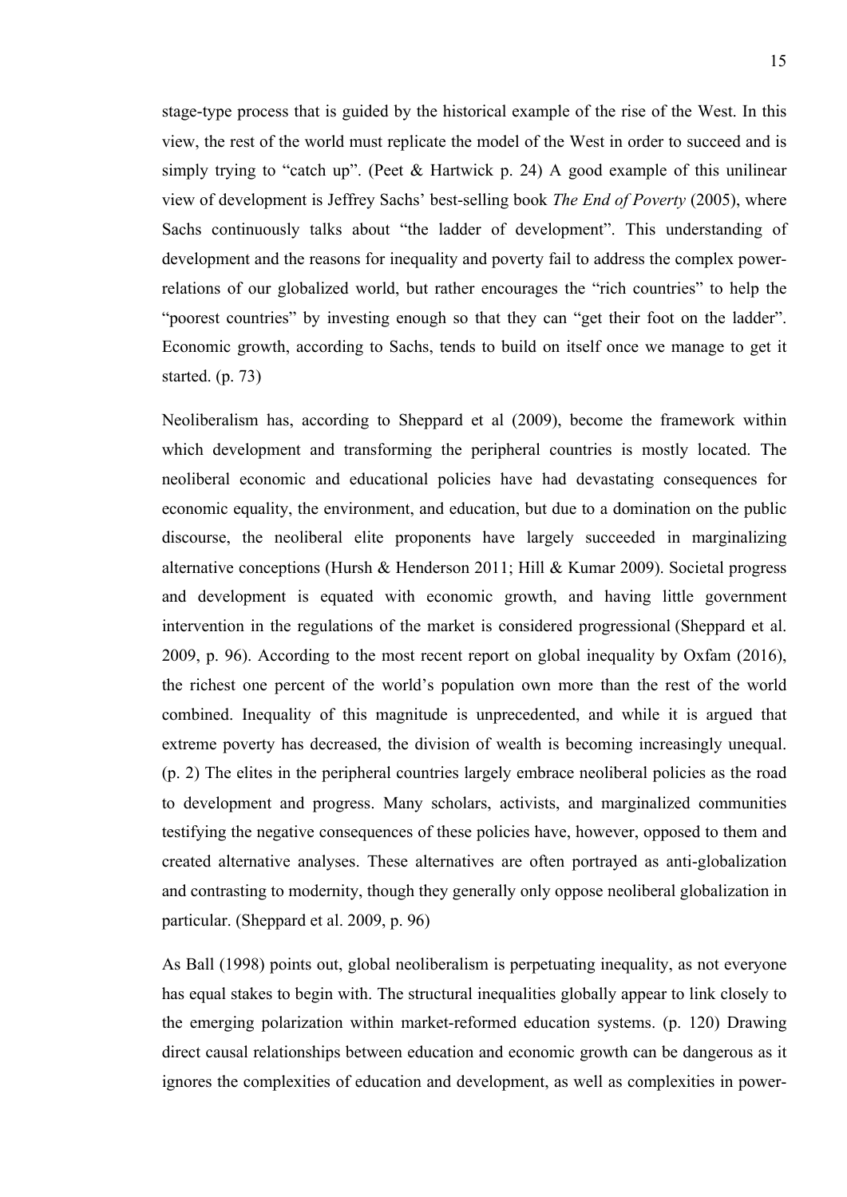stage-type process that is guided by the historical example of the rise of the West. In this view, the rest of the world must replicate the model of the West in order to succeed and is simply trying to "catch up". (Peet & Hartwick p. 24) A good example of this unilinear view of development is Jeffrey Sachs' best-selling book *The End of Poverty* (2005), where Sachs continuously talks about "the ladder of development". This understanding of development and the reasons for inequality and poverty fail to address the complex power-relations of our globalized world, but rather encourages the "rich countries" to help the "poorest countries" by investing enough so that they can "get their foot on the ladder". Economic growth, according to Sachs, tends to build on itself once we manage to get it started. (p. 73)

Neoliberalism has, according to Sheppard et al (2009), become the framework within which development and transforming the peripheral countries is mostly located. The neoliberal economic and educational policies have had devastating consequences for economic equality, the environment, and education, but due to a domination on the public discourse, the neoliberal elite proponents have largely succeeded in marginalizing alternative conceptions (Hursh & Henderson 2011; Hill & Kumar 2009). Societal progress and development is equated with economic growth, and having little government intervention in the regulations of the market is considered progressional (Sheppard et al. 2009, p. 96). According to the most recent report on global inequality by Oxfam (2016), the richest one percent of the world's population own more than the rest of the world combined. Inequality of this magnitude is unprecedented, and while it is argued that extreme poverty has decreased, the division of wealth is becoming increasingly unequal. (p. 2) The elites in the peripheral countries largely embrace neoliberal policies as the road to development and progress. Many scholars, activists, and marginalized communities testifying the negative consequences of these policies have, however, opposed to them and created alternative analyses. These alternatives are often portrayed as anti-globalization and contrasting to modernity, though they generally only oppose neoliberal globalization in particular. (Sheppard et al. 2009, p. 96)

As Ball (1998) points out, global neoliberalism is perpetuating inequality, as not everyone has equal stakes to begin with. The structural inequalities globally appear to link closely to the emerging polarization within market-reformed education systems. (p. 120) Drawing direct causal relationships between education and economic growth can be dangerous as it ignores the complexities of education and development, as well as complexities in power-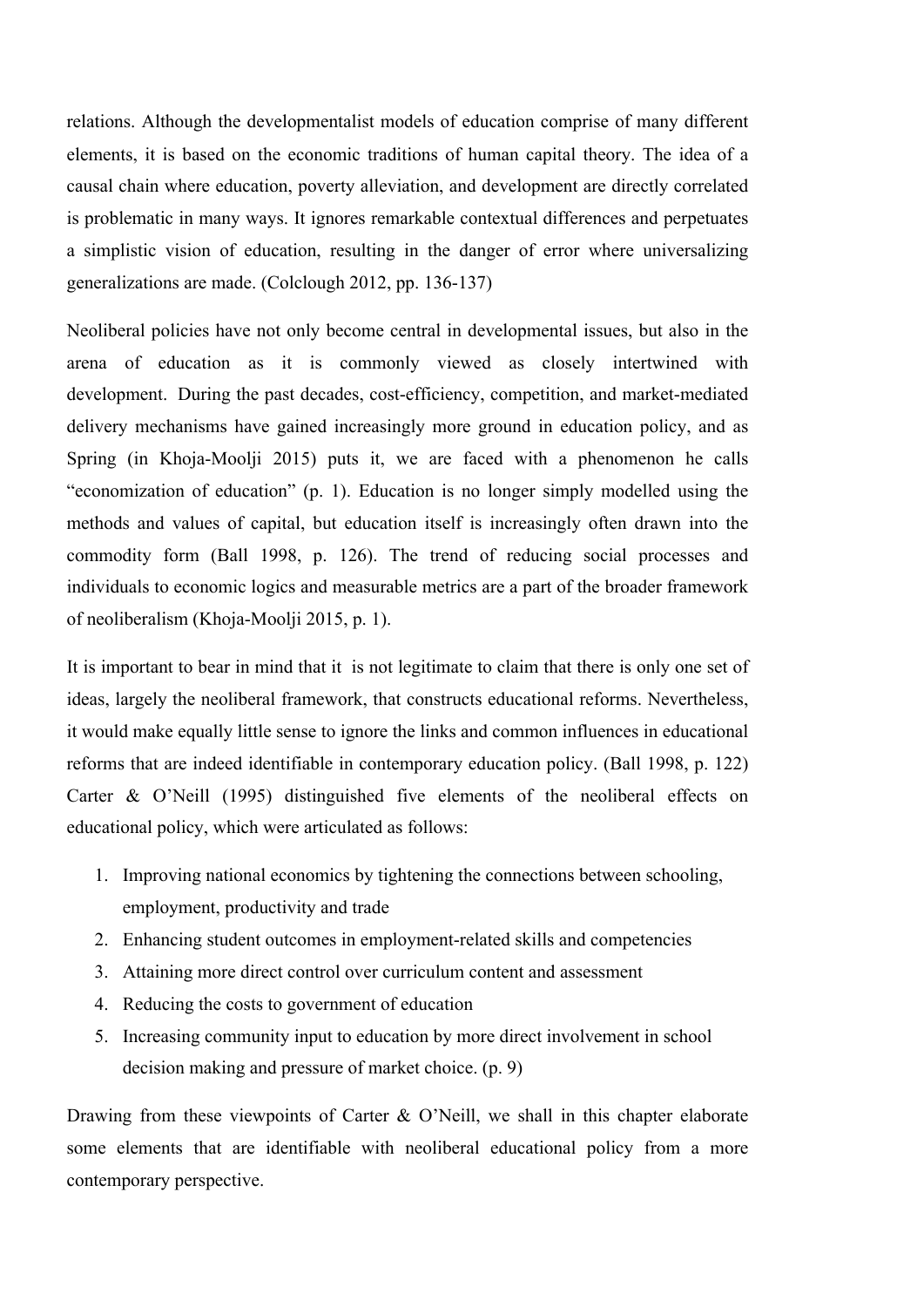relations. Although the developmentalist models of education comprise of many different elements, it is based on the economic traditions of human capital theory. The idea of a causal chain where education, poverty alleviation, and development are directly correlated is problematic in many ways. It ignores remarkable contextual differences and perpetuates a simplistic vision of education, resulting in the danger of error where universalizing generalizations are made. (Colclough 2012, pp. 136-137)

Neoliberal policies have not only become central in developmental issues, but also in the arena of education as it is commonly viewed as closely intertwined with development. During the past decades, cost-efficiency, competition, and market-mediated delivery mechanisms have gained increasingly more ground in education policy, and as Spring (in Khoja-Moolji 2015) puts it, we are faced with a phenomenon he calls "economization of education" (p. 1). Education is no longer simply modelled using the methods and values of capital, but education itself is increasingly often drawn into the commodity form (Ball 1998, p. 126). The trend of reducing social processes and individuals to economic logics and measurable metrics are a part of the broader framework of neoliberalism (Khoja-Moolji 2015, p. 1).

It is important to bear in mind that it is not legitimate to claim that there is only one set of ideas, largely the neoliberal framework, that constructs educational reforms. Nevertheless, it would make equally little sense to ignore the links and common influences in educational reforms that are indeed identifiable in contemporary education policy. (Ball 1998, p. 122) Carter & O'Neill (1995) distinguished five elements of the neoliberal effects on educational policy, which were articulated as follows:

1. Improving national economics by tightening the connections between schooling, employment, productivity and trade
2. Enhancing student outcomes in employment-related skills and competencies
3. Attaining more direct control over curriculum content and assessment
4. Reducing the costs to government of education
5. Increasing community input to education by more direct involvement in school decision making and pressure of market choice. (p. 9)

Drawing from these viewpoints of Carter & O'Neill, we shall in this chapter elaborate some elements that are identifiable with neoliberal educational policy from a more contemporary perspective.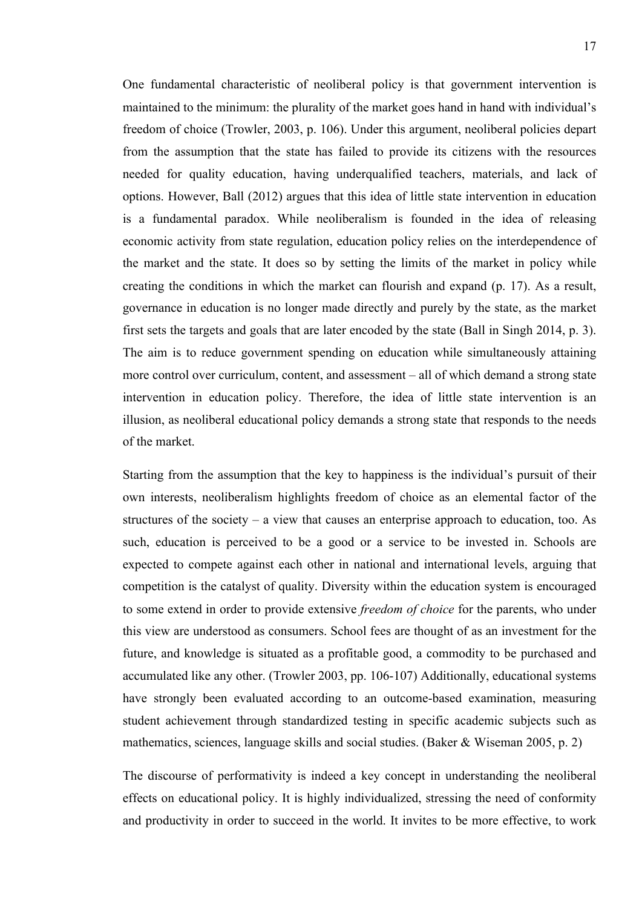One fundamental characteristic of neoliberal policy is that government intervention is maintained to the minimum: the plurality of the market goes hand in hand with individual's freedom of choice (Trowler, 2003, p. 106). Under this argument, neoliberal policies depart from the assumption that the state has failed to provide its citizens with the resources needed for quality education, having underqualified teachers, materials, and lack of options. However, Ball (2012) argues that this idea of little state intervention in education is a fundamental paradox. While neoliberalism is founded in the idea of releasing economic activity from state regulation, education policy relies on the interdependence of the market and the state. It does so by setting the limits of the market in policy while creating the conditions in which the market can flourish and expand (p. 17). As a result, governance in education is no longer made directly and purely by the state, as the market first sets the targets and goals that are later encoded by the state (Ball in Singh 2014, p. 3). The aim is to reduce government spending on education while simultaneously attaining more control over curriculum, content, and assessment – all of which demand a strong state intervention in education policy. Therefore, the idea of little state intervention is an illusion, as neoliberal educational policy demands a strong state that responds to the needs of the market.

Starting from the assumption that the key to happiness is the individual's pursuit of their own interests, neoliberalism highlights freedom of choice as an elemental factor of the structures of the society – a view that causes an enterprise approach to education, too. As such, education is perceived to be a good or a service to be invested in. Schools are expected to compete against each other in national and international levels, arguing that competition is the catalyst of quality. Diversity within the education system is encouraged to some extend in order to provide extensive *freedom of choice* for the parents, who under this view are understood as consumers. School fees are thought of as an investment for the future, and knowledge is situated as a profitable good, a commodity to be purchased and accumulated like any other. (Trowler 2003, pp. 106-107) Additionally, educational systems have strongly been evaluated according to an outcome-based examination, measuring student achievement through standardized testing in specific academic subjects such as mathematics, sciences, language skills and social studies. (Baker & Wiseman 2005, p. 2)

The discourse of performativity is indeed a key concept in understanding the neoliberal effects on educational policy. It is highly individualized, stressing the need of conformity and productivity in order to succeed in the world. It invites to be more effective, to work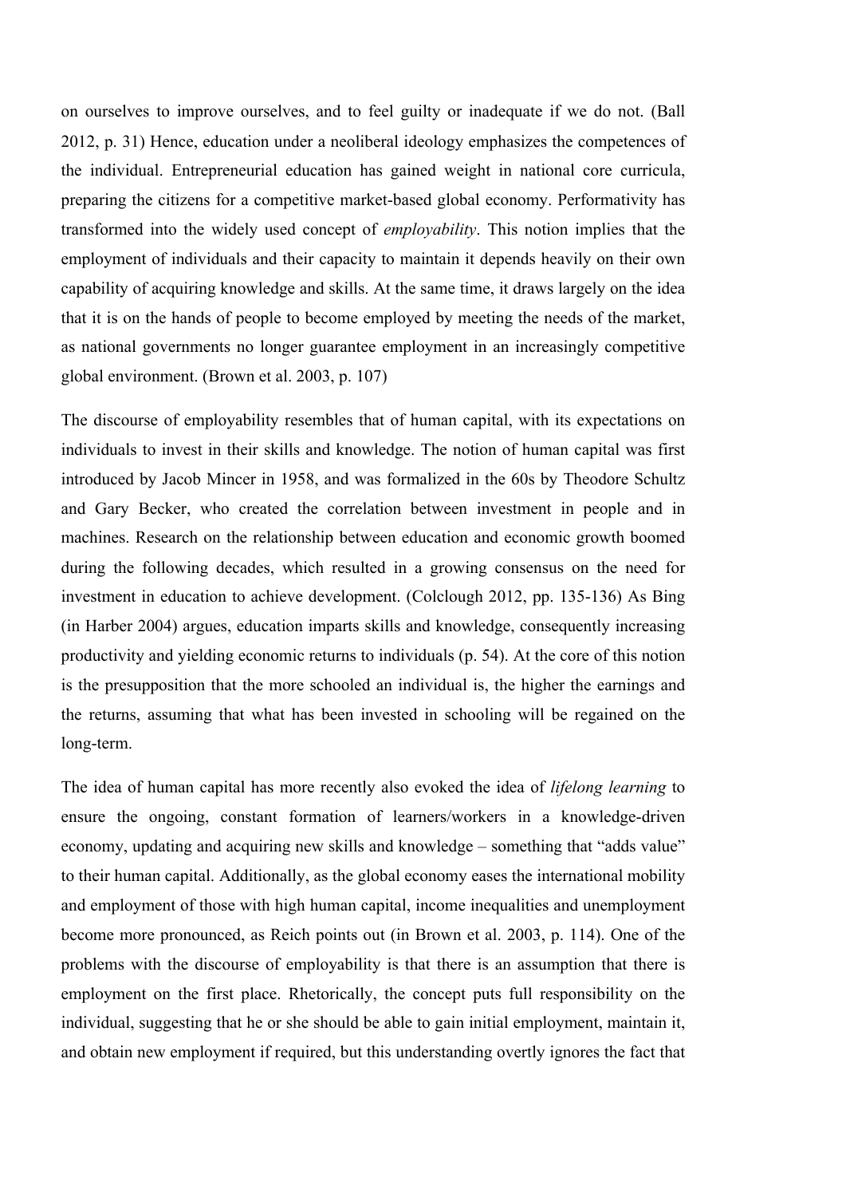on ourselves to improve ourselves, and to feel guilty or inadequate if we do not. (Ball 2012, p. 31) Hence, education under a neoliberal ideology emphasizes the competences of the individual. Entrepreneurial education has gained weight in national core curricula, preparing the citizens for a competitive market-based global economy. Performativity has transformed into the widely used concept of *employability*. This notion implies that the employment of individuals and their capacity to maintain it depends heavily on their own capability of acquiring knowledge and skills. At the same time, it draws largely on the idea that it is on the hands of people to become employed by meeting the needs of the market, as national governments no longer guarantee employment in an increasingly competitive global environment. (Brown et al. 2003, p. 107)

The discourse of employability resembles that of human capital, with its expectations on individuals to invest in their skills and knowledge. The notion of human capital was first introduced by Jacob Mincer in 1958, and was formalized in the 60s by Theodore Schultz and Gary Becker, who created the correlation between investment in people and in machines. Research on the relationship between education and economic growth boomed during the following decades, which resulted in a growing consensus on the need for investment in education to achieve development. (Colclough 2012, pp. 135-136) As Bing (in Harber 2004) argues, education imparts skills and knowledge, consequently increasing productivity and yielding economic returns to individuals (p. 54). At the core of this notion is the presupposition that the more schooled an individual is, the higher the earnings and the returns, assuming that what has been invested in schooling will be regained on the long-term.

The idea of human capital has more recently also evoked the idea of *lifelong learning* to ensure the ongoing, constant formation of learners/workers in a knowledge-driven economy, updating and acquiring new skills and knowledge – something that "adds value" to their human capital. Additionally, as the global economy eases the international mobility and employment of those with high human capital, income inequalities and unemployment become more pronounced, as Reich points out (in Brown et al. 2003, p. 114). One of the problems with the discourse of employability is that there is an assumption that there is employment on the first place. Rhetorically, the concept puts full responsibility on the individual, suggesting that he or she should be able to gain initial employment, maintain it, and obtain new employment if required, but this understanding overtly ignores the fact that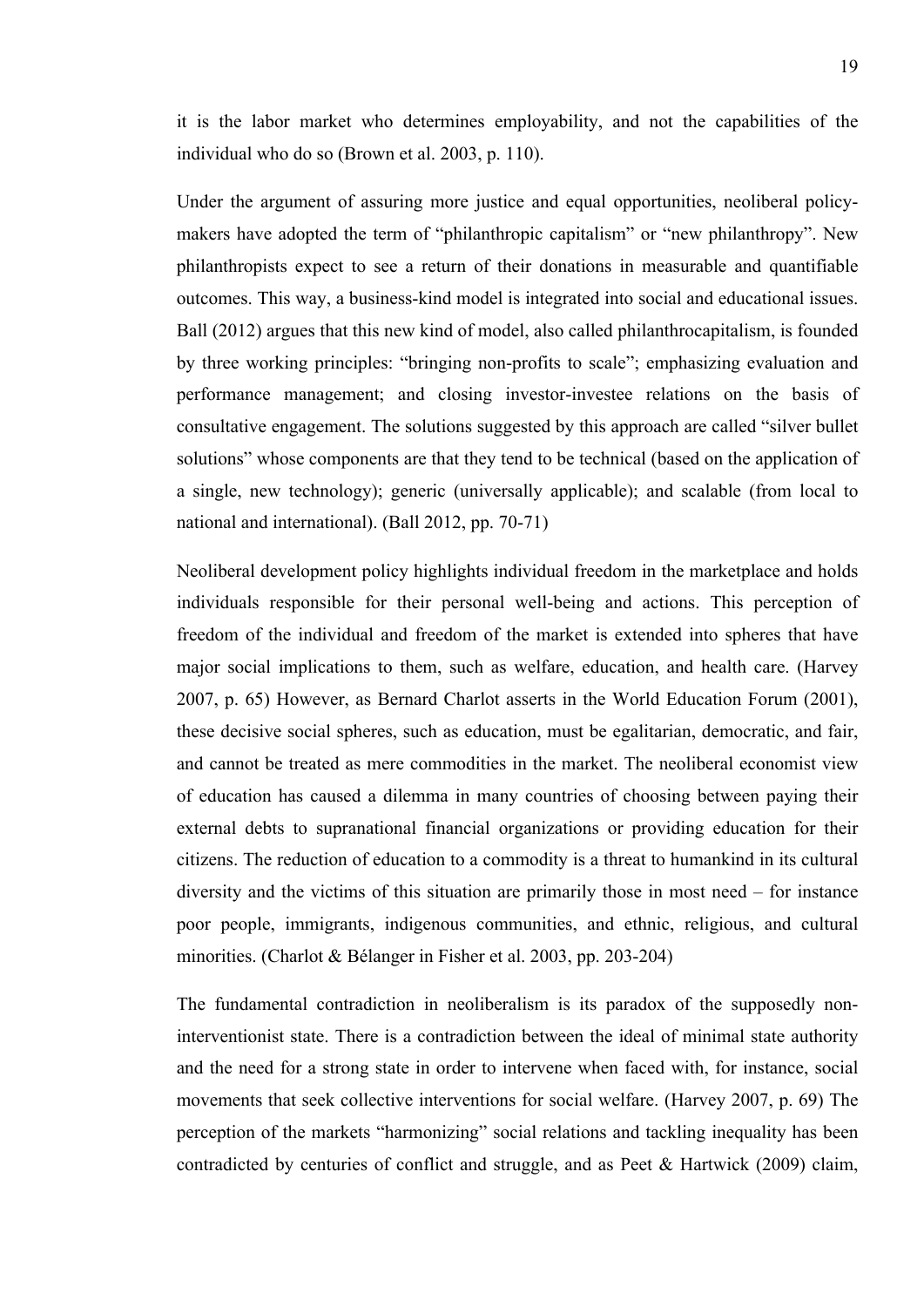it is the labor market who determines employability, and not the capabilities of the individual who do so (Brown et al. 2003, p. 110).

Under the argument of assuring more justice and equal opportunities, neoliberal policy-makers have adopted the term of "philanthropic capitalism" or "new philanthropy". New philanthropists expect to see a return of their donations in measurable and quantifiable outcomes. This way, a business-kind model is integrated into social and educational issues. Ball (2012) argues that this new kind of model, also called philanthrocapitalism, is founded by three working principles: "bringing non-profits to scale"; emphasizing evaluation and performance management; and closing investor-investee relations on the basis of consultative engagement. The solutions suggested by this approach are called "silver bullet solutions" whose components are that they tend to be technical (based on the application of a single, new technology); generic (universally applicable); and scalable (from local to national and international). (Ball 2012, pp. 70-71)

Neoliberal development policy highlights individual freedom in the marketplace and holds individuals responsible for their personal well-being and actions. This perception of freedom of the individual and freedom of the market is extended into spheres that have major social implications to them, such as welfare, education, and health care. (Harvey 2007, p. 65) However, as Bernard Charlot asserts in the World Education Forum (2001), these decisive social spheres, such as education, must be egalitarian, democratic, and fair, and cannot be treated as mere commodities in the market. The neoliberal economist view of education has caused a dilemma in many countries of choosing between paying their external debts to supranational financial organizations or providing education for their citizens. The reduction of education to a commodity is a threat to humankind in its cultural diversity and the victims of this situation are primarily those in most need – for instance poor people, immigrants, indigenous communities, and ethnic, religious, and cultural minorities. (Charlot & Bélanger in Fisher et al. 2003, pp. 203-204)

The fundamental contradiction in neoliberalism is its paradox of the supposedly non-interventionist state. There is a contradiction between the ideal of minimal state authority and the need for a strong state in order to intervene when faced with, for instance, social movements that seek collective interventions for social welfare. (Harvey 2007, p. 69) The perception of the markets "harmonizing" social relations and tackling inequality has been contradicted by centuries of conflict and struggle, and as Peet & Hartwick (2009) claim,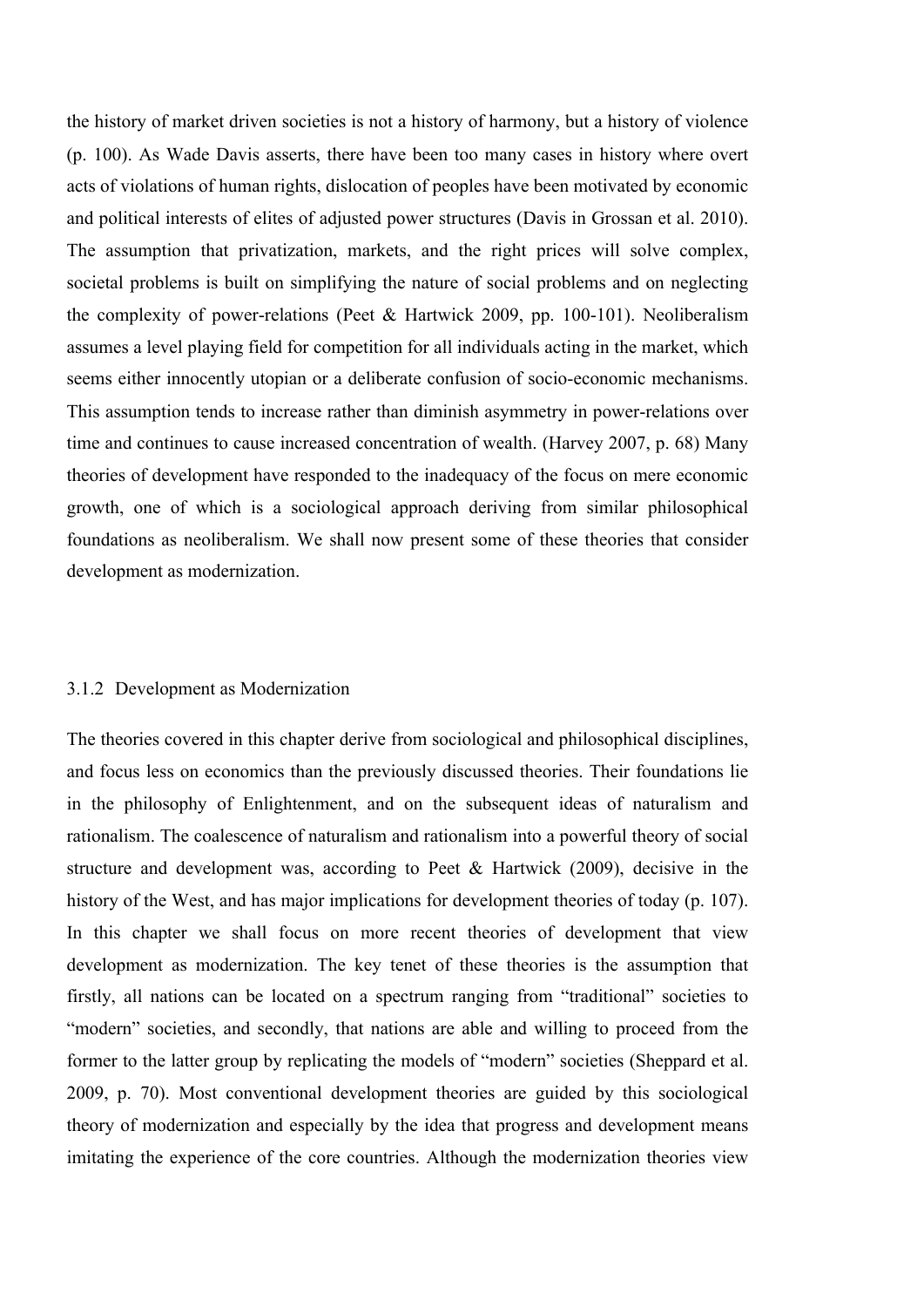the history of market driven societies is not a history of harmony, but a history of violence (p. 100). As Wade Davis asserts, there have been too many cases in history where overt acts of violations of human rights, dislocation of peoples have been motivated by economic and political interests of elites of adjusted power structures (Davis in Grossan et al. 2010). The assumption that privatization, markets, and the right prices will solve complex, societal problems is built on simplifying the nature of social problems and on neglecting the complexity of power-relations (Peet & Hartwick 2009, pp. 100-101). Neoliberalism assumes a level playing field for competition for all individuals acting in the market, which seems either innocently utopian or a deliberate confusion of socio-economic mechanisms. This assumption tends to increase rather than diminish asymmetry in power-relations over time and continues to cause increased concentration of wealth. (Harvey 2007, p. 68) Many theories of development have responded to the inadequacy of the focus on mere economic growth, one of which is a sociological approach deriving from similar philosophical foundations as neoliberalism. We shall now present some of these theories that consider development as modernization.

### 3.1.2 Development as Modernization

The theories covered in this chapter derive from sociological and philosophical disciplines, and focus less on economics than the previously discussed theories. Their foundations lie in the philosophy of Enlightenment, and on the subsequent ideas of naturalism and rationalism. The coalescence of naturalism and rationalism into a powerful theory of social structure and development was, according to Peet & Hartwick (2009), decisive in the history of the West, and has major implications for development theories of today (p. 107). In this chapter we shall focus on more recent theories of development that view development as modernization. The key tenet of these theories is the assumption that firstly, all nations can be located on a spectrum ranging from "traditional" societies to "modern" societies, and secondly, that nations are able and willing to proceed from the former to the latter group by replicating the models of "modern" societies (Sheppard et al. 2009, p. 70). Most conventional development theories are guided by this sociological theory of modernization and especially by the idea that progress and development means imitating the experience of the core countries. Although the modernization theories view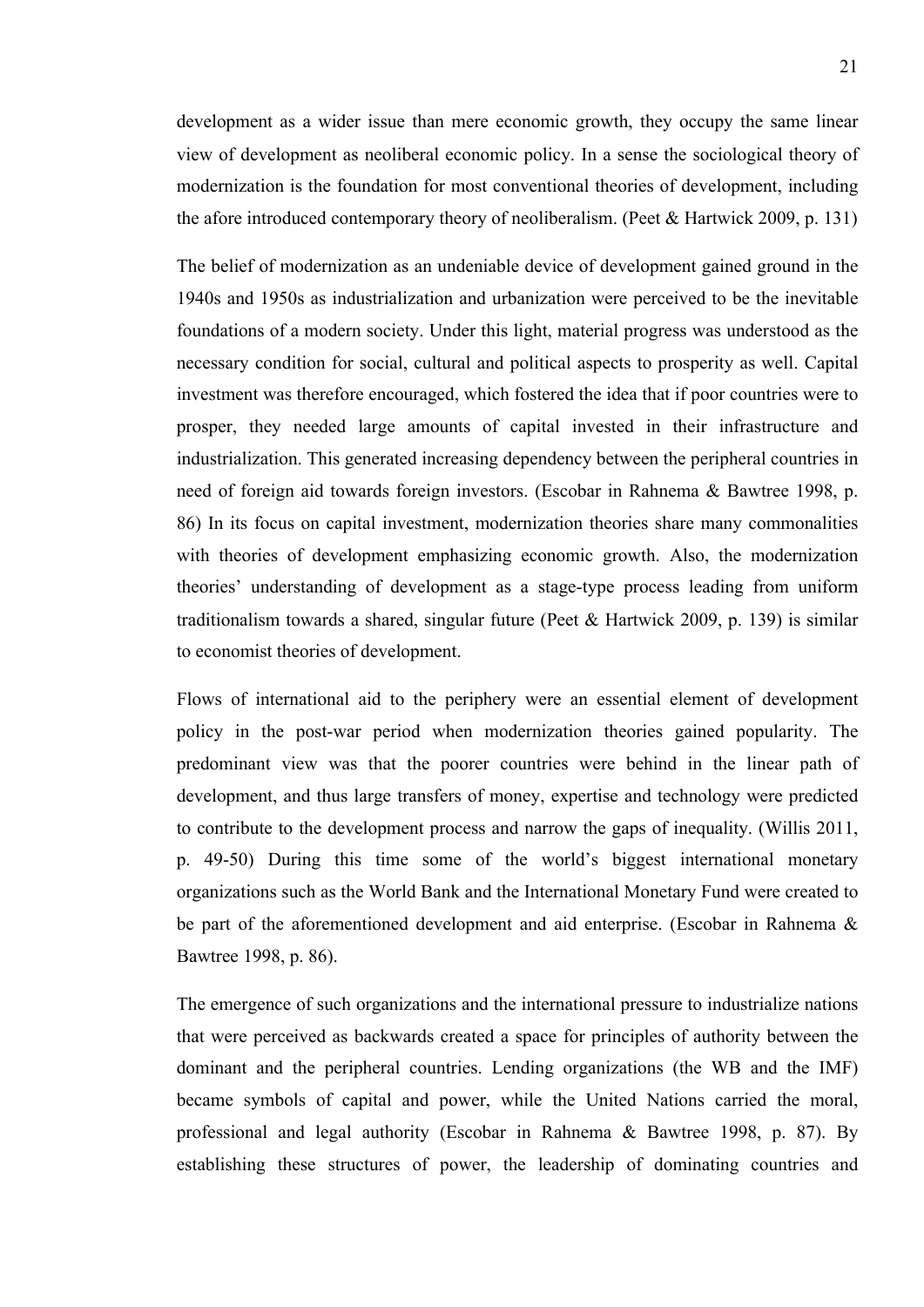development as a wider issue than mere economic growth, they occupy the same linear view of development as neoliberal economic policy. In a sense the sociological theory of modernization is the foundation for most conventional theories of development, including the afore introduced contemporary theory of neoliberalism. (Peet & Hartwick 2009, p. 131)

The belief of modernization as an undeniable device of development gained ground in the 1940s and 1950s as industrialization and urbanization were perceived to be the inevitable foundations of a modern society. Under this light, material progress was understood as the necessary condition for social, cultural and political aspects to prosperity as well. Capital investment was therefore encouraged, which fostered the idea that if poor countries were to prosper, they needed large amounts of capital invested in their infrastructure and industrialization. This generated increasing dependency between the peripheral countries in need of foreign aid towards foreign investors. (Escobar in Rahnema & Bawtree 1998, p. 86) In its focus on capital investment, modernization theories share many commonalities with theories of development emphasizing economic growth. Also, the modernization theories' understanding of development as a stage-type process leading from uniform traditionalism towards a shared, singular future (Peet & Hartwick 2009, p. 139) is similar to economist theories of development.

Flows of international aid to the periphery were an essential element of development policy in the post-war period when modernization theories gained popularity. The predominant view was that the poorer countries were behind in the linear path of development, and thus large transfers of money, expertise and technology were predicted to contribute to the development process and narrow the gaps of inequality. (Willis 2011, p. 49-50) During this time some of the world's biggest international monetary organizations such as the World Bank and the International Monetary Fund were created to be part of the aforementioned development and aid enterprise. (Escobar in Rahnema & Bawtree 1998, p. 86).

The emergence of such organizations and the international pressure to industrialize nations that were perceived as backwards created a space for principles of authority between the dominant and the peripheral countries. Lending organizations (the WB and the IMF) became symbols of capital and power, while the United Nations carried the moral, professional and legal authority (Escobar in Rahnema & Bawtree 1998, p. 87). By establishing these structures of power, the leadership of dominating countries and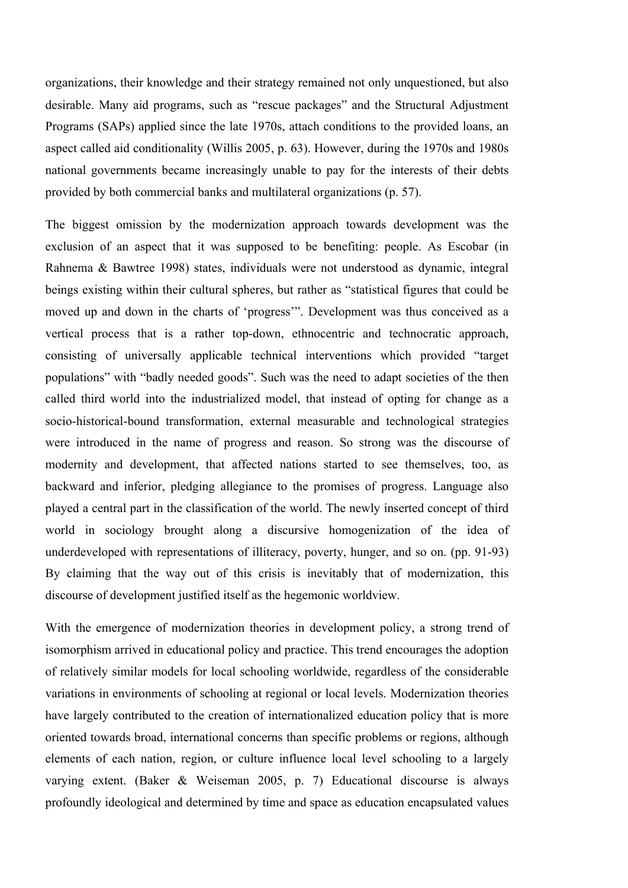organizations, their knowledge and their strategy remained not only unquestioned, but also desirable. Many aid programs, such as "rescue packages" and the Structural Adjustment Programs (SAPs) applied since the late 1970s, attach conditions to the provided loans, an aspect called aid conditionality (Willis 2005, p. 63). However, during the 1970s and 1980s national governments became increasingly unable to pay for the interests of their debts provided by both commercial banks and multilateral organizations (p. 57).

The biggest omission by the modernization approach towards development was the exclusion of an aspect that it was supposed to be benefiting: people. As Escobar (in Rahnema & Bawtree 1998) states, individuals were not understood as dynamic, integral beings existing within their cultural spheres, but rather as "statistical figures that could be moved up and down in the charts of 'progress'". Development was thus conceived as a vertical process that is a rather top-down, ethnocentric and technocratic approach, consisting of universally applicable technical interventions which provided "target populations" with "badly needed goods". Such was the need to adapt societies of the then called third world into the industrialized model, that instead of opting for change as a socio-historical-bound transformation, external measurable and technological strategies were introduced in the name of progress and reason. So strong was the discourse of modernity and development, that affected nations started to see themselves, too, as backward and inferior, pledging allegiance to the promises of progress. Language also played a central part in the classification of the world. The newly inserted concept of third world in sociology brought along a discursive homogenization of the idea of underdeveloped with representations of illiteracy, poverty, hunger, and so on. (pp. 91-93) By claiming that the way out of this crisis is inevitably that of modernization, this discourse of development justified itself as the hegemonic worldview.

With the emergence of modernization theories in development policy, a strong trend of isomorphism arrived in educational policy and practice. This trend encourages the adoption of relatively similar models for local schooling worldwide, regardless of the considerable variations in environments of schooling at regional or local levels. Modernization theories have largely contributed to the creation of internationalized education policy that is more oriented towards broad, international concerns than specific problems or regions, although elements of each nation, region, or culture influence local level schooling to a largely varying extent. (Baker & Weiseman 2005, p. 7) Educational discourse is always profoundly ideological and determined by time and space as education encapsulated values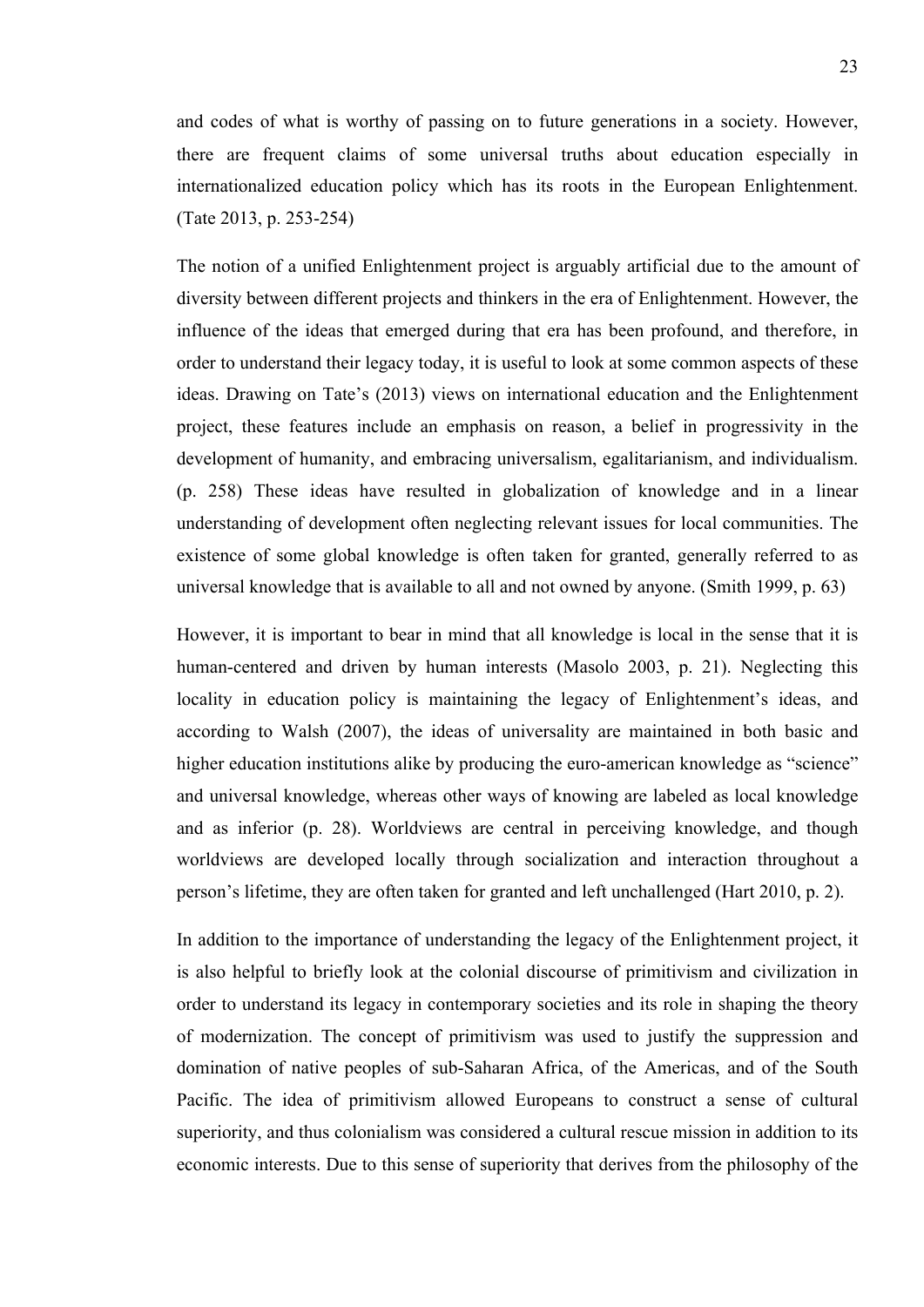and codes of what is worthy of passing on to future generations in a society. However, there are frequent claims of some universal truths about education especially in internationalized education policy which has its roots in the European Enlightenment. (Tate 2013, p. 253-254)

The notion of a unified Enlightenment project is arguably artificial due to the amount of diversity between different projects and thinkers in the era of Enlightenment. However, the influence of the ideas that emerged during that era has been profound, and therefore, in order to understand their legacy today, it is useful to look at some common aspects of these ideas. Drawing on Tate's (2013) views on international education and the Enlightenment project, these features include an emphasis on reason, a belief in progressivity in the development of humanity, and embracing universalism, egalitarianism, and individualism. (p. 258) These ideas have resulted in globalization of knowledge and in a linear understanding of development often neglecting relevant issues for local communities. The existence of some global knowledge is often taken for granted, generally referred to as universal knowledge that is available to all and not owned by anyone. (Smith 1999, p. 63)

However, it is important to bear in mind that all knowledge is local in the sense that it is human-centered and driven by human interests (Masolo 2003, p. 21). Neglecting this locality in education policy is maintaining the legacy of Enlightenment's ideas, and according to Walsh (2007), the ideas of universality are maintained in both basic and higher education institutions alike by producing the euro-american knowledge as "science" and universal knowledge, whereas other ways of knowing are labeled as local knowledge and as inferior (p. 28). Worldviews are central in perceiving knowledge, and though worldviews are developed locally through socialization and interaction throughout a person's lifetime, they are often taken for granted and left unchallenged (Hart 2010, p. 2).

In addition to the importance of understanding the legacy of the Enlightenment project, it is also helpful to briefly look at the colonial discourse of primitivism and civilization in order to understand its legacy in contemporary societies and its role in shaping the theory of modernization. The concept of primitivism was used to justify the suppression and domination of native peoples of sub-Saharan Africa, of the Americas, and of the South Pacific. The idea of primitivism allowed Europeans to construct a sense of cultural superiority, and thus colonialism was considered a cultural rescue mission in addition to its economic interests. Due to this sense of superiority that derives from the philosophy of the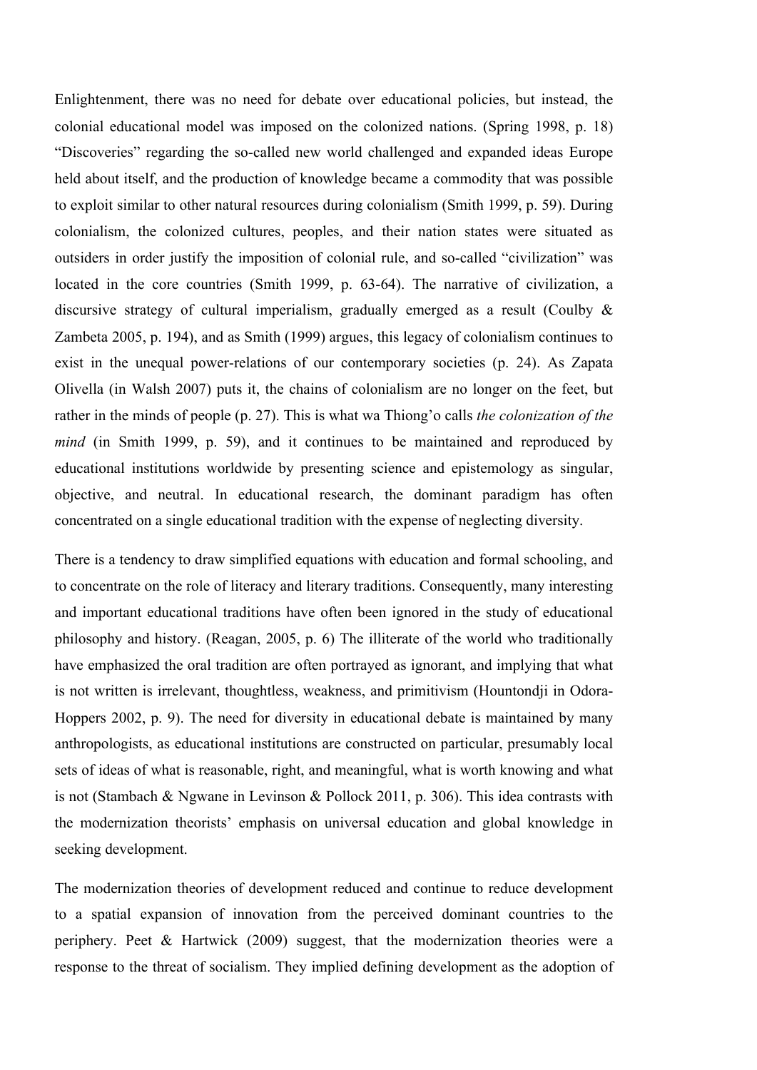Enlightenment, there was no need for debate over educational policies, but instead, the colonial educational model was imposed on the colonized nations. (Spring 1998, p. 18) "Discoveries" regarding the so-called new world challenged and expanded ideas Europe held about itself, and the production of knowledge became a commodity that was possible to exploit similar to other natural resources during colonialism (Smith 1999, p. 59). During colonialism, the colonized cultures, peoples, and their nation states were situated as outsiders in order justify the imposition of colonial rule, and so-called "civilization" was located in the core countries (Smith 1999, p. 63-64). The narrative of civilization, a discursive strategy of cultural imperialism, gradually emerged as a result (Coulby & Zambeta 2005, p. 194), and as Smith (1999) argues, this legacy of colonialism continues to exist in the unequal power-relations of our contemporary societies (p. 24). As Zapata Olivella (in Walsh 2007) puts it, the chains of colonialism are no longer on the feet, but rather in the minds of people (p. 27). This is what wa Thiong'o calls *the colonization of the mind* (in Smith 1999, p. 59), and it continues to be maintained and reproduced by educational institutions worldwide by presenting science and epistemology as singular, objective, and neutral. In educational research, the dominant paradigm has often concentrated on a single educational tradition with the expense of neglecting diversity.

There is a tendency to draw simplified equations with education and formal schooling, and to concentrate on the role of literacy and literary traditions. Consequently, many interesting and important educational traditions have often been ignored in the study of educational philosophy and history. (Reagan, 2005, p. 6) The illiterate of the world who traditionally have emphasized the oral tradition are often portrayed as ignorant, and implying that what is not written is irrelevant, thoughtless, weakness, and primitivism (Hountondji in Odora-Hoppers 2002, p. 9). The need for diversity in educational debate is maintained by many anthropologists, as educational institutions are constructed on particular, presumably local sets of ideas of what is reasonable, right, and meaningful, what is worth knowing and what is not (Stambach & Ngwane in Levinson & Pollock 2011, p. 306). This idea contrasts with the modernization theorists' emphasis on universal education and global knowledge in seeking development.

The modernization theories of development reduced and continue to reduce development to a spatial expansion of innovation from the perceived dominant countries to the periphery. Peet & Hartwick (2009) suggest, that the modernization theories were a response to the threat of socialism. They implied defining development as the adoption of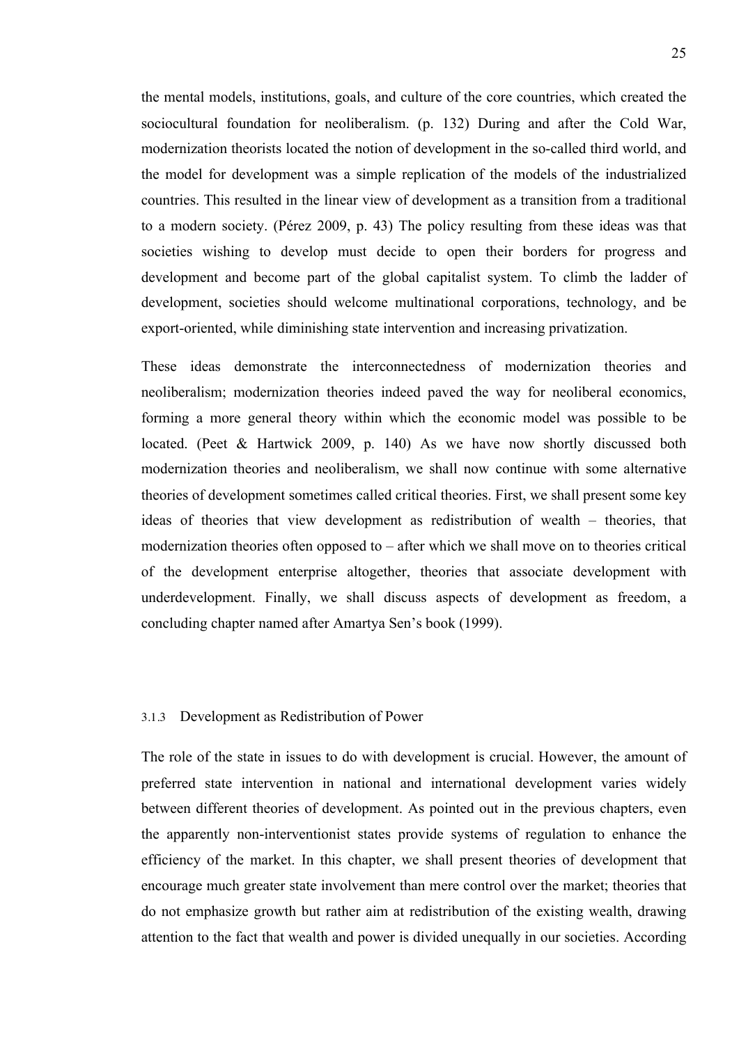the mental models, institutions, goals, and culture of the core countries, which created the sociocultural foundation for neoliberalism. (p. 132) During and after the Cold War, modernization theorists located the notion of development in the so-called third world, and the model for development was a simple replication of the models of the industrialized countries. This resulted in the linear view of development as a transition from a traditional to a modern society. (Pérez 2009, p. 43) The policy resulting from these ideas was that societies wishing to develop must decide to open their borders for progress and development and become part of the global capitalist system. To climb the ladder of development, societies should welcome multinational corporations, technology, and be export-oriented, while diminishing state intervention and increasing privatization.

These ideas demonstrate the interconnectedness of modernization theories and neoliberalism; modernization theories indeed paved the way for neoliberal economics, forming a more general theory within which the economic model was possible to be located. (Peet & Hartwick 2009, p. 140) As we have now shortly discussed both modernization theories and neoliberalism, we shall now continue with some alternative theories of development sometimes called critical theories. First, we shall present some key ideas of theories that view development as redistribution of wealth – theories, that modernization theories often opposed to – after which we shall move on to theories critical of the development enterprise altogether, theories that associate development with underdevelopment. Finally, we shall discuss aspects of development as freedom, a concluding chapter named after Amartya Sen's book (1999).

### 3.1.3 Development as Redistribution of Power

The role of the state in issues to do with development is crucial. However, the amount of preferred state intervention in national and international development varies widely between different theories of development. As pointed out in the previous chapters, even the apparently non-interventionist states provide systems of regulation to enhance the efficiency of the market. In this chapter, we shall present theories of development that encourage much greater state involvement than mere control over the market; theories that do not emphasize growth but rather aim at redistribution of the existing wealth, drawing attention to the fact that wealth and power is divided unequally in our societies. According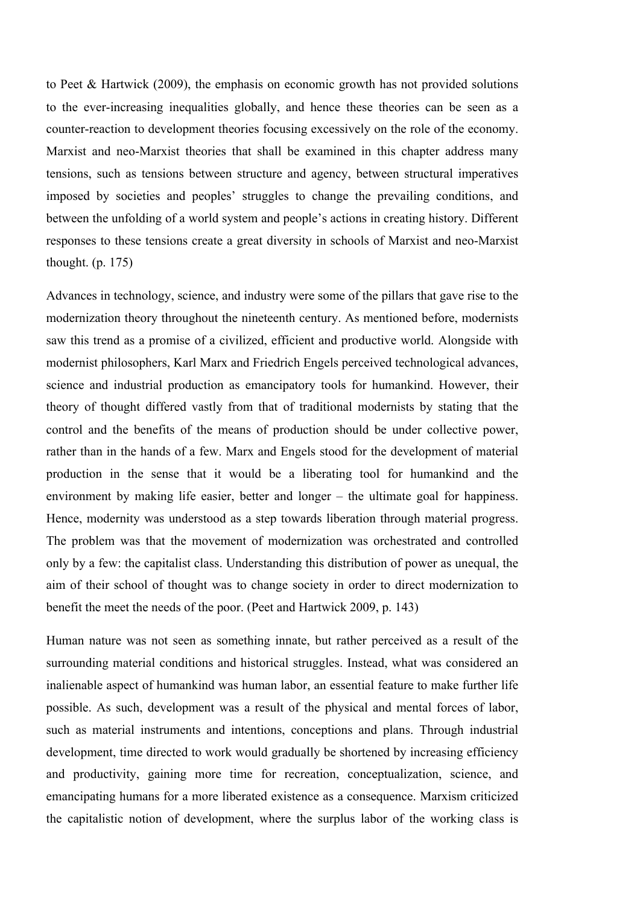to Peet & Hartwick (2009), the emphasis on economic growth has not provided solutions to the ever-increasing inequalities globally, and hence these theories can be seen as a counter-reaction to development theories focusing excessively on the role of the economy. Marxist and neo-Marxist theories that shall be examined in this chapter address many tensions, such as tensions between structure and agency, between structural imperatives imposed by societies and peoples' struggles to change the prevailing conditions, and between the unfolding of a world system and people's actions in creating history. Different responses to these tensions create a great diversity in schools of Marxist and neo-Marxist thought. (p. 175)

Advances in technology, science, and industry were some of the pillars that gave rise to the modernization theory throughout the nineteenth century. As mentioned before, modernists saw this trend as a promise of a civilized, efficient and productive world. Alongside with modernist philosophers, Karl Marx and Friedrich Engels perceived technological advances, science and industrial production as emancipatory tools for humankind. However, their theory of thought differed vastly from that of traditional modernists by stating that the control and the benefits of the means of production should be under collective power, rather than in the hands of a few. Marx and Engels stood for the development of material production in the sense that it would be a liberating tool for humankind and the environment by making life easier, better and longer – the ultimate goal for happiness. Hence, modernity was understood as a step towards liberation through material progress. The problem was that the movement of modernization was orchestrated and controlled only by a few: the capitalist class. Understanding this distribution of power as unequal, the aim of their school of thought was to change society in order to direct modernization to benefit the meet the needs of the poor. (Peet and Hartwick 2009, p. 143)

Human nature was not seen as something innate, but rather perceived as a result of the surrounding material conditions and historical struggles. Instead, what was considered an inalienable aspect of humankind was human labor, an essential feature to make further life possible. As such, development was a result of the physical and mental forces of labor, such as material instruments and intentions, conceptions and plans. Through industrial development, time directed to work would gradually be shortened by increasing efficiency and productivity, gaining more time for recreation, conceptualization, science, and emancipating humans for a more liberated existence as a consequence. Marxism criticized the capitalistic notion of development, where the surplus labor of the working class is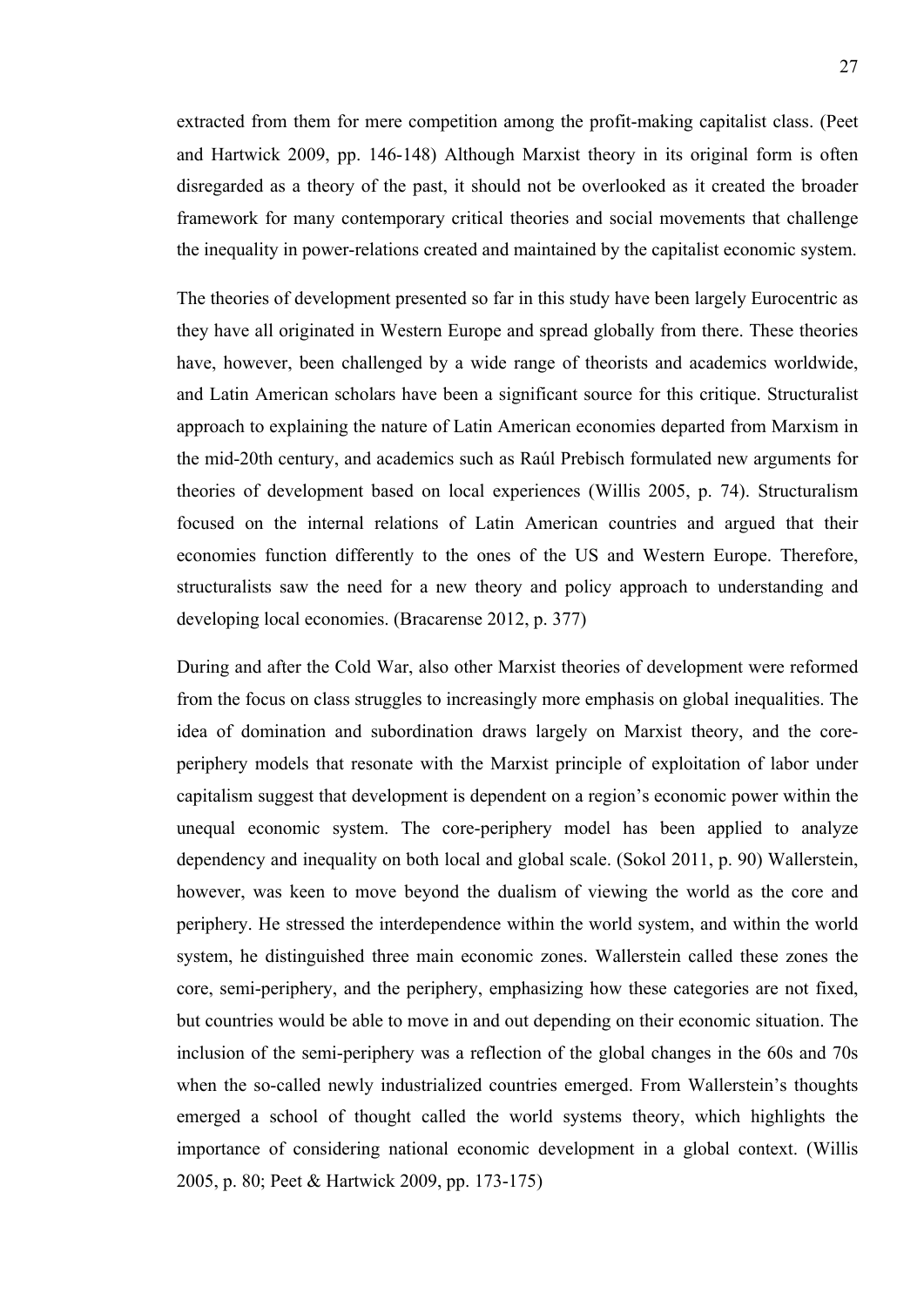extracted from them for mere competition among the profit-making capitalist class. (Peet and Hartwick 2009, pp. 146-148) Although Marxist theory in its original form is often disregarded as a theory of the past, it should not be overlooked as it created the broader framework for many contemporary critical theories and social movements that challenge the inequality in power-relations created and maintained by the capitalist economic system.

The theories of development presented so far in this study have been largely Eurocentric as they have all originated in Western Europe and spread globally from there. These theories have, however, been challenged by a wide range of theorists and academics worldwide, and Latin American scholars have been a significant source for this critique. Structuralist approach to explaining the nature of Latin American economies departed from Marxism in the mid-20th century, and academics such as Raúl Prebisch formulated new arguments for theories of development based on local experiences (Willis 2005, p. 74). Structuralism focused on the internal relations of Latin American countries and argued that their economies function differently to the ones of the US and Western Europe. Therefore, structuralists saw the need for a new theory and policy approach to understanding and developing local economies. (Bracarense 2012, p. 377)

During and after the Cold War, also other Marxist theories of development were reformed from the focus on class struggles to increasingly more emphasis on global inequalities. The idea of domination and subordination draws largely on Marxist theory, and the core-periphery models that resonate with the Marxist principle of exploitation of labor under capitalism suggest that development is dependent on a region's economic power within the unequal economic system. The core-periphery model has been applied to analyze dependency and inequality on both local and global scale. (Sokol 2011, p. 90) Wallerstein, however, was keen to move beyond the dualism of viewing the world as the core and periphery. He stressed the interdependence within the world system, and within the world system, he distinguished three main economic zones. Wallerstein called these zones the core, semi-periphery, and the periphery, emphasizing how these categories are not fixed, but countries would be able to move in and out depending on their economic situation. The inclusion of the semi-periphery was a reflection of the global changes in the 60s and 70s when the so-called newly industrialized countries emerged. From Wallerstein's thoughts emerged a school of thought called the world systems theory, which highlights the importance of considering national economic development in a global context. (Willis 2005, p. 80; Peet & Hartwick 2009, pp. 173-175)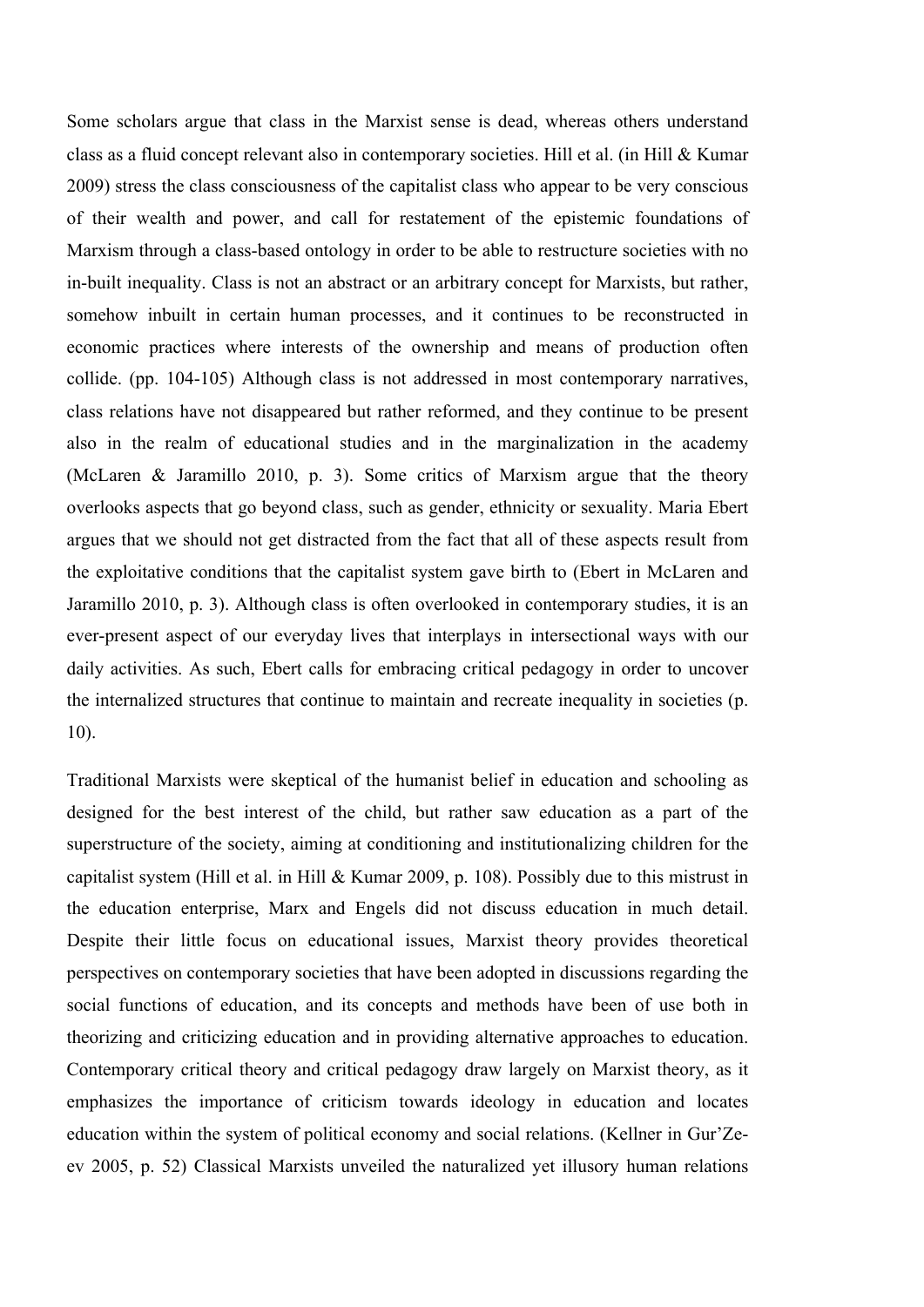Some scholars argue that class in the Marxist sense is dead, whereas others understand class as a fluid concept relevant also in contemporary societies. Hill et al. (in Hill & Kumar 2009) stress the class consciousness of the capitalist class who appear to be very conscious of their wealth and power, and call for restatement of the epistemic foundations of Marxism through a class-based ontology in order to be able to restructure societies with no in-built inequality. Class is not an abstract or an arbitrary concept for Marxists, but rather, somehow inbuilt in certain human processes, and it continues to be reconstructed in economic practices where interests of the ownership and means of production often collide. (pp. 104-105) Although class is not addressed in most contemporary narratives, class relations have not disappeared but rather reformed, and they continue to be present also in the realm of educational studies and in the marginalization in the academy (McLaren & Jaramillo 2010, p. 3). Some critics of Marxism argue that the theory overlooks aspects that go beyond class, such as gender, ethnicity or sexuality. Maria Ebert argues that we should not get distracted from the fact that all of these aspects result from the exploitative conditions that the capitalist system gave birth to (Ebert in McLaren and Jaramillo 2010, p. 3). Although class is often overlooked in contemporary studies, it is an ever-present aspect of our everyday lives that interplays in intersectional ways with our daily activities. As such, Ebert calls for embracing critical pedagogy in order to uncover the internalized structures that continue to maintain and recreate inequality in societies (p. 10).

Traditional Marxists were skeptical of the humanist belief in education and schooling as designed for the best interest of the child, but rather saw education as a part of the superstructure of the society, aiming at conditioning and institutionalizing children for the capitalist system (Hill et al. in Hill & Kumar 2009, p. 108). Possibly due to this mistrust in the education enterprise, Marx and Engels did not discuss education in much detail. Despite their little focus on educational issues, Marxist theory provides theoretical perspectives on contemporary societies that have been adopted in discussions regarding the social functions of education, and its concepts and methods have been of use both in theorizing and criticizing education and in providing alternative approaches to education. Contemporary critical theory and critical pedagogy draw largely on Marxist theory, as it emphasizes the importance of criticism towards ideology in education and locates education within the system of political economy and social relations. (Kellner in Gur'Ze-ev 2005, p. 52) Classical Marxists unveiled the naturalized yet illusory human relations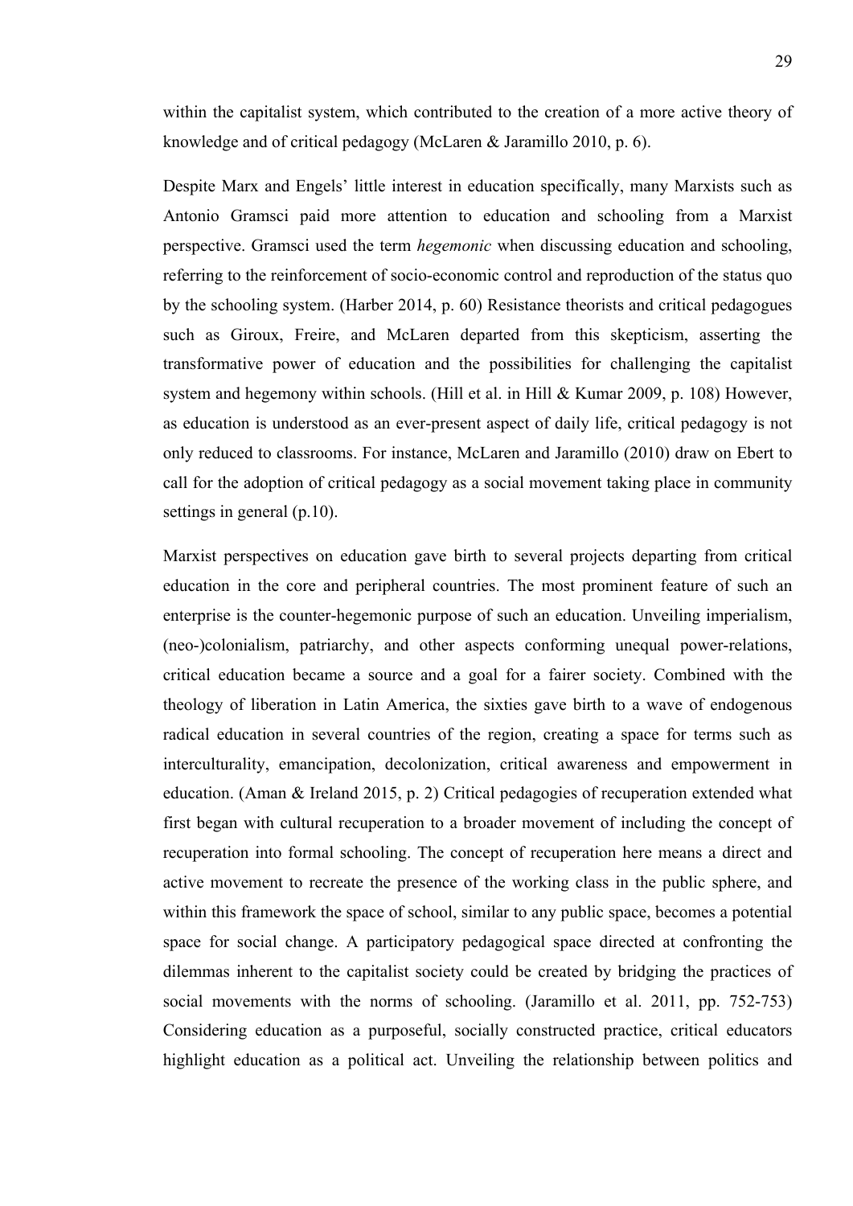within the capitalist system, which contributed to the creation of a more active theory of knowledge and of critical pedagogy (McLaren & Jaramillo 2010, p. 6).

Despite Marx and Engels' little interest in education specifically, many Marxists such as Antonio Gramsci paid more attention to education and schooling from a Marxist perspective. Gramsci used the term *hegemonic* when discussing education and schooling, referring to the reinforcement of socio-economic control and reproduction of the status quo by the schooling system. (Harber 2014, p. 60) Resistance theorists and critical pedagogues such as Giroux, Freire, and McLaren departed from this skepticism, asserting the transformative power of education and the possibilities for challenging the capitalist system and hegemony within schools. (Hill et al. in Hill & Kumar 2009, p. 108) However, as education is understood as an ever-present aspect of daily life, critical pedagogy is not only reduced to classrooms. For instance, McLaren and Jaramillo (2010) draw on Ebert to call for the adoption of critical pedagogy as a social movement taking place in community settings in general (p.10).

Marxist perspectives on education gave birth to several projects departing from critical education in the core and peripheral countries. The most prominent feature of such an enterprise is the counter-hegemonic purpose of such an education. Unveiling imperialism, (neo-)colonialism, patriarchy, and other aspects conforming unequal power-relations, critical education became a source and a goal for a fairer society. Combined with the theology of liberation in Latin America, the sixties gave birth to a wave of endogenous radical education in several countries of the region, creating a space for terms such as interculturality, emancipation, decolonization, critical awareness and empowerment in education. (Aman & Ireland 2015, p. 2) Critical pedagogies of recuperation extended what first began with cultural recuperation to a broader movement of including the concept of recuperation into formal schooling. The concept of recuperation here means a direct and active movement to recreate the presence of the working class in the public sphere, and within this framework the space of school, similar to any public space, becomes a potential space for social change. A participatory pedagogical space directed at confronting the dilemmas inherent to the capitalist society could be created by bridging the practices of social movements with the norms of schooling. (Jaramillo et al. 2011, pp. 752-753) Considering education as a purposeful, socially constructed practice, critical educators highlight education as a political act. Unveiling the relationship between politics and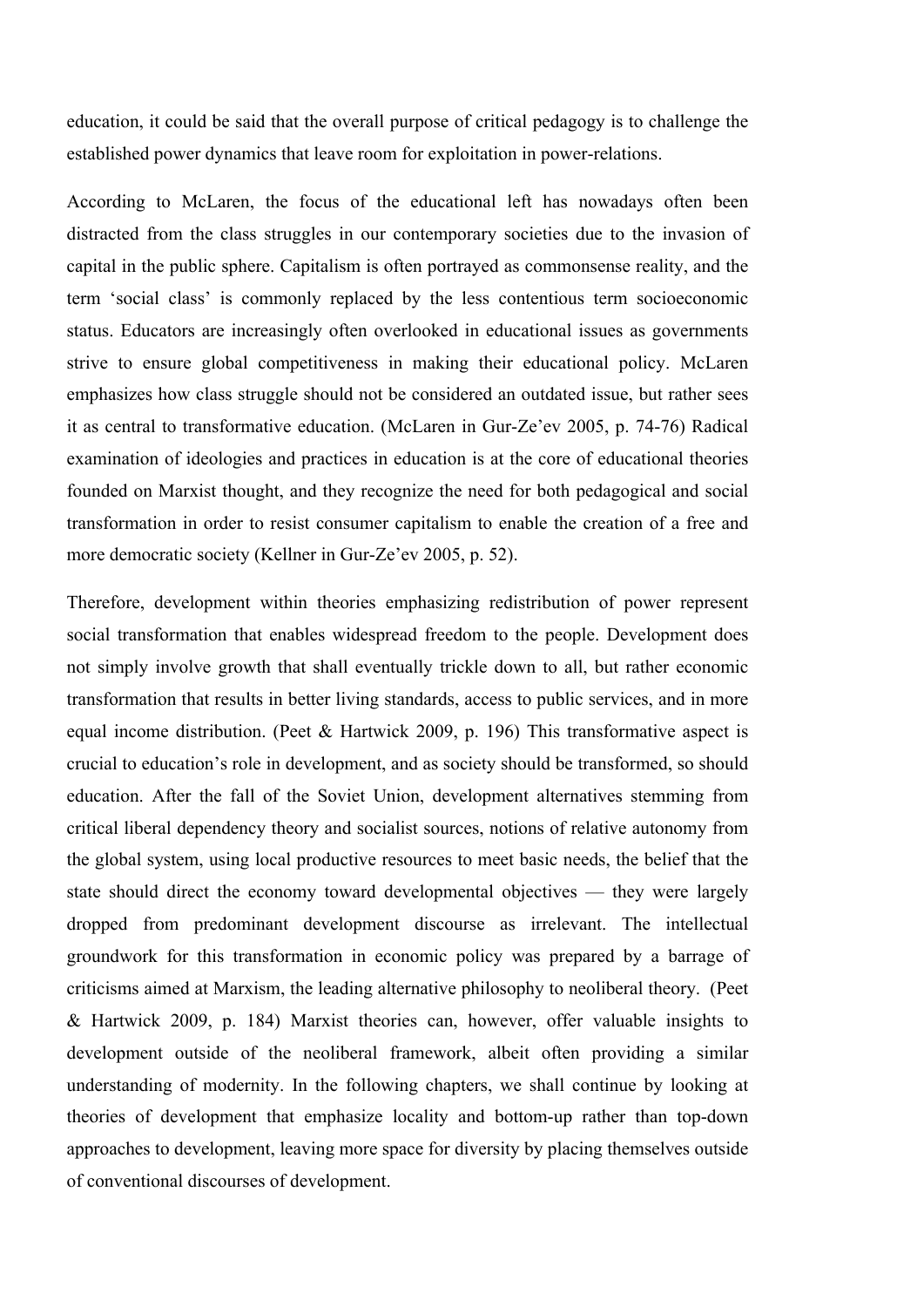education, it could be said that the overall purpose of critical pedagogy is to challenge the established power dynamics that leave room for exploitation in power-relations.

According to McLaren, the focus of the educational left has nowadays often been distracted from the class struggles in our contemporary societies due to the invasion of capital in the public sphere. Capitalism is often portrayed as commonsense reality, and the term 'social class' is commonly replaced by the less contentious term socioeconomic status. Educators are increasingly often overlooked in educational issues as governments strive to ensure global competitiveness in making their educational policy. McLaren emphasizes how class struggle should not be considered an outdated issue, but rather sees it as central to transformative education. (McLaren in Gur-Ze'ev 2005, p. 74-76) Radical examination of ideologies and practices in education is at the core of educational theories founded on Marxist thought, and they recognize the need for both pedagogical and social transformation in order to resist consumer capitalism to enable the creation of a free and more democratic society (Kellner in Gur-Ze'ev 2005, p. 52).

Therefore, development within theories emphasizing redistribution of power represent social transformation that enables widespread freedom to the people. Development does not simply involve growth that shall eventually trickle down to all, but rather economic transformation that results in better living standards, access to public services, and in more equal income distribution. (Peet & Hartwick 2009, p. 196) This transformative aspect is crucial to education's role in development, and as society should be transformed, so should education. After the fall of the Soviet Union, development alternatives stemming from critical liberal dependency theory and socialist sources, notions of relative autonomy from the global system, using local productive resources to meet basic needs, the belief that the state should direct the economy toward developmental objectives — they were largely dropped from predominant development discourse as irrelevant. The intellectual groundwork for this transformation in economic policy was prepared by a barrage of criticisms aimed at Marxism, the leading alternative philosophy to neoliberal theory. (Peet & Hartwick 2009, p. 184) Marxist theories can, however, offer valuable insights to development outside of the neoliberal framework, albeit often providing a similar understanding of modernity. In the following chapters, we shall continue by looking at theories of development that emphasize locality and bottom-up rather than top-down approaches to development, leaving more space for diversity by placing themselves outside of conventional discourses of development.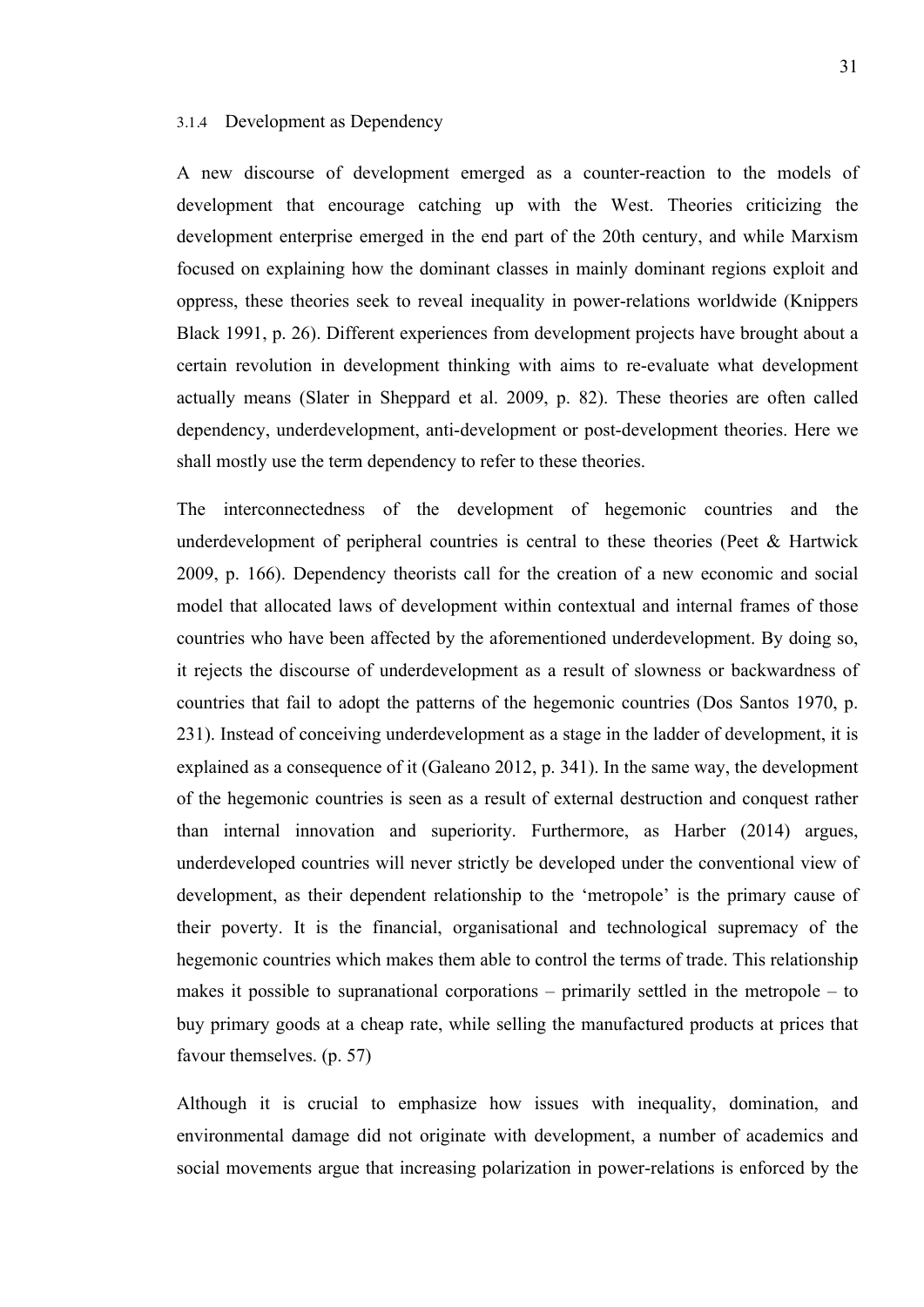### 3.1.4 Development as Dependency

A new discourse of development emerged as a counter-reaction to the models of development that encourage catching up with the West. Theories criticizing the development enterprise emerged in the end part of the 20th century, and while Marxism focused on explaining how the dominant classes in mainly dominant regions exploit and oppress, these theories seek to reveal inequality in power-relations worldwide (Knippers Black 1991, p. 26). Different experiences from development projects have brought about a certain revolution in development thinking with aims to re-evaluate what development actually means (Slater in Sheppard et al. 2009, p. 82). These theories are often called dependency, underdevelopment, anti-development or post-development theories. Here we shall mostly use the term dependency to refer to these theories.

The interconnectedness of the development of hegemonic countries and the underdevelopment of peripheral countries is central to these theories (Peet & Hartwick 2009, p. 166). Dependency theorists call for the creation of a new economic and social model that allocated laws of development within contextual and internal frames of those countries who have been affected by the aforementioned underdevelopment. By doing so, it rejects the discourse of underdevelopment as a result of slowness or backwardness of countries that fail to adopt the patterns of the hegemonic countries (Dos Santos 1970, p. 231). Instead of conceiving underdevelopment as a stage in the ladder of development, it is explained as a consequence of it (Galeano 2012, p. 341). In the same way, the development of the hegemonic countries is seen as a result of external destruction and conquest rather than internal innovation and superiority. Furthermore, as Harber (2014) argues, underdeveloped countries will never strictly be developed under the conventional view of development, as their dependent relationship to the 'metropole' is the primary cause of their poverty. It is the financial, organisational and technological supremacy of the hegemonic countries which makes them able to control the terms of trade. This relationship makes it possible to supranational corporations – primarily settled in the metropole – to buy primary goods at a cheap rate, while selling the manufactured products at prices that favour themselves. (p. 57)

Although it is crucial to emphasize how issues with inequality, domination, and environmental damage did not originate with development, a number of academics and social movements argue that increasing polarization in power-relations is enforced by the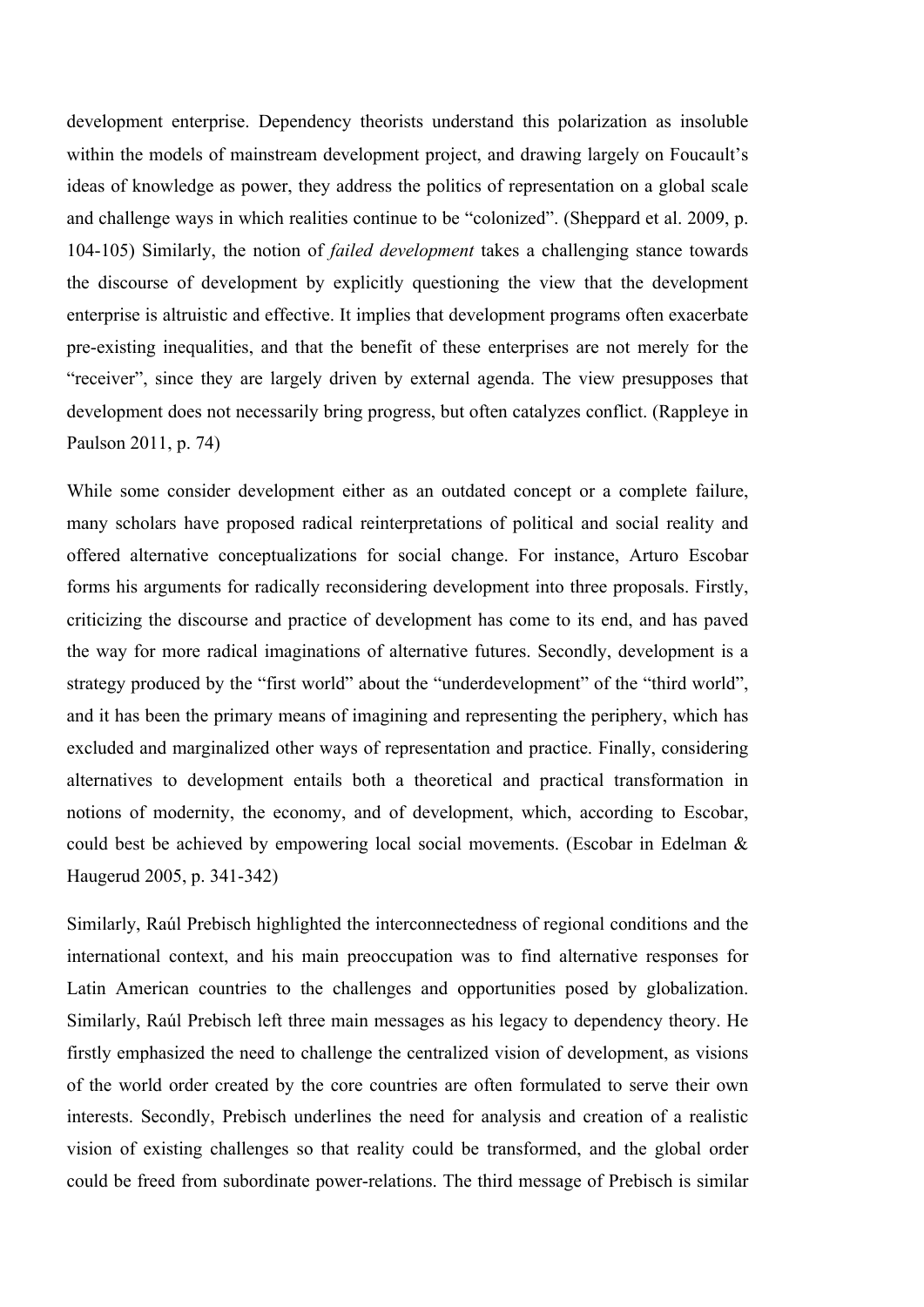development enterprise. Dependency theorists understand this polarization as insoluble within the models of mainstream development project, and drawing largely on Foucault's ideas of knowledge as power, they address the politics of representation on a global scale and challenge ways in which realities continue to be "colonized". (Sheppard et al. 2009, p. 104-105) Similarly, the notion of *failed development* takes a challenging stance towards the discourse of development by explicitly questioning the view that the development enterprise is altruistic and effective. It implies that development programs often exacerbate pre-existing inequalities, and that the benefit of these enterprises are not merely for the "receiver", since they are largely driven by external agenda. The view presupposes that development does not necessarily bring progress, but often catalyzes conflict. (Rappleye in Paulson 2011, p. 74)

While some consider development either as an outdated concept or a complete failure, many scholars have proposed radical reinterpretations of political and social reality and offered alternative conceptualizations for social change. For instance, Arturo Escobar forms his arguments for radically reconsidering development into three proposals. Firstly, criticizing the discourse and practice of development has come to its end, and has paved the way for more radical imaginations of alternative futures. Secondly, development is a strategy produced by the "first world" about the "underdevelopment" of the "third world", and it has been the primary means of imagining and representing the periphery, which has excluded and marginalized other ways of representation and practice. Finally, considering alternatives to development entails both a theoretical and practical transformation in notions of modernity, the economy, and of development, which, according to Escobar, could best be achieved by empowering local social movements. (Escobar in Edelman & Haugerud 2005, p. 341-342)

Similarly, Raúl Prebisch highlighted the interconnectedness of regional conditions and the international context, and his main preoccupation was to find alternative responses for Latin American countries to the challenges and opportunities posed by globalization. Similarly, Raúl Prebisch left three main messages as his legacy to dependency theory. He firstly emphasized the need to challenge the centralized vision of development, as visions of the world order created by the core countries are often formulated to serve their own interests. Secondly, Prebisch underlines the need for analysis and creation of a realistic vision of existing challenges so that reality could be transformed, and the global order could be freed from subordinate power-relations. The third message of Prebisch is similar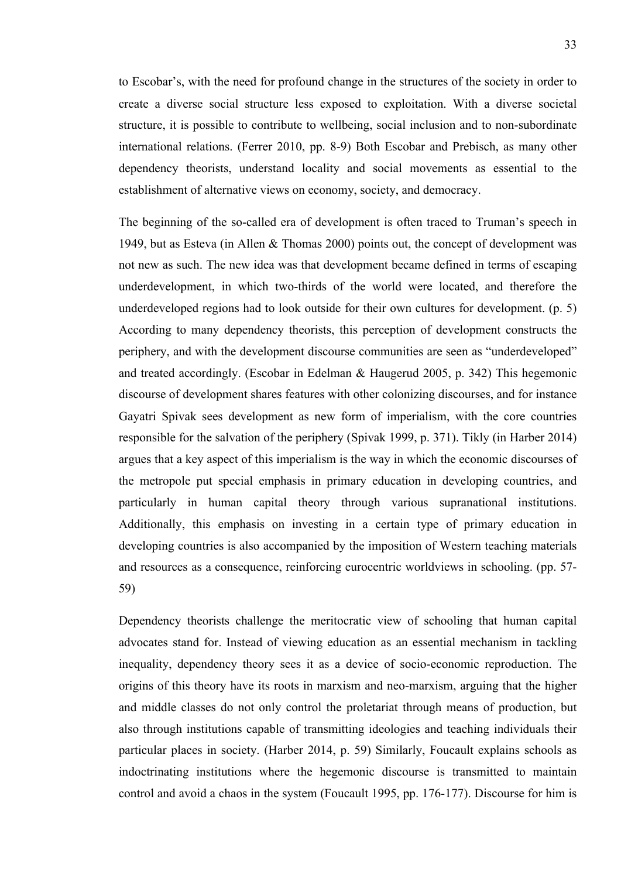to Escobar's, with the need for profound change in the structures of the society in order to create a diverse social structure less exposed to exploitation. With a diverse societal structure, it is possible to contribute to wellbeing, social inclusion and to non-subordinate international relations. (Ferrer 2010, pp. 8-9) Both Escobar and Prebisch, as many other dependency theorists, understand locality and social movements as essential to the establishment of alternative views on economy, society, and democracy.

The beginning of the so-called era of development is often traced to Truman's speech in 1949, but as Esteva (in Allen & Thomas 2000) points out, the concept of development was not new as such. The new idea was that development became defined in terms of escaping underdevelopment, in which two-thirds of the world were located, and therefore the underdeveloped regions had to look outside for their own cultures for development. (p. 5) According to many dependency theorists, this perception of development constructs the periphery, and with the development discourse communities are seen as "underdeveloped" and treated accordingly. (Escobar in Edelman & Haugerud 2005, p. 342) This hegemonic discourse of development shares features with other colonizing discourses, and for instance Gayatri Spivak sees development as new form of imperialism, with the core countries responsible for the salvation of the periphery (Spivak 1999, p. 371). Tikly (in Harber 2014) argues that a key aspect of this imperialism is the way in which the economic discourses of the metropole put special emphasis in primary education in developing countries, and particularly in human capital theory through various supranational institutions. Additionally, this emphasis on investing in a certain type of primary education in developing countries is also accompanied by the imposition of Western teaching materials and resources as a consequence, reinforcing eurocentric worldviews in schooling. (pp. 57-59)

Dependency theorists challenge the meritocratic view of schooling that human capital advocates stand for. Instead of viewing education as an essential mechanism in tackling inequality, dependency theory sees it as a device of socio-economic reproduction. The origins of this theory have its roots in marxism and neo-marxism, arguing that the higher and middle classes do not only control the proletariat through means of production, but also through institutions capable of transmitting ideologies and teaching individuals their particular places in society. (Harber 2014, p. 59) Similarly, Foucault explains schools as indoctrinating institutions where the hegemonic discourse is transmitted to maintain control and avoid a chaos in the system (Foucault 1995, pp. 176-177). Discourse for him is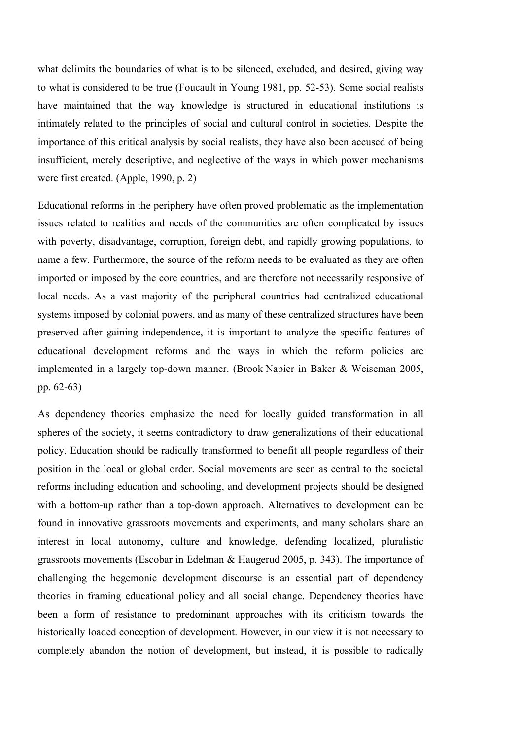what delimits the boundaries of what is to be silenced, excluded, and desired, giving way to what is considered to be true (Foucault in Young 1981, pp. 52-53). Some social realists have maintained that the way knowledge is structured in educational institutions is intimately related to the principles of social and cultural control in societies. Despite the importance of this critical analysis by social realists, they have also been accused of being insufficient, merely descriptive, and neglective of the ways in which power mechanisms were first created. (Apple, 1990, p. 2)

Educational reforms in the periphery have often proved problematic as the implementation issues related to realities and needs of the communities are often complicated by issues with poverty, disadvantage, corruption, foreign debt, and rapidly growing populations, to name a few. Furthermore, the source of the reform needs to be evaluated as they are often imported or imposed by the core countries, and are therefore not necessarily responsive of local needs. As a vast majority of the peripheral countries had centralized educational systems imposed by colonial powers, and as many of these centralized structures have been preserved after gaining independence, it is important to analyze the specific features of educational development reforms and the ways in which the reform policies are implemented in a largely top-down manner. (Brook Napier in Baker & Weiseman 2005, pp. 62-63)

As dependency theories emphasize the need for locally guided transformation in all spheres of the society, it seems contradictory to draw generalizations of their educational policy. Education should be radically transformed to benefit all people regardless of their position in the local or global order. Social movements are seen as central to the societal reforms including education and schooling, and development projects should be designed with a bottom-up rather than a top-down approach. Alternatives to development can be found in innovative grassroots movements and experiments, and many scholars share an interest in local autonomy, culture and knowledge, defending localized, pluralistic grassroots movements (Escobar in Edelman & Haugerud 2005, p. 343). The importance of challenging the hegemonic development discourse is an essential part of dependency theories in framing educational policy and all social change. Dependency theories have been a form of resistance to predominant approaches with its criticism towards the historically loaded conception of development. However, in our view it is not necessary to completely abandon the notion of development, but instead, it is possible to radically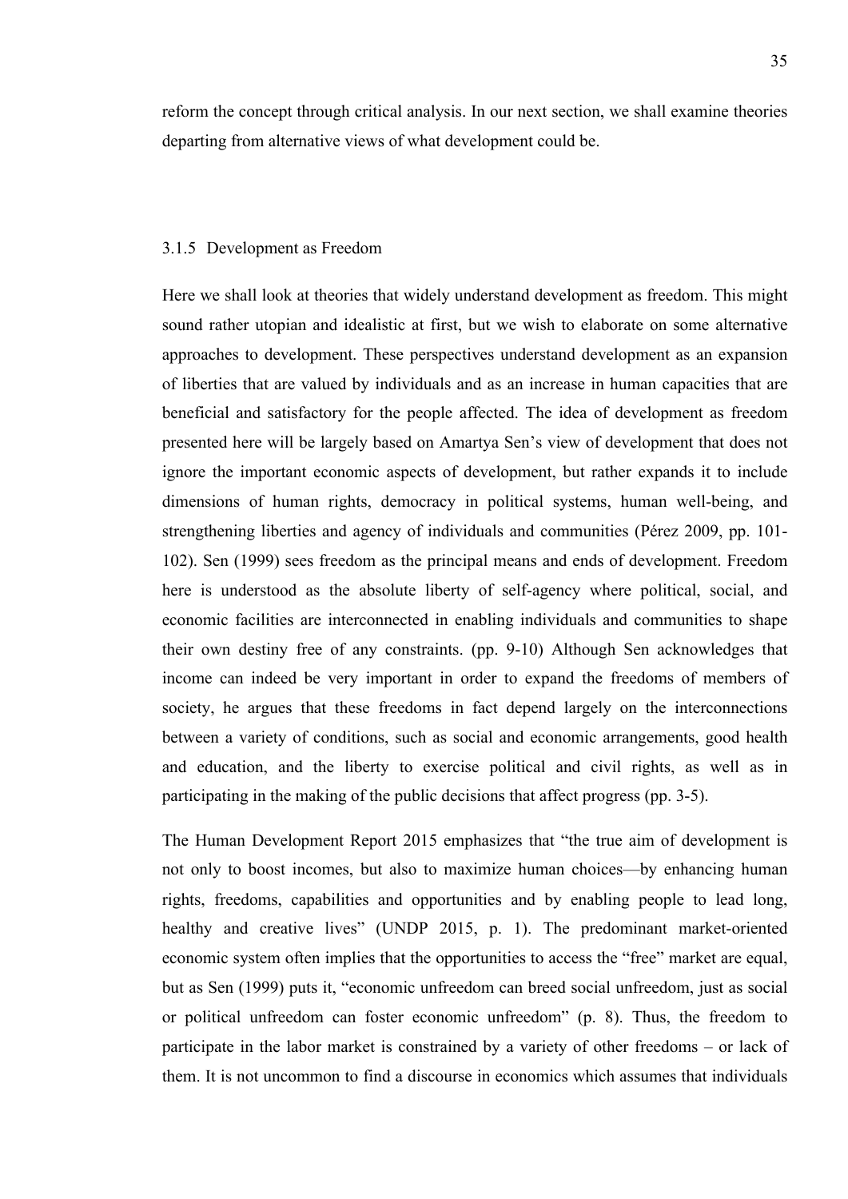reform the concept through critical analysis. In our next section, we shall examine theories departing from alternative views of what development could be.

### 3.1.5 Development as Freedom

Here we shall look at theories that widely understand development as freedom. This might sound rather utopian and idealistic at first, but we wish to elaborate on some alternative approaches to development. These perspectives understand development as an expansion of liberties that are valued by individuals and as an increase in human capacities that are beneficial and satisfactory for the people affected. The idea of development as freedom presented here will be largely based on Amartya Sen's view of development that does not ignore the important economic aspects of development, but rather expands it to include dimensions of human rights, democracy in political systems, human well-being, and strengthening liberties and agency of individuals and communities (Pérez 2009, pp. 101-102). Sen (1999) sees freedom as the principal means and ends of development. Freedom here is understood as the absolute liberty of self-agency where political, social, and economic facilities are interconnected in enabling individuals and communities to shape their own destiny free of any constraints. (pp. 9-10) Although Sen acknowledges that income can indeed be very important in order to expand the freedoms of members of society, he argues that these freedoms in fact depend largely on the interconnections between a variety of conditions, such as social and economic arrangements, good health and education, and the liberty to exercise political and civil rights, as well as in participating in the making of the public decisions that affect progress (pp. 3-5).

The Human Development Report 2015 emphasizes that "the true aim of development is not only to boost incomes, but also to maximize human choices—by enhancing human rights, freedoms, capabilities and opportunities and by enabling people to lead long, healthy and creative lives" (UNDP 2015, p. 1). The predominant market-oriented economic system often implies that the opportunities to access the "free" market are equal, but as Sen (1999) puts it, "economic unfreedom can breed social unfreedom, just as social or political unfreedom can foster economic unfreedom" (p. 8). Thus, the freedom to participate in the labor market is constrained by a variety of other freedoms – or lack of them. It is not uncommon to find a discourse in economics which assumes that individuals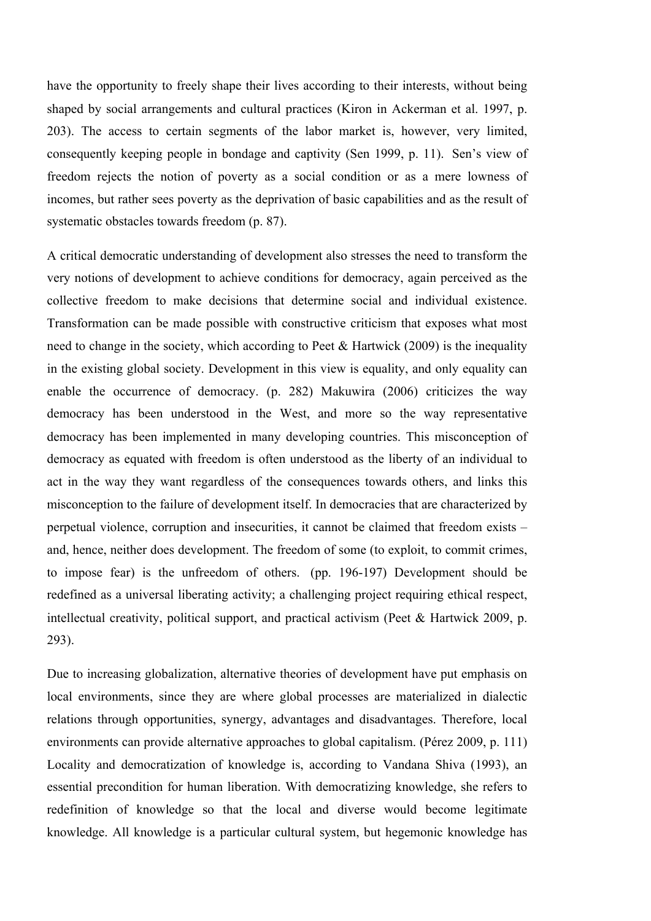have the opportunity to freely shape their lives according to their interests, without being shaped by social arrangements and cultural practices (Kiron in Ackerman et al. 1997, p. 203). The access to certain segments of the labor market is, however, very limited, consequently keeping people in bondage and captivity (Sen 1999, p. 11). Sen's view of freedom rejects the notion of poverty as a social condition or as a mere lowness of incomes, but rather sees poverty as the deprivation of basic capabilities and as the result of systematic obstacles towards freedom (p. 87).

A critical democratic understanding of development also stresses the need to transform the very notions of development to achieve conditions for democracy, again perceived as the collective freedom to make decisions that determine social and individual existence. Transformation can be made possible with constructive criticism that exposes what most need to change in the society, which according to Peet & Hartwick (2009) is the inequality in the existing global society. Development in this view is equality, and only equality can enable the occurrence of democracy. (p. 282) Makuwira (2006) criticizes the way democracy has been understood in the West, and more so the way representative democracy has been implemented in many developing countries. This misconception of democracy as equated with freedom is often understood as the liberty of an individual to act in the way they want regardless of the consequences towards others, and links this misconception to the failure of development itself. In democracies that are characterized by perpetual violence, corruption and insecurities, it cannot be claimed that freedom exists – and, hence, neither does development. The freedom of some (to exploit, to commit crimes, to impose fear) is the unfreedom of others. (pp. 196-197) Development should be redefined as a universal liberating activity; a challenging project requiring ethical respect, intellectual creativity, political support, and practical activism (Peet & Hartwick 2009, p. 293).

Due to increasing globalization, alternative theories of development have put emphasis on local environments, since they are where global processes are materialized in dialectic relations through opportunities, synergy, advantages and disadvantages. Therefore, local environments can provide alternative approaches to global capitalism. (Pérez 2009, p. 111) Locality and democratization of knowledge is, according to Vandana Shiva (1993), an essential precondition for human liberation. With democratizing knowledge, she refers to redefinition of knowledge so that the local and diverse would become legitimate knowledge. All knowledge is a particular cultural system, but hegemonic knowledge has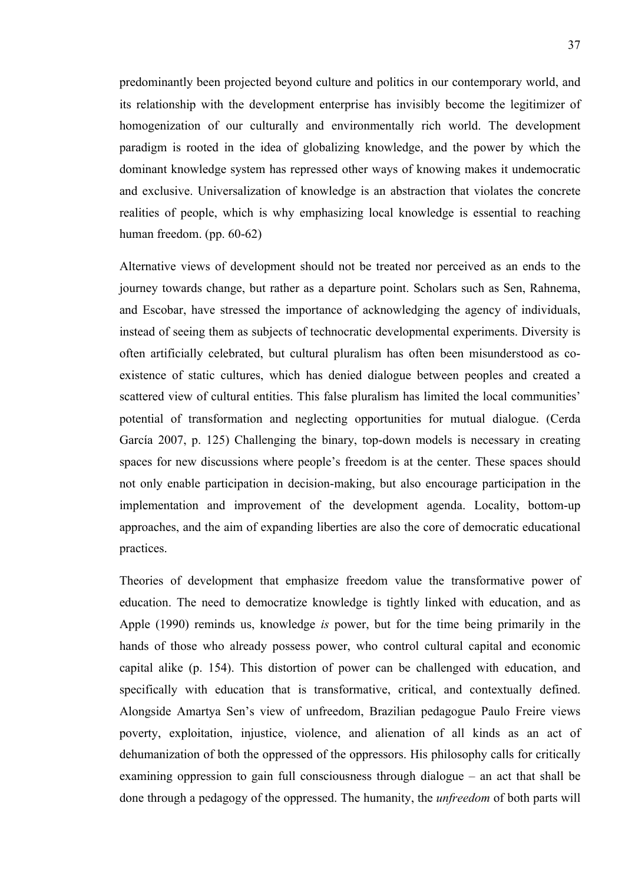predominantly been projected beyond culture and politics in our contemporary world, and its relationship with the development enterprise has invisibly become the legitimizer of homogenization of our culturally and environmentally rich world. The development paradigm is rooted in the idea of globalizing knowledge, and the power by which the dominant knowledge system has repressed other ways of knowing makes it undemocratic and exclusive. Universalization of knowledge is an abstraction that violates the concrete realities of people, which is why emphasizing local knowledge is essential to reaching human freedom. (pp. 60-62)

Alternative views of development should not be treated nor perceived as an ends to the journey towards change, but rather as a departure point. Scholars such as Sen, Rahnema, and Escobar, have stressed the importance of acknowledging the agency of individuals, instead of seeing them as subjects of technocratic developmental experiments. Diversity is often artificially celebrated, but cultural pluralism has often been misunderstood as co-existence of static cultures, which has denied dialogue between peoples and created a scattered view of cultural entities. This false pluralism has limited the local communities' potential of transformation and neglecting opportunities for mutual dialogue. (Cerda García 2007, p. 125) Challenging the binary, top-down models is necessary in creating spaces for new discussions where people's freedom is at the center. These spaces should not only enable participation in decision-making, but also encourage participation in the implementation and improvement of the development agenda. Locality, bottom-up approaches, and the aim of expanding liberties are also the core of democratic educational practices.

Theories of development that emphasize freedom value the transformative power of education. The need to democratize knowledge is tightly linked with education, and as Apple (1990) reminds us, knowledge *is* power, but for the time being primarily in the hands of those who already possess power, who control cultural capital and economic capital alike (p. 154). This distortion of power can be challenged with education, and specifically with education that is transformative, critical, and contextually defined. Alongside Amartya Sen's view of unfreedom, Brazilian pedagogue Paulo Freire views poverty, exploitation, injustice, violence, and alienation of all kinds as an act of dehumanization of both the oppressed of the oppressors. His philosophy calls for critically examining oppression to gain full consciousness through dialogue – an act that shall be done through a pedagogy of the oppressed. The humanity, the *unfreedom* of both parts will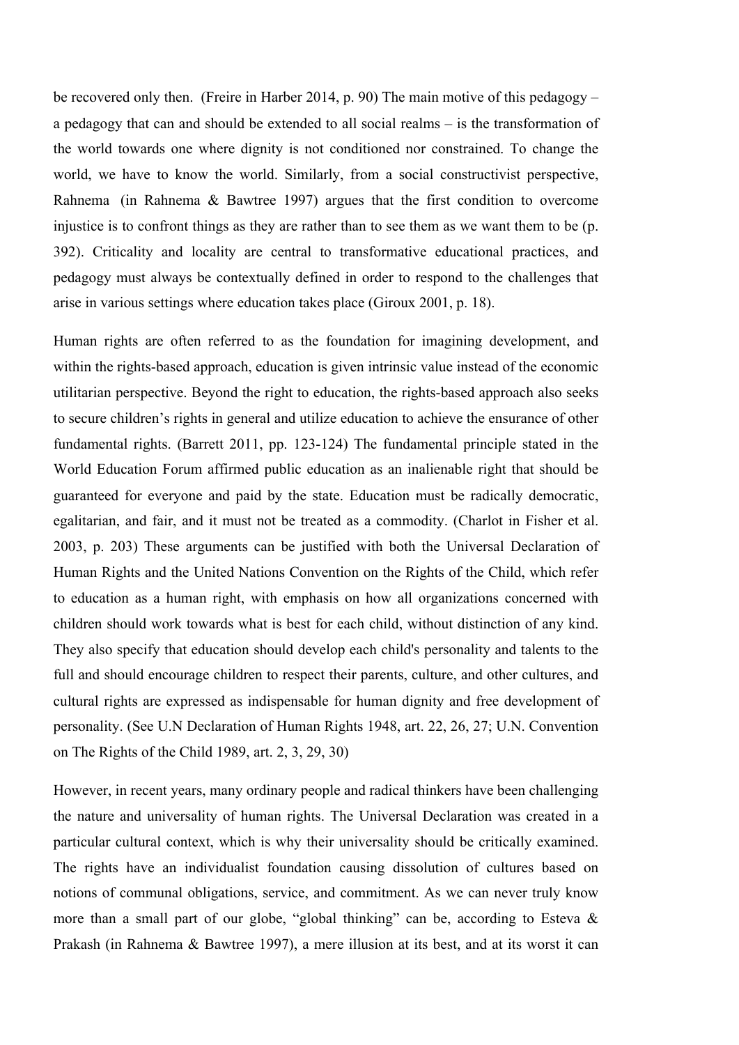be recovered only then. (Freire in Harber 2014, p. 90) The main motive of this pedagogy – a pedagogy that can and should be extended to all social realms – is the transformation of the world towards one where dignity is not conditioned nor constrained. To change the world, we have to know the world. Similarly, from a social constructivist perspective, Rahnema (in Rahnema & Bawtree 1997) argues that the first condition to overcome injustice is to confront things as they are rather than to see them as we want them to be (p. 392). Criticality and locality are central to transformative educational practices, and pedagogy must always be contextually defined in order to respond to the challenges that arise in various settings where education takes place (Giroux 2001, p. 18).

Human rights are often referred to as the foundation for imagining development, and within the rights-based approach, education is given intrinsic value instead of the economic utilitarian perspective. Beyond the right to education, the rights-based approach also seeks to secure children's rights in general and utilize education to achieve the ensurance of other fundamental rights. (Barrett 2011, pp. 123-124) The fundamental principle stated in the World Education Forum affirmed public education as an inalienable right that should be guaranteed for everyone and paid by the state. Education must be radically democratic, egalitarian, and fair, and it must not be treated as a commodity. (Charlot in Fisher et al. 2003, p. 203) These arguments can be justified with both the Universal Declaration of Human Rights and the United Nations Convention on the Rights of the Child, which refer to education as a human right, with emphasis on how all organizations concerned with children should work towards what is best for each child, without distinction of any kind. They also specify that education should develop each child's personality and talents to the full and should encourage children to respect their parents, culture, and other cultures, and cultural rights are expressed as indispensable for human dignity and free development of personality. (See U.N Declaration of Human Rights 1948, art. 22, 26, 27; U.N. Convention on The Rights of the Child 1989, art. 2, 3, 29, 30)

However, in recent years, many ordinary people and radical thinkers have been challenging the nature and universality of human rights. The Universal Declaration was created in a particular cultural context, which is why their universality should be critically examined. The rights have an individualist foundation causing dissolution of cultures based on notions of communal obligations, service, and commitment. As we can never truly know more than a small part of our globe, "global thinking" can be, according to Esteva & Prakash (in Rahnema & Bawtree 1997), a mere illusion at its best, and at its worst it can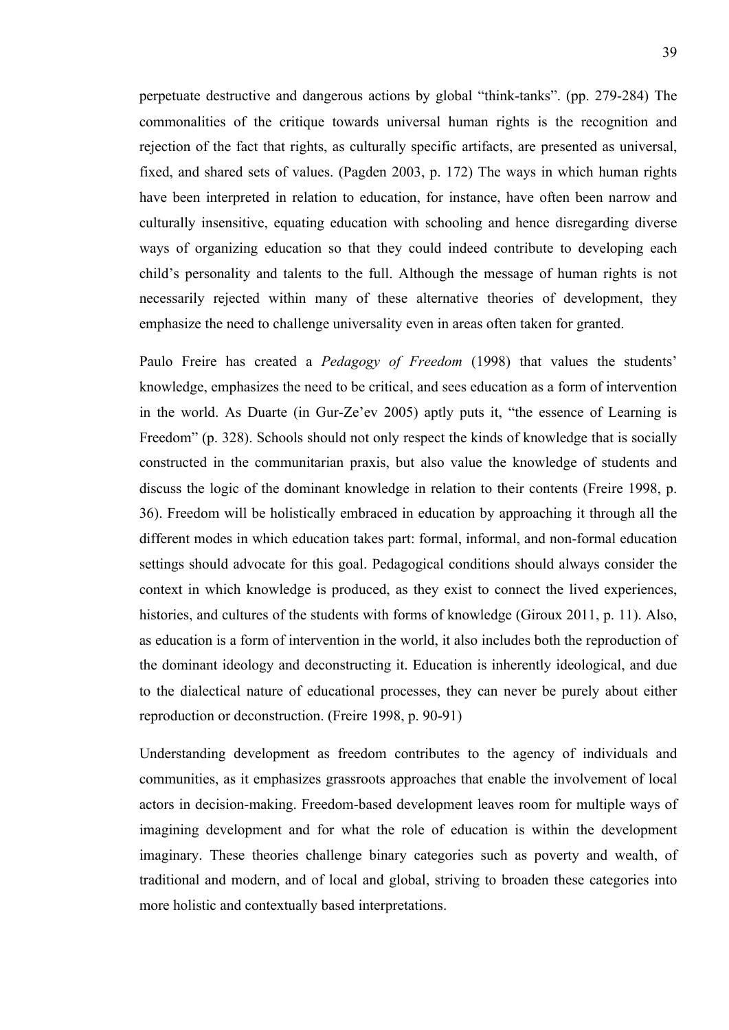perpetuate destructive and dangerous actions by global "think-tanks". (pp. 279-284) The commonalities of the critique towards universal human rights is the recognition and rejection of the fact that rights, as culturally specific artifacts, are presented as universal, fixed, and shared sets of values. (Pagden 2003, p. 172) The ways in which human rights have been interpreted in relation to education, for instance, have often been narrow and culturally insensitive, equating education with schooling and hence disregarding diverse ways of organizing education so that they could indeed contribute to developing each child's personality and talents to the full. Although the message of human rights is not necessarily rejected within many of these alternative theories of development, they emphasize the need to challenge universality even in areas often taken for granted.

Paulo Freire has created a *Pedagogy of Freedom* (1998) that values the students' knowledge, emphasizes the need to be critical, and sees education as a form of intervention in the world. As Duarte (in Gur-Ze'ev 2005) aptly puts it, "the essence of Learning is Freedom" (p. 328). Schools should not only respect the kinds of knowledge that is socially constructed in the communitarian praxis, but also value the knowledge of students and discuss the logic of the dominant knowledge in relation to their contents (Freire 1998, p. 36). Freedom will be holistically embraced in education by approaching it through all the different modes in which education takes part: formal, informal, and non-formal education settings should advocate for this goal. Pedagogical conditions should always consider the context in which knowledge is produced, as they exist to connect the lived experiences, histories, and cultures of the students with forms of knowledge (Giroux 2011, p. 11). Also, as education is a form of intervention in the world, it also includes both the reproduction of the dominant ideology and deconstructing it. Education is inherently ideological, and due to the dialectical nature of educational processes, they can never be purely about either reproduction or deconstruction. (Freire 1998, p. 90-91)

Understanding development as freedom contributes to the agency of individuals and communities, as it emphasizes grassroots approaches that enable the involvement of local actors in decision-making. Freedom-based development leaves room for multiple ways of imagining development and for what the role of education is within the development imaginary. These theories challenge binary categories such as poverty and wealth, of traditional and modern, and of local and global, striving to broaden these categories into more holistic and contextually based interpretations.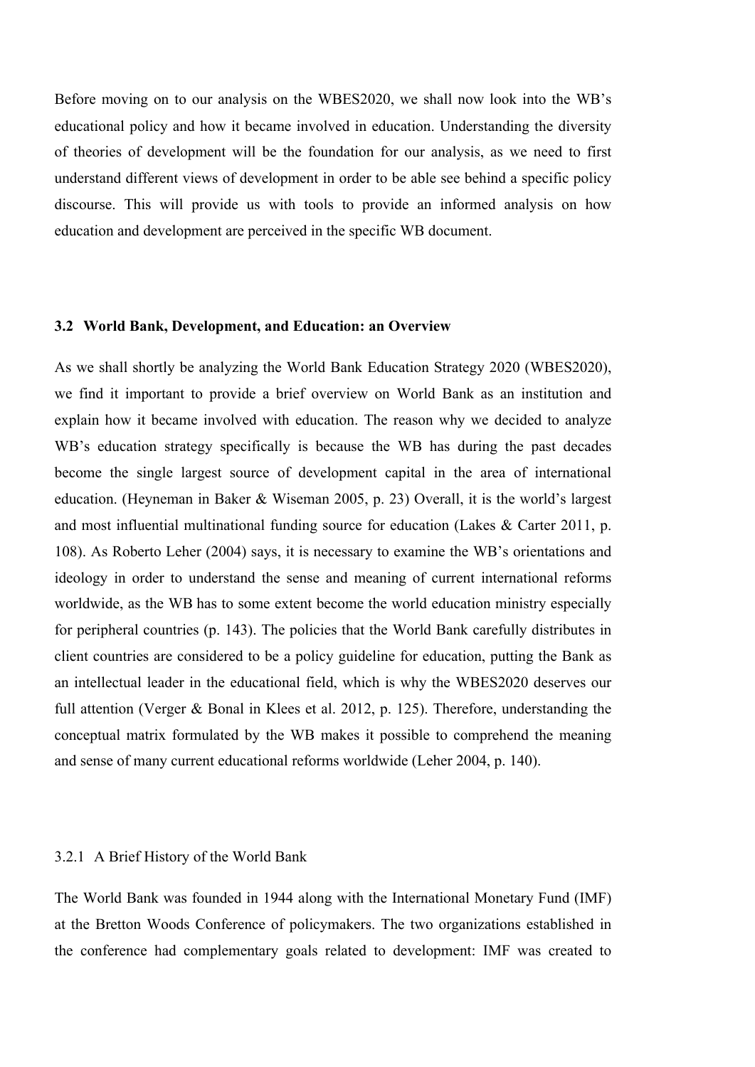Before moving on to our analysis on the WBES2020, we shall now look into the WB's educational policy and how it became involved in education. Understanding the diversity of theories of development will be the foundation for our analysis, as we need to first understand different views of development in order to be able see behind a specific policy discourse. This will provide us with tools to provide an informed analysis on how education and development are perceived in the specific WB document.

## 3.2 World Bank, Development, and Education: an Overview

As we shall shortly be analyzing the World Bank Education Strategy 2020 (WBES2020), we find it important to provide a brief overview on World Bank as an institution and explain how it became involved with education. The reason why we decided to analyze WB's education strategy specifically is because the WB has during the past decades become the single largest source of development capital in the area of international education. (Heyneman in Baker & Wiseman 2005, p. 23) Overall, it is the world's largest and most influential multinational funding source for education (Lakes & Carter 2011, p. 108). As Roberto Leher (2004) says, it is necessary to examine the WB's orientations and ideology in order to understand the sense and meaning of current international reforms worldwide, as the WB has to some extent become the world education ministry especially for peripheral countries (p. 143). The policies that the World Bank carefully distributes in client countries are considered to be a policy guideline for education, putting the Bank as an intellectual leader in the educational field, which is why the WBES2020 deserves our full attention (Verger & Bonal in Klees et al. 2012, p. 125). Therefore, understanding the conceptual matrix formulated by the WB makes it possible to comprehend the meaning and sense of many current educational reforms worldwide (Leher 2004, p. 140).

### 3.2.1 A Brief History of the World Bank

The World Bank was founded in 1944 along with the International Monetary Fund (IMF) at the Bretton Woods Conference of policymakers. The two organizations established in the conference had complementary goals related to development: IMF was created to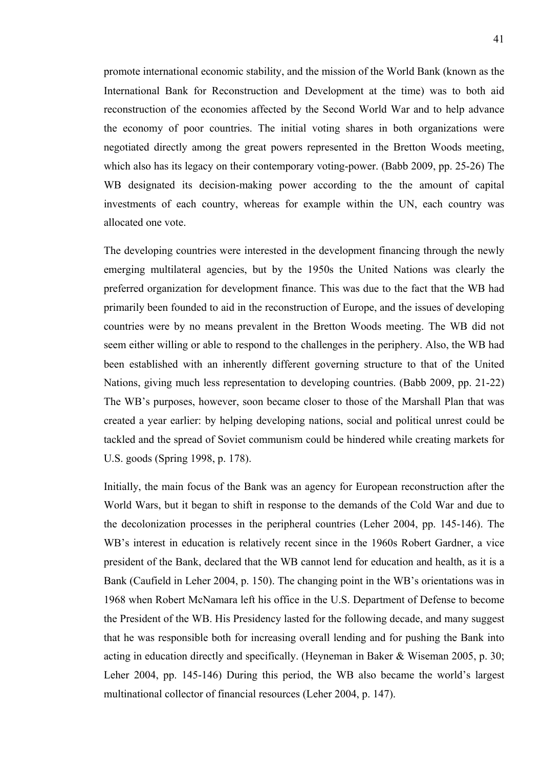promote international economic stability, and the mission of the World Bank (known as the International Bank for Reconstruction and Development at the time) was to both aid reconstruction of the economies affected by the Second World War and to help advance the economy of poor countries. The initial voting shares in both organizations were negotiated directly among the great powers represented in the Bretton Woods meeting, which also has its legacy on their contemporary voting-power. (Babb 2009, pp. 25-26) The WB designated its decision-making power according to the the amount of capital investments of each country, whereas for example within the UN, each country was allocated one vote.

The developing countries were interested in the development financing through the newly emerging multilateral agencies, but by the 1950s the United Nations was clearly the preferred organization for development finance. This was due to the fact that the WB had primarily been founded to aid in the reconstruction of Europe, and the issues of developing countries were by no means prevalent in the Bretton Woods meeting. The WB did not seem either willing or able to respond to the challenges in the periphery. Also, the WB had been established with an inherently different governing structure to that of the United Nations, giving much less representation to developing countries. (Babb 2009, pp. 21-22) The WB's purposes, however, soon became closer to those of the Marshall Plan that was created a year earlier: by helping developing nations, social and political unrest could be tackled and the spread of Soviet communism could be hindered while creating markets for U.S. goods (Spring 1998, p. 178).

Initially, the main focus of the Bank was an agency for European reconstruction after the World Wars, but it began to shift in response to the demands of the Cold War and due to the decolonization processes in the peripheral countries (Leher 2004, pp. 145-146). The WB's interest in education is relatively recent since in the 1960s Robert Gardner, a vice president of the Bank, declared that the WB cannot lend for education and health, as it is a Bank (Caufield in Leher 2004, p. 150). The changing point in the WB's orientations was in 1968 when Robert McNamara left his office in the U.S. Department of Defense to become the President of the WB. His Presidency lasted for the following decade, and many suggest that he was responsible both for increasing overall lending and for pushing the Bank into acting in education directly and specifically. (Heyneman in Baker & Wiseman 2005, p. 30; Leher 2004, pp. 145-146) During this period, the WB also became the world's largest multinational collector of financial resources (Leher 2004, p. 147).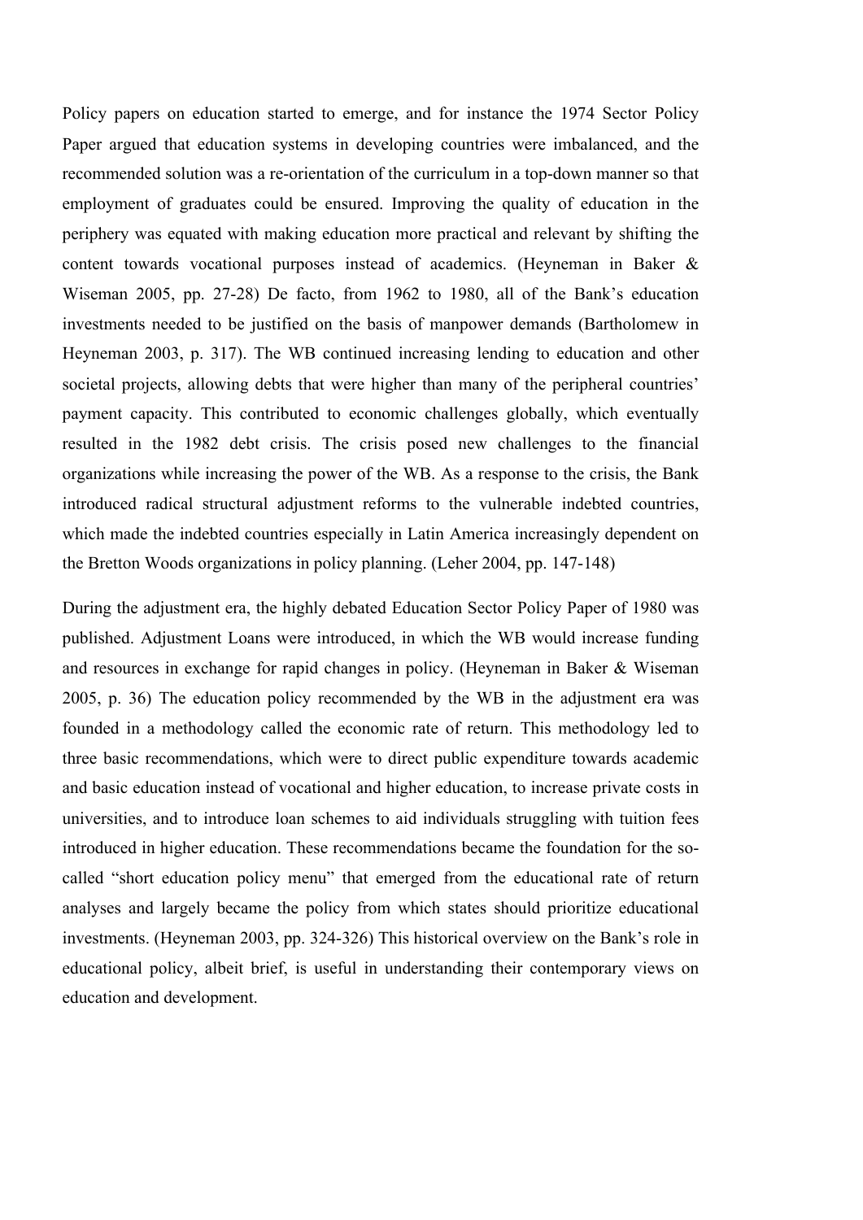Policy papers on education started to emerge, and for instance the 1974 Sector Policy Paper argued that education systems in developing countries were imbalanced, and the recommended solution was a re-orientation of the curriculum in a top-down manner so that employment of graduates could be ensured. Improving the quality of education in the periphery was equated with making education more practical and relevant by shifting the content towards vocational purposes instead of academics. (Heyneman in Baker & Wiseman 2005, pp. 27-28) De facto, from 1962 to 1980, all of the Bank's education investments needed to be justified on the basis of manpower demands (Bartholomew in Heyneman 2003, p. 317). The WB continued increasing lending to education and other societal projects, allowing debts that were higher than many of the peripheral countries' payment capacity. This contributed to economic challenges globally, which eventually resulted in the 1982 debt crisis. The crisis posed new challenges to the financial organizations while increasing the power of the WB. As a response to the crisis, the Bank introduced radical structural adjustment reforms to the vulnerable indebted countries, which made the indebted countries especially in Latin America increasingly dependent on the Bretton Woods organizations in policy planning. (Leher 2004, pp. 147-148)

During the adjustment era, the highly debated Education Sector Policy Paper of 1980 was published. Adjustment Loans were introduced, in which the WB would increase funding and resources in exchange for rapid changes in policy. (Heyneman in Baker & Wiseman 2005, p. 36) The education policy recommended by the WB in the adjustment era was founded in a methodology called the economic rate of return. This methodology led to three basic recommendations, which were to direct public expenditure towards academic and basic education instead of vocational and higher education, to increase private costs in universities, and to introduce loan schemes to aid individuals struggling with tuition fees introduced in higher education. These recommendations became the foundation for the so-called "short education policy menu" that emerged from the educational rate of return analyses and largely became the policy from which states should prioritize educational investments. (Heyneman 2003, pp. 324-326) This historical overview on the Bank's role in educational policy, albeit brief, is useful in understanding their contemporary views on education and development.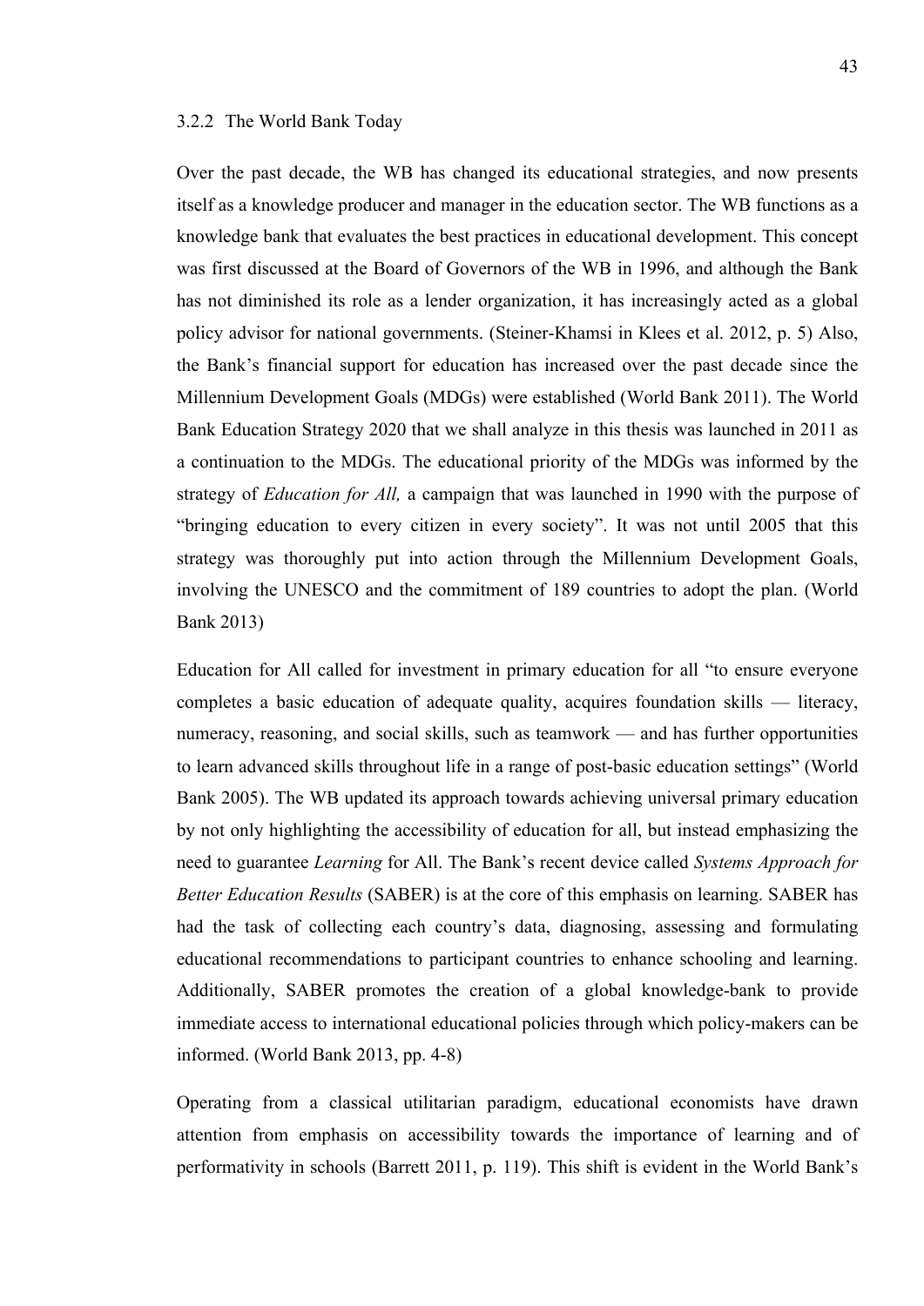### 3.2.2 The World Bank Today

Over the past decade, the WB has changed its educational strategies, and now presents itself as a knowledge producer and manager in the education sector. The WB functions as a knowledge bank that evaluates the best practices in educational development. This concept was first discussed at the Board of Governors of the WB in 1996, and although the Bank has not diminished its role as a lender organization, it has increasingly acted as a global policy advisor for national governments. (Steiner-Khamsi in Klees et al. 2012, p. 5) Also, the Bank's financial support for education has increased over the past decade since the Millennium Development Goals (MDGs) were established (World Bank 2011). The World Bank Education Strategy 2020 that we shall analyze in this thesis was launched in 2011 as a continuation to the MDGs. The educational priority of the MDGs was informed by the strategy of *Education for All,* a campaign that was launched in 1990 with the purpose of "bringing education to every citizen in every society". It was not until 2005 that this strategy was thoroughly put into action through the Millennium Development Goals, involving the UNESCO and the commitment of 189 countries to adopt the plan. (World Bank 2013)

Education for All called for investment in primary education for all "to ensure everyone completes a basic education of adequate quality, acquires foundation skills — literacy, numeracy, reasoning, and social skills, such as teamwork — and has further opportunities to learn advanced skills throughout life in a range of post-basic education settings" (World Bank 2005). The WB updated its approach towards achieving universal primary education by not only highlighting the accessibility of education for all, but instead emphasizing the need to guarantee *Learning* for All. The Bank's recent device called *Systems Approach for Better Education Results* (SABER) is at the core of this emphasis on learning. SABER has had the task of collecting each country's data, diagnosing, assessing and formulating educational recommendations to participant countries to enhance schooling and learning. Additionally, SABER promotes the creation of a global knowledge-bank to provide immediate access to international educational policies through which policy-makers can be informed. (World Bank 2013, pp. 4-8)

Operating from a classical utilitarian paradigm, educational economists have drawn attention from emphasis on accessibility towards the importance of learning and of performativity in schools (Barrett 2011, p. 119). This shift is evident in the World Bank's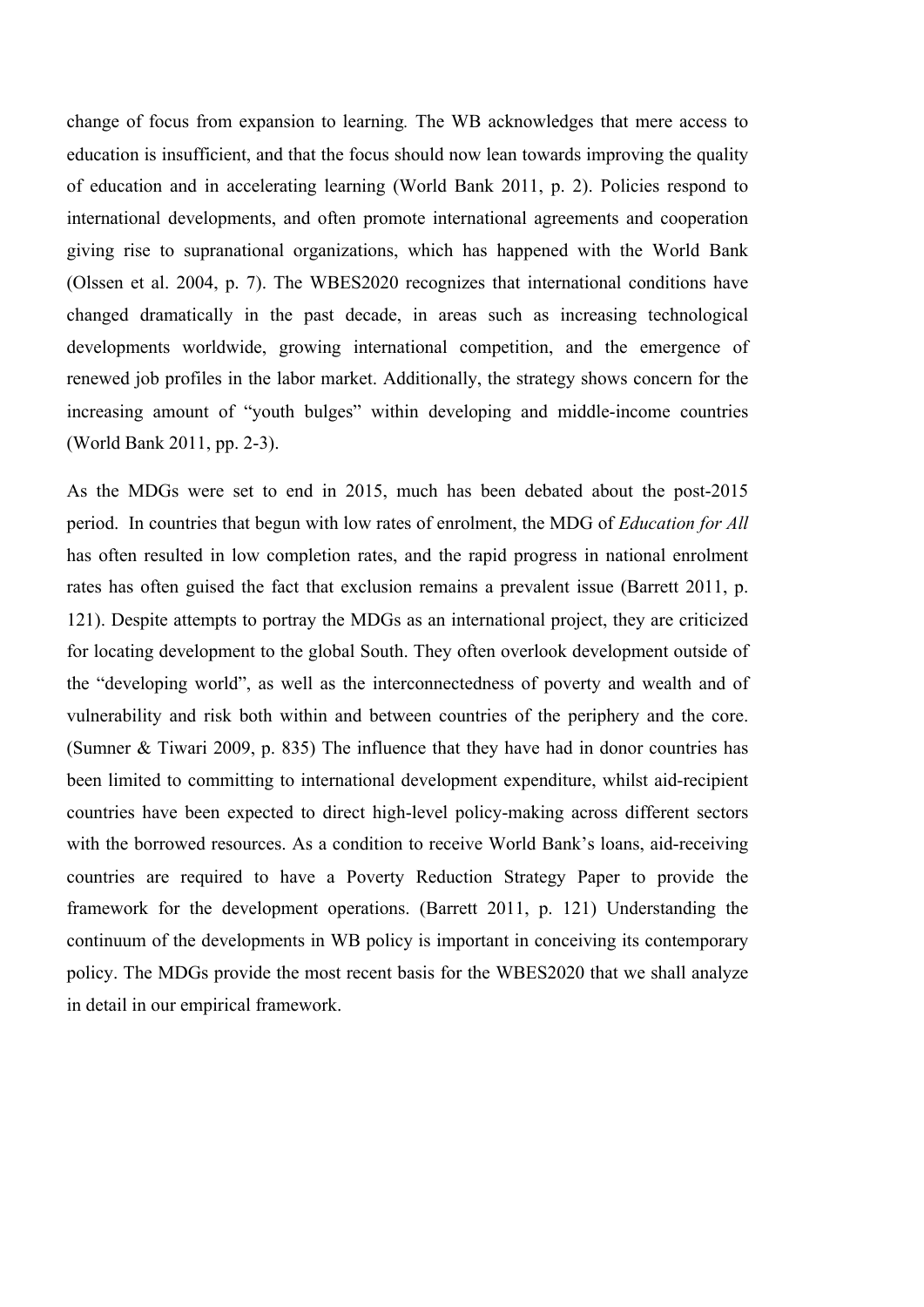change of focus from expansion to learning*.* The WB acknowledges that mere access to education is insufficient, and that the focus should now lean towards improving the quality of education and in accelerating learning (World Bank 2011, p. 2). Policies respond to international developments, and often promote international agreements and cooperation giving rise to supranational organizations, which has happened with the World Bank (Olssen et al. 2004, p. 7). The WBES2020 recognizes that international conditions have changed dramatically in the past decade, in areas such as increasing technological developments worldwide, growing international competition, and the emergence of renewed job profiles in the labor market. Additionally, the strategy shows concern for the increasing amount of "youth bulges" within developing and middle-income countries (World Bank 2011, pp. 2-3).

As the MDGs were set to end in 2015, much has been debated about the post-2015 period. In countries that begun with low rates of enrolment, the MDG of *Education for All* has often resulted in low completion rates, and the rapid progress in national enrolment rates has often guised the fact that exclusion remains a prevalent issue (Barrett 2011, p. 121). Despite attempts to portray the MDGs as an international project, they are criticized for locating development to the global South. They often overlook development outside of the "developing world", as well as the interconnectedness of poverty and wealth and of vulnerability and risk both within and between countries of the periphery and the core. (Sumner & Tiwari 2009, p. 835) The influence that they have had in donor countries has been limited to committing to international development expenditure, whilst aid-recipient countries have been expected to direct high-level policy-making across different sectors with the borrowed resources. As a condition to receive World Bank's loans, aid-receiving countries are required to have a Poverty Reduction Strategy Paper to provide the framework for the development operations. (Barrett 2011, p. 121) Understanding the continuum of the developments in WB policy is important in conceiving its contemporary policy. The MDGs provide the most recent basis for the WBES2020 that we shall analyze in detail in our empirical framework.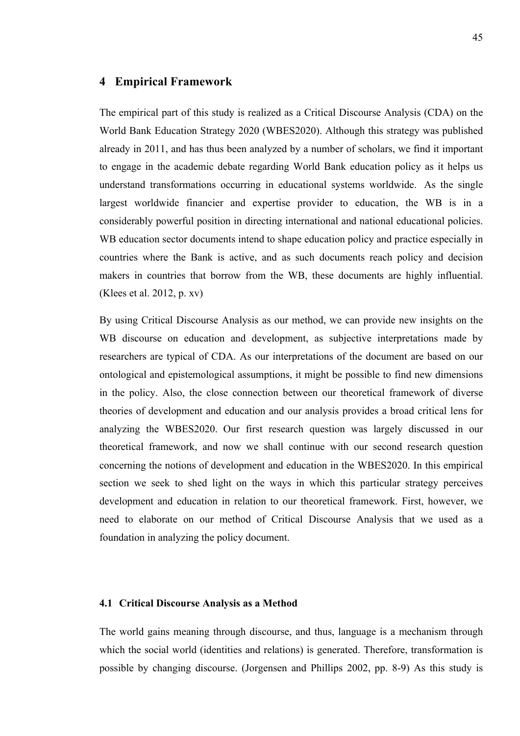# 4 Empirical Framework

The empirical part of this study is realized as a Critical Discourse Analysis (CDA) on the World Bank Education Strategy 2020 (WBES2020). Although this strategy was published already in 2011, and has thus been analyzed by a number of scholars, we find it important to engage in the academic debate regarding World Bank education policy as it helps us understand transformations occurring in educational systems worldwide. As the single largest worldwide financier and expertise provider to education, the WB is in a considerably powerful position in directing international and national educational policies. WB education sector documents intend to shape education policy and practice especially in countries where the Bank is active, and as such documents reach policy and decision makers in countries that borrow from the WB, these documents are highly influential. (Klees et al. 2012, p. xv)

By using Critical Discourse Analysis as our method, we can provide new insights on the WB discourse on education and development, as subjective interpretations made by researchers are typical of CDA. As our interpretations of the document are based on our ontological and epistemological assumptions, it might be possible to find new dimensions in the policy. Also, the close connection between our theoretical framework of diverse theories of development and education and our analysis provides a broad critical lens for analyzing the WBES2020. Our first research question was largely discussed in our theoretical framework, and now we shall continue with our second research question concerning the notions of development and education in the WBES2020. In this empirical section we seek to shed light on the ways in which this particular strategy perceives development and education in relation to our theoretical framework. First, however, we need to elaborate on our method of Critical Discourse Analysis that we used as a foundation in analyzing the policy document.

## 4.1 Critical Discourse Analysis as a Method

The world gains meaning through discourse, and thus, language is a mechanism through which the social world (identities and relations) is generated. Therefore, transformation is possible by changing discourse. (Jorgensen and Phillips 2002, pp. 8-9) As this study is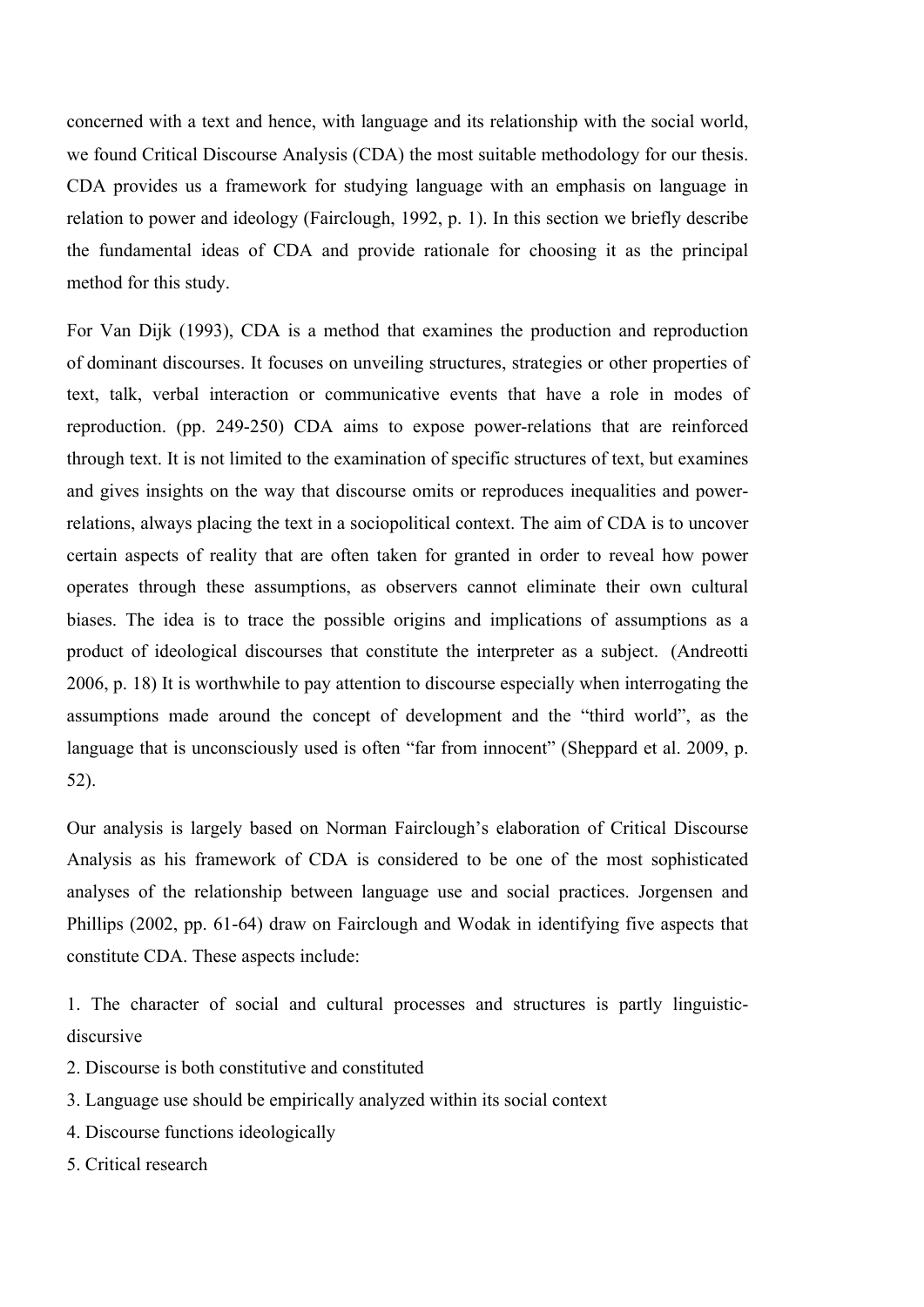concerned with a text and hence, with language and its relationship with the social world, we found Critical Discourse Analysis (CDA) the most suitable methodology for our thesis. CDA provides us a framework for studying language with an emphasis on language in relation to power and ideology (Fairclough, 1992, p. 1). In this section we briefly describe the fundamental ideas of CDA and provide rationale for choosing it as the principal method for this study.

For Van Dijk (1993), CDA is a method that examines the production and reproduction of dominant discourses. It focuses on unveiling structures, strategies or other properties of text, talk, verbal interaction or communicative events that have a role in modes of reproduction. (pp. 249-250) CDA aims to expose power-relations that are reinforced through text. It is not limited to the examination of specific structures of text, but examines and gives insights on the way that discourse omits or reproduces inequalities and power-relations, always placing the text in a sociopolitical context. The aim of CDA is to uncover certain aspects of reality that are often taken for granted in order to reveal how power operates through these assumptions, as observers cannot eliminate their own cultural biases. The idea is to trace the possible origins and implications of assumptions as a product of ideological discourses that constitute the interpreter as a subject. (Andreotti 2006, p. 18) It is worthwhile to pay attention to discourse especially when interrogating the assumptions made around the concept of development and the "third world", as the language that is unconsciously used is often "far from innocent" (Sheppard et al. 2009, p. 52).

Our analysis is largely based on Norman Fairclough's elaboration of Critical Discourse Analysis as his framework of CDA is considered to be one of the most sophisticated analyses of the relationship between language use and social practices. Jorgensen and Phillips (2002, pp. 61-64) draw on Fairclough and Wodak in identifying five aspects that constitute CDA. These aspects include:

1. The character of social and cultural processes and structures is partly linguistic-discursive
2. Discourse is both constitutive and constituted
3. Language use should be empirically analyzed within its social context
4. Discourse functions ideologically
5. Critical research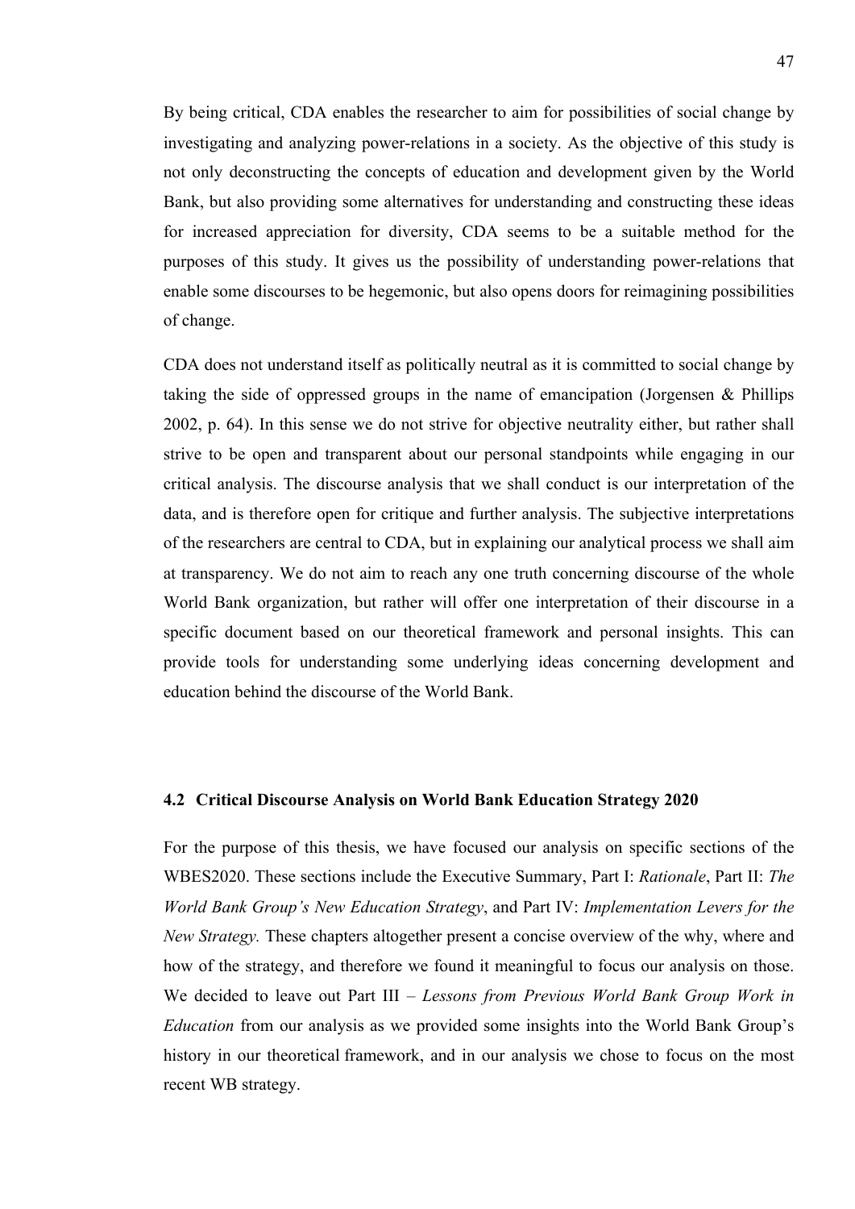By being critical, CDA enables the researcher to aim for possibilities of social change by investigating and analyzing power-relations in a society. As the objective of this study is not only deconstructing the concepts of education and development given by the World Bank, but also providing some alternatives for understanding and constructing these ideas for increased appreciation for diversity, CDA seems to be a suitable method for the purposes of this study. It gives us the possibility of understanding power-relations that enable some discourses to be hegemonic, but also opens doors for reimagining possibilities of change.

CDA does not understand itself as politically neutral as it is committed to social change by taking the side of oppressed groups in the name of emancipation (Jorgensen & Phillips 2002, p. 64). In this sense we do not strive for objective neutrality either, but rather shall strive to be open and transparent about our personal standpoints while engaging in our critical analysis. The discourse analysis that we shall conduct is our interpretation of the data, and is therefore open for critique and further analysis. The subjective interpretations of the researchers are central to CDA, but in explaining our analytical process we shall aim at transparency. We do not aim to reach any one truth concerning discourse of the whole World Bank organization, but rather will offer one interpretation of their discourse in a specific document based on our theoretical framework and personal insights. This can provide tools for understanding some underlying ideas concerning development and education behind the discourse of the World Bank.

### 4.2 Critical Discourse Analysis on World Bank Education Strategy 2020

For the purpose of this thesis, we have focused our analysis on specific sections of the WBES2020. These sections include the Executive Summary, Part I: *Rationale*, Part II: *The World Bank Group's New Education Strategy*, and Part IV: *Implementation Levers for the New Strategy.* These chapters altogether present a concise overview of the why, where and how of the strategy, and therefore we found it meaningful to focus our analysis on those. We decided to leave out Part III – *Lessons from Previous World Bank Group Work in Education* from our analysis as we provided some insights into the World Bank Group's history in our theoretical framework, and in our analysis we chose to focus on the most recent WB strategy.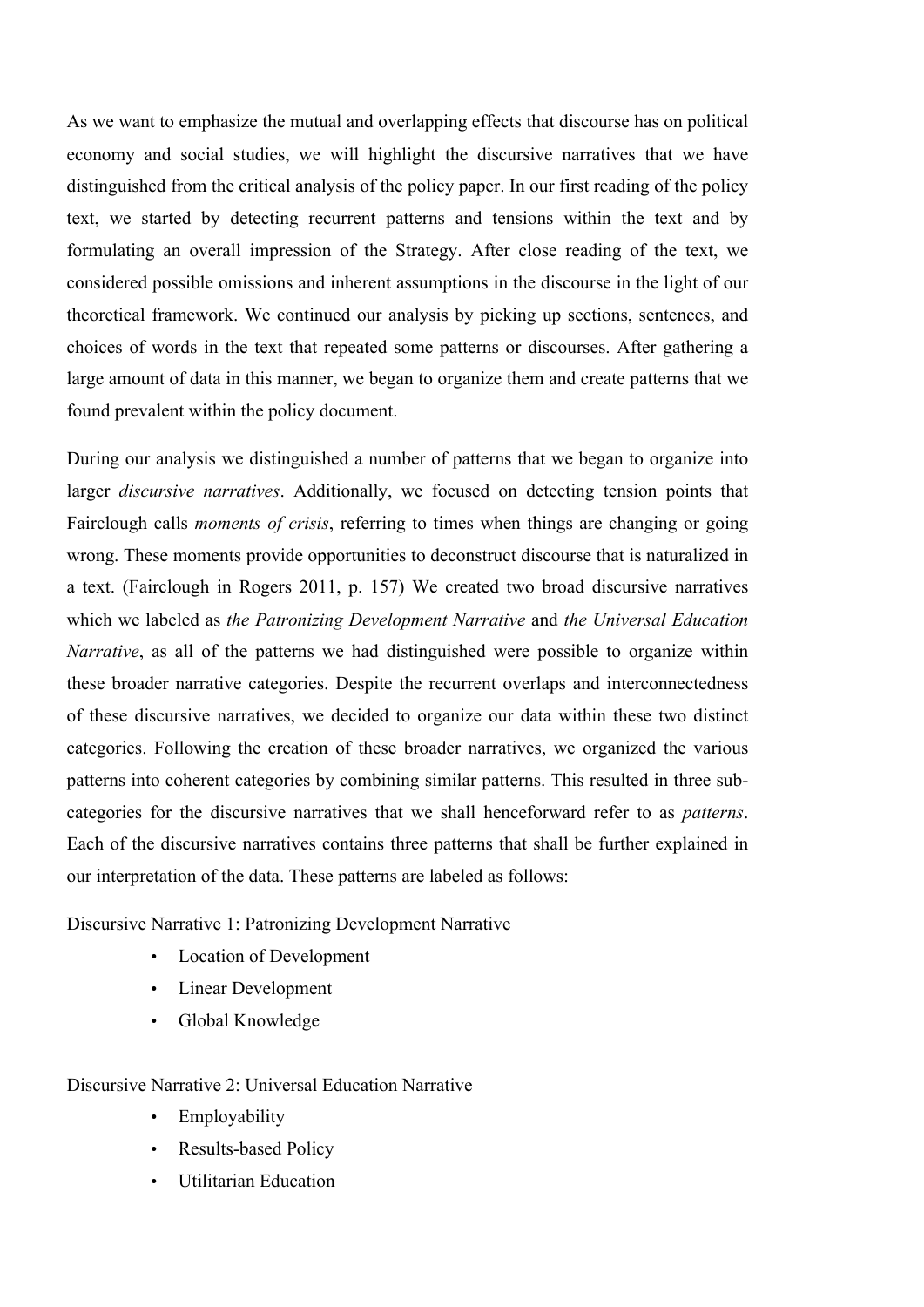As we want to emphasize the mutual and overlapping effects that discourse has on political economy and social studies, we will highlight the discursive narratives that we have distinguished from the critical analysis of the policy paper. In our first reading of the policy text, we started by detecting recurrent patterns and tensions within the text and by formulating an overall impression of the Strategy. After close reading of the text, we considered possible omissions and inherent assumptions in the discourse in the light of our theoretical framework. We continued our analysis by picking up sections, sentences, and choices of words in the text that repeated some patterns or discourses. After gathering a large amount of data in this manner, we began to organize them and create patterns that we found prevalent within the policy document.

During our analysis we distinguished a number of patterns that we began to organize into larger *discursive narratives*. Additionally, we focused on detecting tension points that Fairclough calls *moments of crisis*, referring to times when things are changing or going wrong. These moments provide opportunities to deconstruct discourse that is naturalized in a text. (Fairclough in Rogers 2011, p. 157) We created two broad discursive narratives which we labeled as *the Patronizing Development Narrative* and *the Universal Education Narrative*, as all of the patterns we had distinguished were possible to organize within these broader narrative categories. Despite the recurrent overlaps and interconnectedness of these discursive narratives, we decided to organize our data within these two distinct categories. Following the creation of these broader narratives, we organized the various patterns into coherent categories by combining similar patterns. This resulted in three sub-categories for the discursive narratives that we shall henceforward refer to as *patterns*. Each of the discursive narratives contains three patterns that shall be further explained in our interpretation of the data. These patterns are labeled as follows:

Discursive Narrative 1: Patronizing Development Narrative

- Location of Development
- Linear Development
- Global Knowledge

Discursive Narrative 2: Universal Education Narrative

- Employability
- Results-based Policy
- Utilitarian Education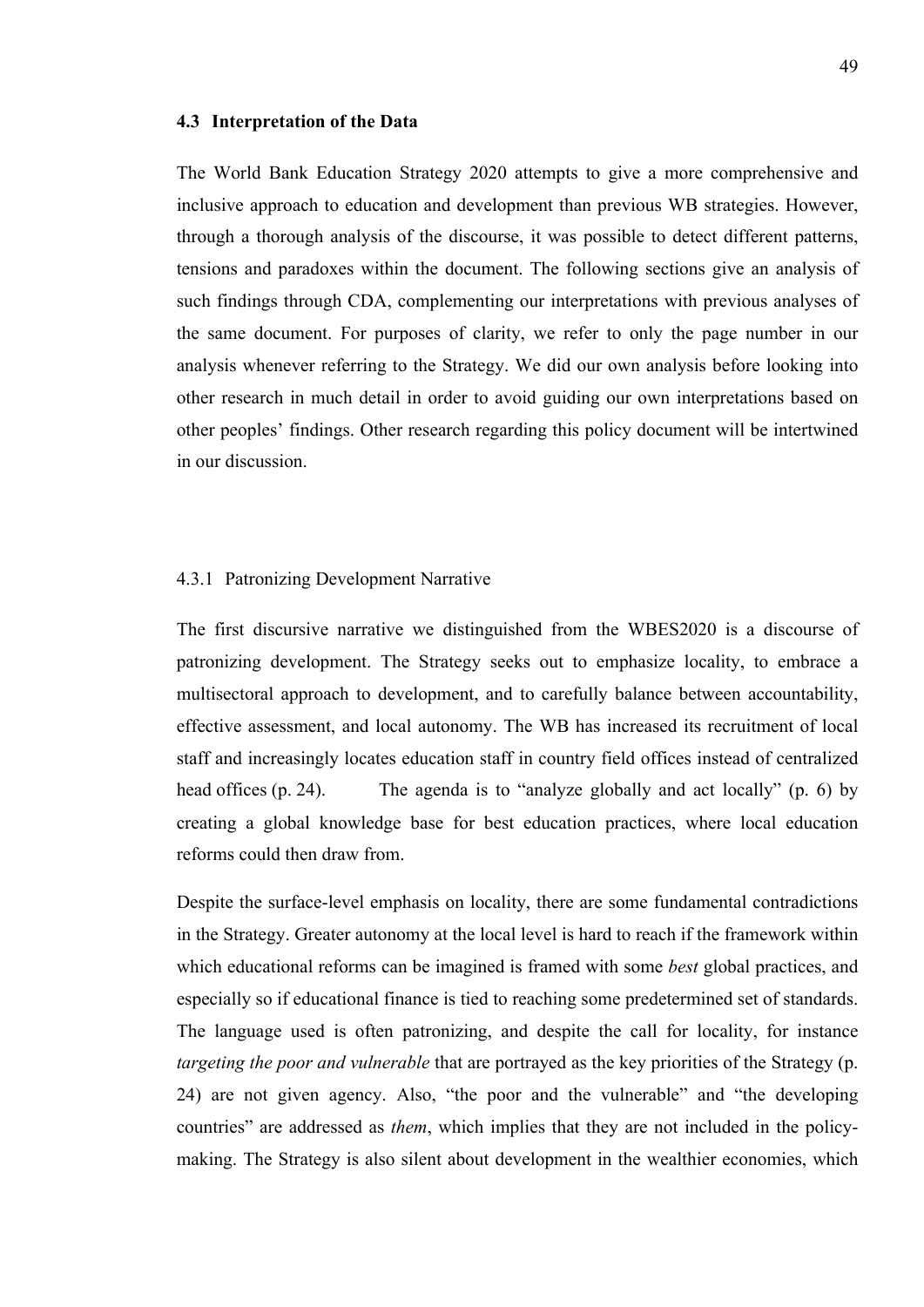### 4.3 Interpretation of the Data

The World Bank Education Strategy 2020 attempts to give a more comprehensive and inclusive approach to education and development than previous WB strategies. However, through a thorough analysis of the discourse, it was possible to detect different patterns, tensions and paradoxes within the document. The following sections give an analysis of such findings through CDA, complementing our interpretations with previous analyses of the same document. For purposes of clarity, we refer to only the page number in our analysis whenever referring to the Strategy. We did our own analysis before looking into other research in much detail in order to avoid guiding our own interpretations based on other peoples' findings. Other research regarding this policy document will be intertwined in our discussion.

#### 4.3.1 Patronizing Development Narrative

The first discursive narrative we distinguished from the WBES2020 is a discourse of patronizing development. The Strategy seeks out to emphasize locality, to embrace a multisectoral approach to development, and to carefully balance between accountability, effective assessment, and local autonomy. The WB has increased its recruitment of local staff and increasingly locates education staff in country field offices instead of centralized head offices (p. 24). The agenda is to "analyze globally and act locally" (p. 6) by creating a global knowledge base for best education practices, where local education reforms could then draw from.

Despite the surface-level emphasis on locality, there are some fundamental contradictions in the Strategy. Greater autonomy at the local level is hard to reach if the framework within which educational reforms can be imagined is framed with some *best* global practices, and especially so if educational finance is tied to reaching some predetermined set of standards. The language used is often patronizing, and despite the call for locality, for instance *targeting the poor and vulnerable* that are portrayed as the key priorities of the Strategy (p. 24) are not given agency. Also, "the poor and the vulnerable" and "the developing countries" are addressed as *them*, which implies that they are not included in the policy-making. The Strategy is also silent about development in the wealthier economies, which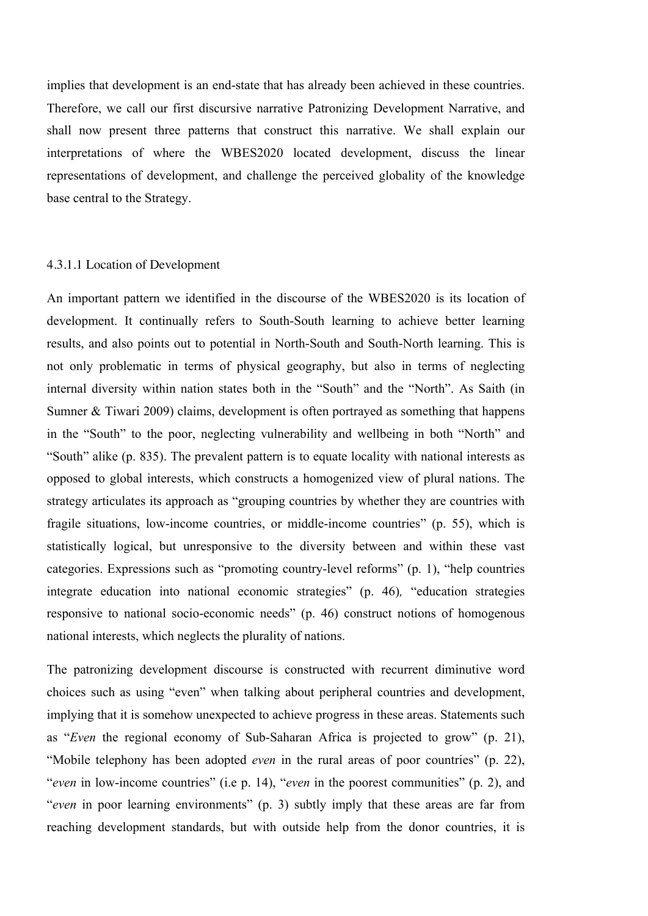implies that development is an end-state that has already been achieved in these countries. Therefore, we call our first discursive narrative Patronizing Development Narrative, and shall now present three patterns that construct this narrative. We shall explain our interpretations of where the WBES2020 located development, discuss the linear representations of development, and challenge the perceived globality of the knowledge base central to the Strategy.

#### 4.3.1.1 Location of Development

An important pattern we identified in the discourse of the WBES2020 is its location of development. It continually refers to South-South learning to achieve better learning results, and also points out to potential in North-South and South-North learning. This is not only problematic in terms of physical geography, but also in terms of neglecting internal diversity within nation states both in the "South" and the "North". As Saith (in Sumner & Tiwari 2009) claims, development is often portrayed as something that happens in the "South" to the poor, neglecting vulnerability and wellbeing in both "North" and "South" alike (p. 835). The prevalent pattern is to equate locality with national interests as opposed to global interests, which constructs a homogenized view of plural nations. The strategy articulates its approach as "grouping countries by whether they are countries with fragile situations, low-income countries, or middle-income countries" (p. 55), which is statistically logical, but unresponsive to the diversity between and within these vast categories. Expressions such as "promoting country-level reforms" (p. 1), "help countries integrate education into national economic strategies" (p. 46), "education strategies responsive to national socio-economic needs" (p. 46) construct notions of homogenous national interests, which neglects the plurality of nations.

The patronizing development discourse is constructed with recurrent diminutive word choices such as using "even" when talking about peripheral countries and development, implying that it is somehow unexpected to achieve progress in these areas. Statements such as "*Even* the regional economy of Sub-Saharan Africa is projected to grow" (p. 21), "Mobile telephony has been adopted *even* in the rural areas of poor countries" (p. 22), "*even* in low-income countries" (i.e p. 14), "*even* in the poorest communities" (p. 2), and "*even* in poor learning environments" (p. 3) subtly imply that these areas are far from reaching development standards, but with outside help from the donor countries, it is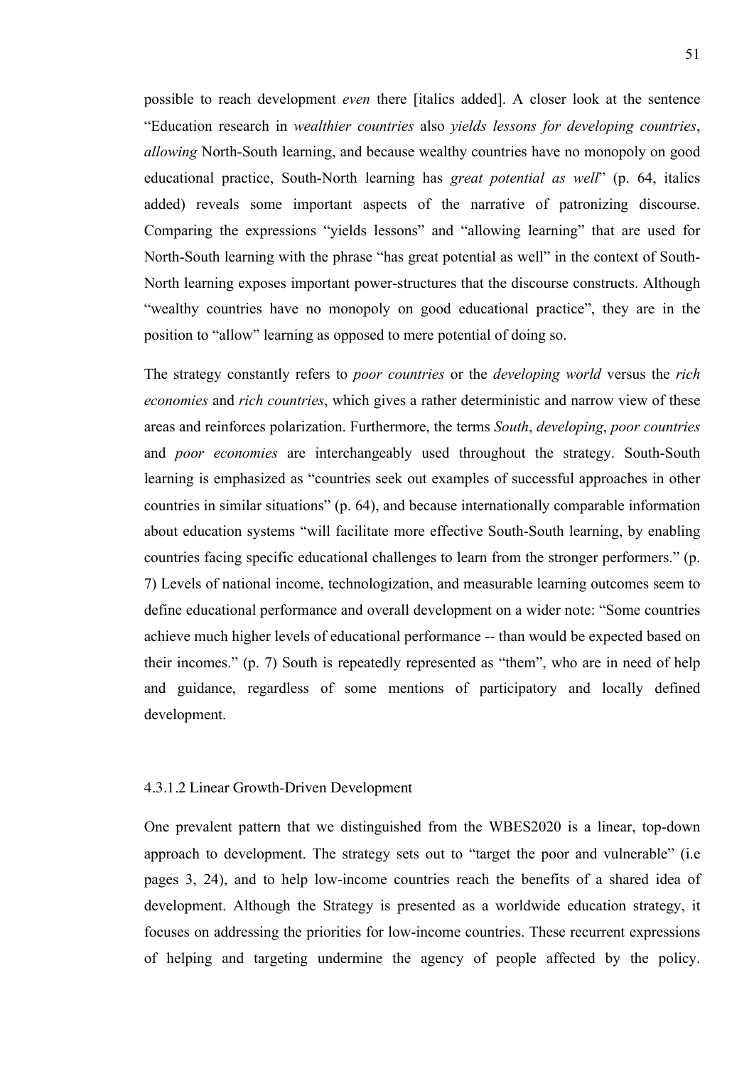possible to reach development *even* there [italics added]. A closer look at the sentence "Education research in *wealthier countries* also *yields lessons for developing countries*, *allowing* North-South learning, and because wealthy countries have no monopoly on good educational practice, South-North learning has *great potential as well*" (p. 64, italics added) reveals some important aspects of the narrative of patronizing discourse. Comparing the expressions "yields lessons" and "allowing learning" that are used for North-South learning with the phrase "has great potential as well" in the context of South-North learning exposes important power-structures that the discourse constructs. Although "wealthy countries have no monopoly on good educational practice", they are in the position to "allow" learning as opposed to mere potential of doing so.

The strategy constantly refers to *poor countries* or the *developing world* versus the *rich economies* and *rich countries*, which gives a rather deterministic and narrow view of these areas and reinforces polarization. Furthermore, the terms *South*, *developing*, *poor countries* and *poor economies* are interchangeably used throughout the strategy. South-South learning is emphasized as "countries seek out examples of successful approaches in other countries in similar situations" (p. 64), and because internationally comparable information about education systems "will facilitate more effective South-South learning, by enabling countries facing specific educational challenges to learn from the stronger performers." (p. 7) Levels of national income, technologization, and measurable learning outcomes seem to define educational performance and overall development on a wider note: "Some countries achieve much higher levels of educational performance -- than would be expected based on their incomes." (p. 7) South is repeatedly represented as "them", who are in need of help and guidance, regardless of some mentions of participatory and locally defined development.

#### 4.3.1.2 Linear Growth-Driven Development

One prevalent pattern that we distinguished from the WBES2020 is a linear, top-down approach to development. The strategy sets out to "target the poor and vulnerable" (i.e pages 3, 24), and to help low-income countries reach the benefits of a shared idea of development. Although the Strategy is presented as a worldwide education strategy, it focuses on addressing the priorities for low-income countries. These recurrent expressions of helping and targeting undermine the agency of people affected by the policy.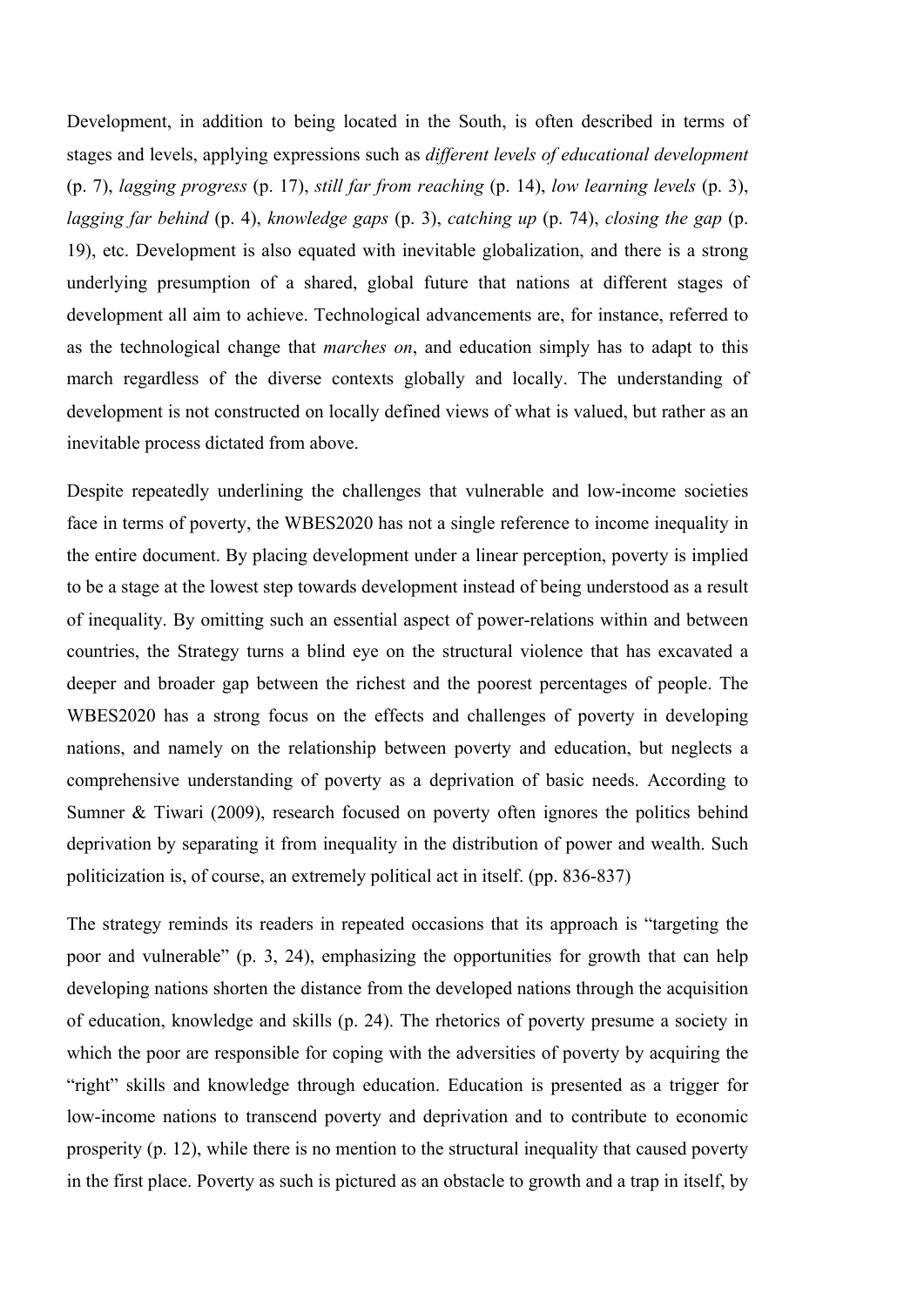Development, in addition to being located in the South, is often described in terms of stages and levels, applying expressions such as *different levels of educational development* (p. 7), *lagging progress* (p. 17), *still far from reaching* (p. 14), *low learning levels* (p. 3), *lagging far behind* (p. 4), *knowledge gaps* (p. 3), *catching up* (p. 74), *closing the gap* (p. 19), etc. Development is also equated with inevitable globalization, and there is a strong underlying presumption of a shared, global future that nations at different stages of development all aim to achieve. Technological advancements are, for instance, referred to as the technological change that *marches on*, and education simply has to adapt to this march regardless of the diverse contexts globally and locally. The understanding of development is not constructed on locally defined views of what is valued, but rather as an inevitable process dictated from above.

Despite repeatedly underlining the challenges that vulnerable and low-income societies face in terms of poverty, the WBES2020 has not a single reference to income inequality in the entire document. By placing development under a linear perception, poverty is implied to be a stage at the lowest step towards development instead of being understood as a result of inequality. By omitting such an essential aspect of power-relations within and between countries, the Strategy turns a blind eye on the structural violence that has excavated a deeper and broader gap between the richest and the poorest percentages of people. The WBES2020 has a strong focus on the effects and challenges of poverty in developing nations, and namely on the relationship between poverty and education, but neglects a comprehensive understanding of poverty as a deprivation of basic needs. According to Sumner & Tiwari (2009), research focused on poverty often ignores the politics behind deprivation by separating it from inequality in the distribution of power and wealth. Such politicization is, of course, an extremely political act in itself. (pp. 836-837)

The strategy reminds its readers in repeated occasions that its approach is "targeting the poor and vulnerable" (p. 3, 24), emphasizing the opportunities for growth that can help developing nations shorten the distance from the developed nations through the acquisition of education, knowledge and skills (p. 24). The rhetorics of poverty presume a society in which the poor are responsible for coping with the adversities of poverty by acquiring the "right" skills and knowledge through education. Education is presented as a trigger for low-income nations to transcend poverty and deprivation and to contribute to economic prosperity (p. 12), while there is no mention to the structural inequality that caused poverty in the first place. Poverty as such is pictured as an obstacle to growth and a trap in itself, by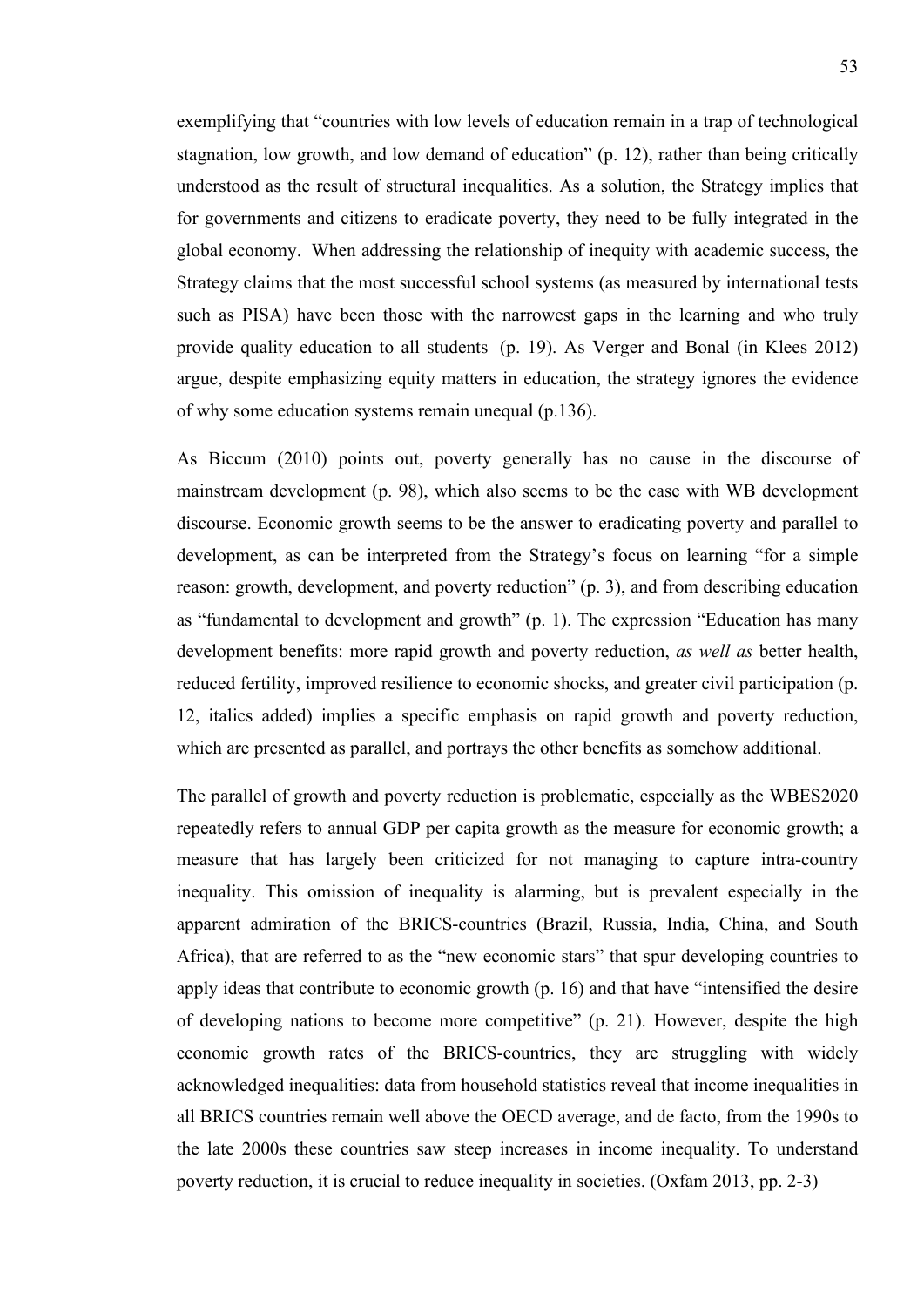exemplifying that "countries with low levels of education remain in a trap of technological stagnation, low growth, and low demand of education" (p. 12), rather than being critically understood as the result of structural inequalities. As a solution, the Strategy implies that for governments and citizens to eradicate poverty, they need to be fully integrated in the global economy. When addressing the relationship of inequity with academic success, the Strategy claims that the most successful school systems (as measured by international tests such as PISA) have been those with the narrowest gaps in the learning and who truly provide quality education to all students (p. 19). As Verger and Bonal (in Klees 2012) argue, despite emphasizing equity matters in education, the strategy ignores the evidence of why some education systems remain unequal (p.136).

As Biccum (2010) points out, poverty generally has no cause in the discourse of mainstream development (p. 98), which also seems to be the case with WB development discourse. Economic growth seems to be the answer to eradicating poverty and parallel to development, as can be interpreted from the Strategy's focus on learning "for a simple reason: growth, development, and poverty reduction" (p. 3), and from describing education as "fundamental to development and growth" (p. 1). The expression "Education has many development benefits: more rapid growth and poverty reduction, *as well as* better health, reduced fertility, improved resilience to economic shocks, and greater civil participation (p. 12, italics added) implies a specific emphasis on rapid growth and poverty reduction, which are presented as parallel, and portrays the other benefits as somehow additional.

The parallel of growth and poverty reduction is problematic, especially as the WBES2020 repeatedly refers to annual GDP per capita growth as the measure for economic growth; a measure that has largely been criticized for not managing to capture intra-country inequality. This omission of inequality is alarming, but is prevalent especially in the apparent admiration of the BRICS-countries (Brazil, Russia, India, China, and South Africa), that are referred to as the "new economic stars" that spur developing countries to apply ideas that contribute to economic growth (p. 16) and that have "intensified the desire of developing nations to become more competitive" (p. 21). However, despite the high economic growth rates of the BRICS-countries, they are struggling with widely acknowledged inequalities: data from household statistics reveal that income inequalities in all BRICS countries remain well above the OECD average, and de facto, from the 1990s to the late 2000s these countries saw steep increases in income inequality. To understand poverty reduction, it is crucial to reduce inequality in societies. (Oxfam 2013, pp. 2-3)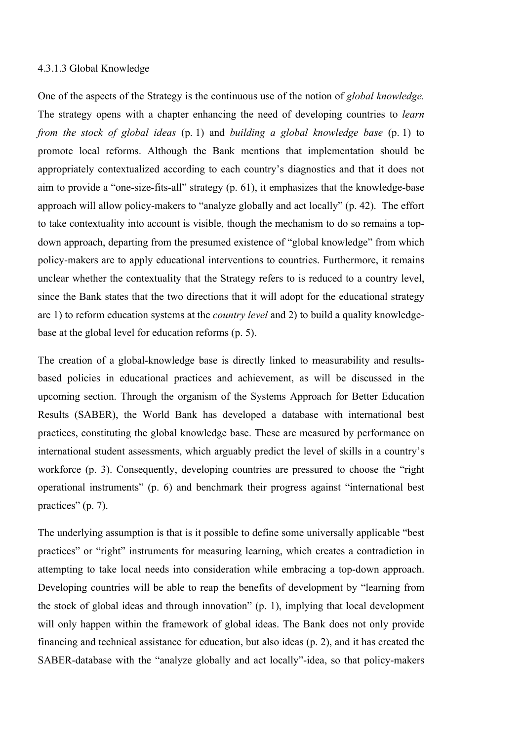#### 4.3.1.3 Global Knowledge

One of the aspects of the Strategy is the continuous use of the notion of *global knowledge.* The strategy opens with a chapter enhancing the need of developing countries to *learn from the stock of global ideas* (p. 1) and *building a global knowledge base* (p. 1) to promote local reforms. Although the Bank mentions that implementation should be appropriately contextualized according to each country's diagnostics and that it does not aim to provide a "one-size-fits-all" strategy (p. 61), it emphasizes that the knowledge-base approach will allow policy-makers to "analyze globally and act locally" (p. 42). The effort to take contextuality into account is visible, though the mechanism to do so remains a top-down approach, departing from the presumed existence of "global knowledge" from which policy-makers are to apply educational interventions to countries. Furthermore, it remains unclear whether the contextuality that the Strategy refers to is reduced to a country level, since the Bank states that the two directions that it will adopt for the educational strategy are 1) to reform education systems at the *country level* and 2) to build a quality knowledge-base at the global level for education reforms (p. 5).

The creation of a global-knowledge base is directly linked to measurability and results-based policies in educational practices and achievement, as will be discussed in the upcoming section. Through the organism of the Systems Approach for Better Education Results (SABER), the World Bank has developed a database with international best practices, constituting the global knowledge base. These are measured by performance on international student assessments, which arguably predict the level of skills in a country's workforce (p. 3). Consequently, developing countries are pressured to choose the "right operational instruments" (p. 6) and benchmark their progress against "international best practices" (p. 7).

The underlying assumption is that is it possible to define some universally applicable "best practices" or "right" instruments for measuring learning, which creates a contradiction in attempting to take local needs into consideration while embracing a top-down approach. Developing countries will be able to reap the benefits of development by "learning from the stock of global ideas and through innovation" (p. 1), implying that local development will only happen within the framework of global ideas. The Bank does not only provide financing and technical assistance for education, but also ideas (p. 2), and it has created the SABER-database with the "analyze globally and act locally"-idea, so that policy-makers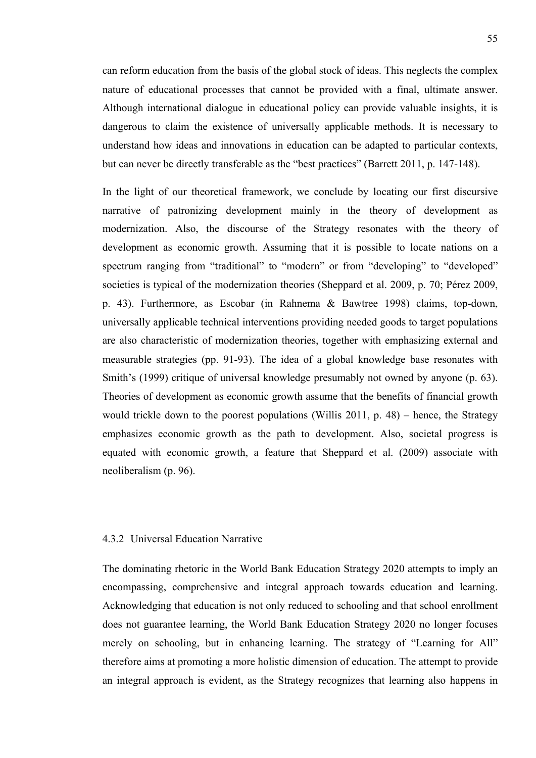can reform education from the basis of the global stock of ideas. This neglects the complex nature of educational processes that cannot be provided with a final, ultimate answer. Although international dialogue in educational policy can provide valuable insights, it is dangerous to claim the existence of universally applicable methods. It is necessary to understand how ideas and innovations in education can be adapted to particular contexts, but can never be directly transferable as the "best practices" (Barrett 2011, p. 147-148).

In the light of our theoretical framework, we conclude by locating our first discursive narrative of patronizing development mainly in the theory of development as modernization. Also, the discourse of the Strategy resonates with the theory of development as economic growth. Assuming that it is possible to locate nations on a spectrum ranging from "traditional" to "modern" or from "developing" to "developed" societies is typical of the modernization theories (Sheppard et al. 2009, p. 70; Pérez 2009, p. 43). Furthermore, as Escobar (in Rahnema & Bawtree 1998) claims, top-down, universally applicable technical interventions providing needed goods to target populations are also characteristic of modernization theories, together with emphasizing external and measurable strategies (pp. 91-93). The idea of a global knowledge base resonates with Smith's (1999) critique of universal knowledge presumably not owned by anyone (p. 63). Theories of development as economic growth assume that the benefits of financial growth would trickle down to the poorest populations (Willis 2011, p. 48) – hence, the Strategy emphasizes economic growth as the path to development. Also, societal progress is equated with economic growth, a feature that Sheppard et al. (2009) associate with neoliberalism (p. 96).

### 4.3.2 Universal Education Narrative

The dominating rhetoric in the World Bank Education Strategy 2020 attempts to imply an encompassing, comprehensive and integral approach towards education and learning. Acknowledging that education is not only reduced to schooling and that school enrollment does not guarantee learning, the World Bank Education Strategy 2020 no longer focuses merely on schooling, but in enhancing learning. The strategy of "Learning for All" therefore aims at promoting a more holistic dimension of education. The attempt to provide an integral approach is evident, as the Strategy recognizes that learning also happens in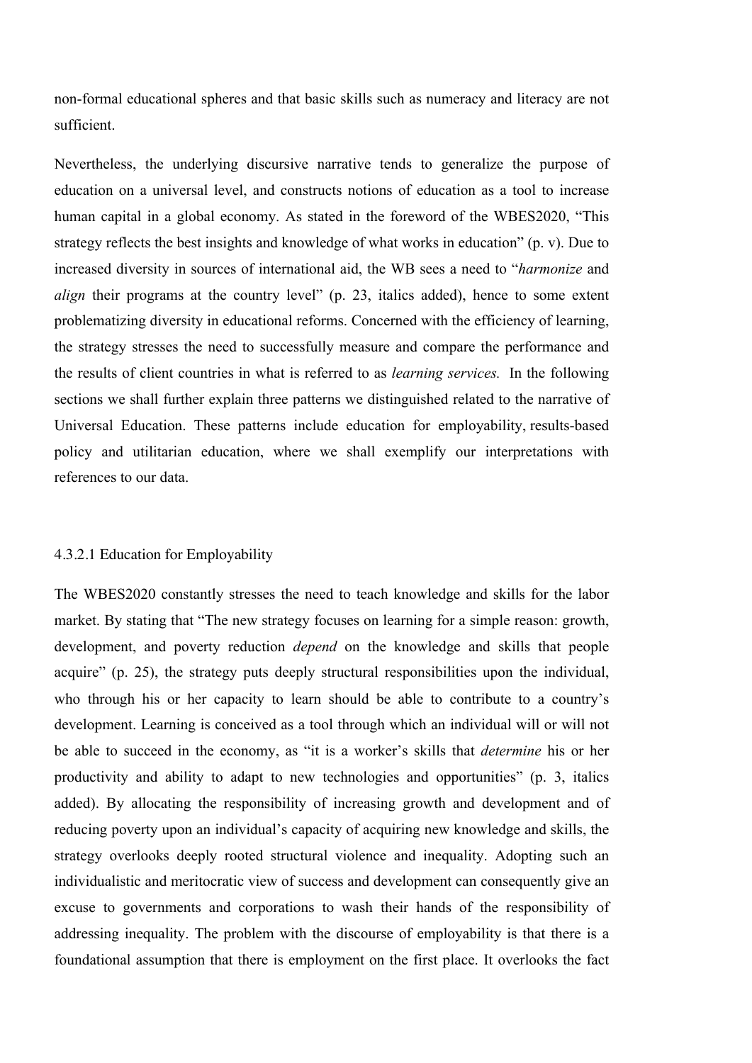non-formal educational spheres and that basic skills such as numeracy and literacy are not sufficient.

Nevertheless, the underlying discursive narrative tends to generalize the purpose of education on a universal level, and constructs notions of education as a tool to increase human capital in a global economy. As stated in the foreword of the WBES2020, "This strategy reflects the best insights and knowledge of what works in education" (p. v). Due to increased diversity in sources of international aid, the WB sees a need to "*harmonize* and *align* their programs at the country level" (p. 23, italics added), hence to some extent problematizing diversity in educational reforms. Concerned with the efficiency of learning, the strategy stresses the need to successfully measure and compare the performance and the results of client countries in what is referred to as *learning services.* In the following sections we shall further explain three patterns we distinguished related to the narrative of Universal Education. These patterns include education for employability, results-based policy and utilitarian education, where we shall exemplify our interpretations with references to our data.

#### 4.3.2.1 Education for Employability

The WBES2020 constantly stresses the need to teach knowledge and skills for the labor market. By stating that "The new strategy focuses on learning for a simple reason: growth, development, and poverty reduction *depend* on the knowledge and skills that people acquire" (p. 25), the strategy puts deeply structural responsibilities upon the individual, who through his or her capacity to learn should be able to contribute to a country's development. Learning is conceived as a tool through which an individual will or will not be able to succeed in the economy, as "it is a worker's skills that *determine* his or her productivity and ability to adapt to new technologies and opportunities" (p. 3, italics added). By allocating the responsibility of increasing growth and development and of reducing poverty upon an individual's capacity of acquiring new knowledge and skills, the strategy overlooks deeply rooted structural violence and inequality. Adopting such an individualistic and meritocratic view of success and development can consequently give an excuse to governments and corporations to wash their hands of the responsibility of addressing inequality. The problem with the discourse of employability is that there is a foundational assumption that there is employment on the first place. It overlooks the fact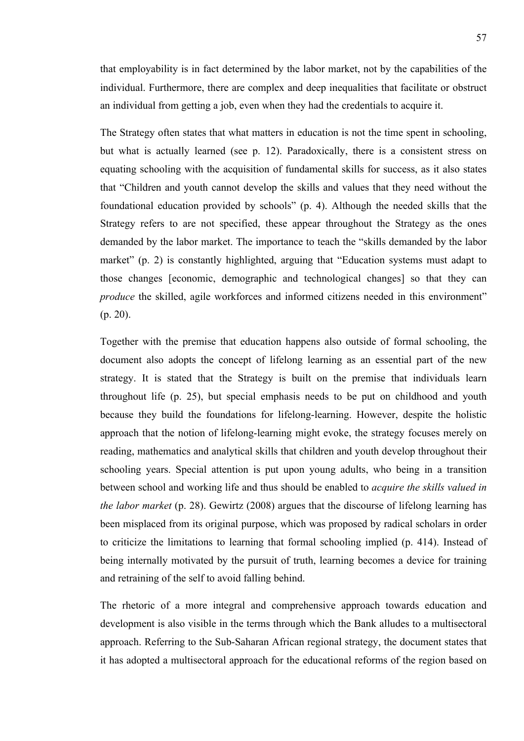that employability is in fact determined by the labor market, not by the capabilities of the individual. Furthermore, there are complex and deep inequalities that facilitate or obstruct an individual from getting a job, even when they had the credentials to acquire it.

The Strategy often states that what matters in education is not the time spent in schooling, but what is actually learned (see p. 12). Paradoxically, there is a consistent stress on equating schooling with the acquisition of fundamental skills for success, as it also states that "Children and youth cannot develop the skills and values that they need without the foundational education provided by schools" (p. 4). Although the needed skills that the Strategy refers to are not specified, these appear throughout the Strategy as the ones demanded by the labor market. The importance to teach the "skills demanded by the labor market" (p. 2) is constantly highlighted, arguing that "Education systems must adapt to those changes [economic, demographic and technological changes] so that they can *produce* the skilled, agile workforces and informed citizens needed in this environment" (p. 20).

Together with the premise that education happens also outside of formal schooling, the document also adopts the concept of lifelong learning as an essential part of the new strategy. It is stated that the Strategy is built on the premise that individuals learn throughout life (p. 25), but special emphasis needs to be put on childhood and youth because they build the foundations for lifelong-learning. However, despite the holistic approach that the notion of lifelong-learning might evoke, the strategy focuses merely on reading, mathematics and analytical skills that children and youth develop throughout their schooling years. Special attention is put upon young adults, who being in a transition between school and working life and thus should be enabled to *acquire the skills valued in the labor market* (p. 28). Gewirtz (2008) argues that the discourse of lifelong learning has been misplaced from its original purpose, which was proposed by radical scholars in order to criticize the limitations to learning that formal schooling implied (p. 414). Instead of being internally motivated by the pursuit of truth, learning becomes a device for training and retraining of the self to avoid falling behind.

The rhetoric of a more integral and comprehensive approach towards education and development is also visible in the terms through which the Bank alludes to a multisectoral approach. Referring to the Sub-Saharan African regional strategy, the document states that it has adopted a multisectoral approach for the educational reforms of the region based on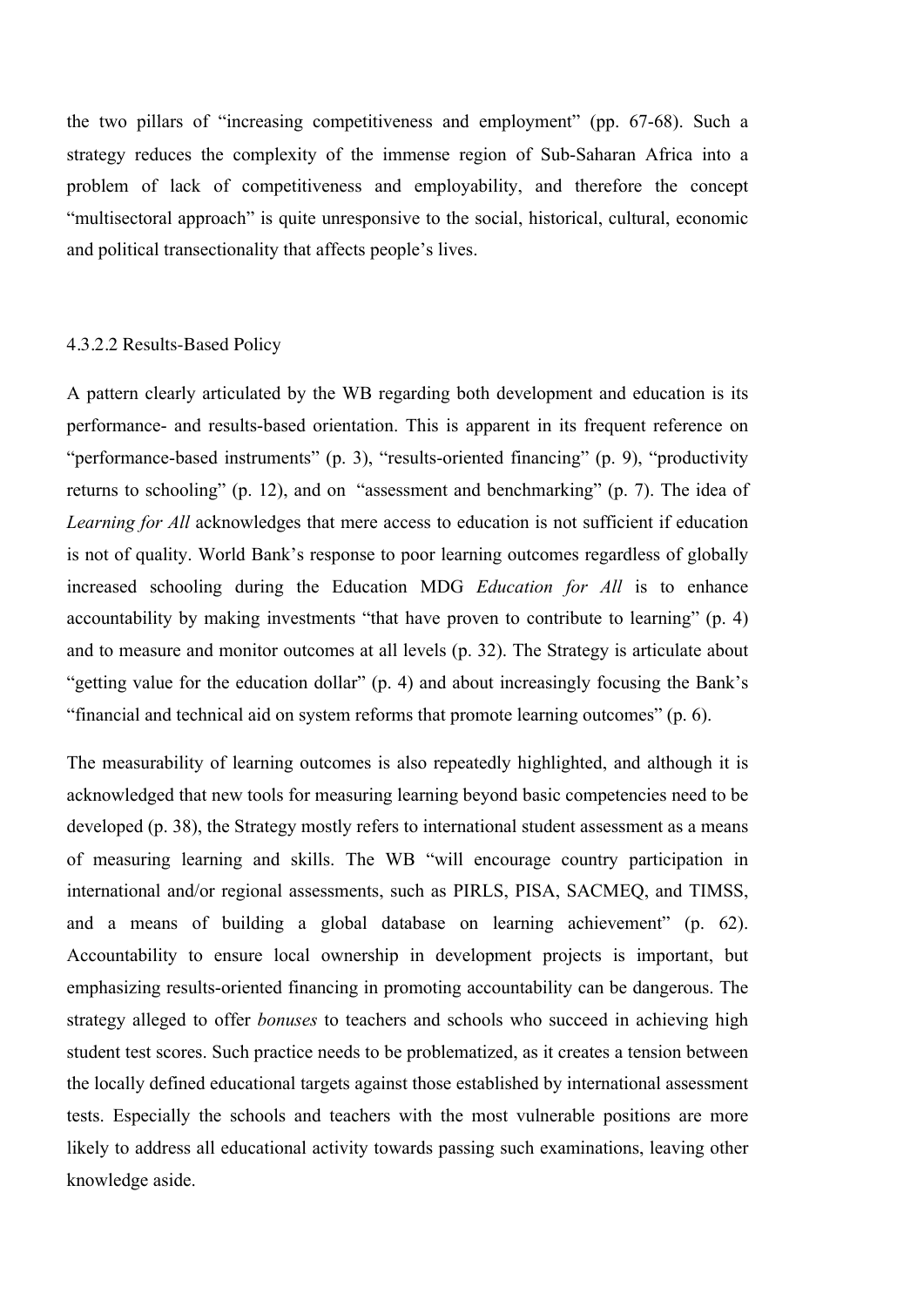the two pillars of "increasing competitiveness and employment" (pp. 67-68). Such a strategy reduces the complexity of the immense region of Sub-Saharan Africa into a problem of lack of competitiveness and employability, and therefore the concept "multisectoral approach" is quite unresponsive to the social, historical, cultural, economic and political transectionality that affects people's lives.

#### 4.3.2.2 Results-Based Policy

A pattern clearly articulated by the WB regarding both development and education is its performance- and results-based orientation. This is apparent in its frequent reference on "performance-based instruments" (p. 3), "results-oriented financing" (p. 9), "productivity returns to schooling" (p. 12), and on "assessment and benchmarking" (p. 7). The idea of *Learning for All* acknowledges that mere access to education is not sufficient if education is not of quality. World Bank's response to poor learning outcomes regardless of globally increased schooling during the Education MDG *Education for All* is to enhance accountability by making investments "that have proven to contribute to learning" (p. 4) and to measure and monitor outcomes at all levels (p. 32). The Strategy is articulate about "getting value for the education dollar" (p. 4) and about increasingly focusing the Bank's "financial and technical aid on system reforms that promote learning outcomes" (p. 6).

The measurability of learning outcomes is also repeatedly highlighted, and although it is acknowledged that new tools for measuring learning beyond basic competencies need to be developed (p. 38), the Strategy mostly refers to international student assessment as a means of measuring learning and skills. The WB "will encourage country participation in international and/or regional assessments, such as PIRLS, PISA, SACMEQ, and TIMSS, and a means of building a global database on learning achievement" (p. 62). Accountability to ensure local ownership in development projects is important, but emphasizing results-oriented financing in promoting accountability can be dangerous. The strategy alleged to offer *bonuses* to teachers and schools who succeed in achieving high student test scores. Such practice needs to be problematized, as it creates a tension between the locally defined educational targets against those established by international assessment tests. Especially the schools and teachers with the most vulnerable positions are more likely to address all educational activity towards passing such examinations, leaving other knowledge aside.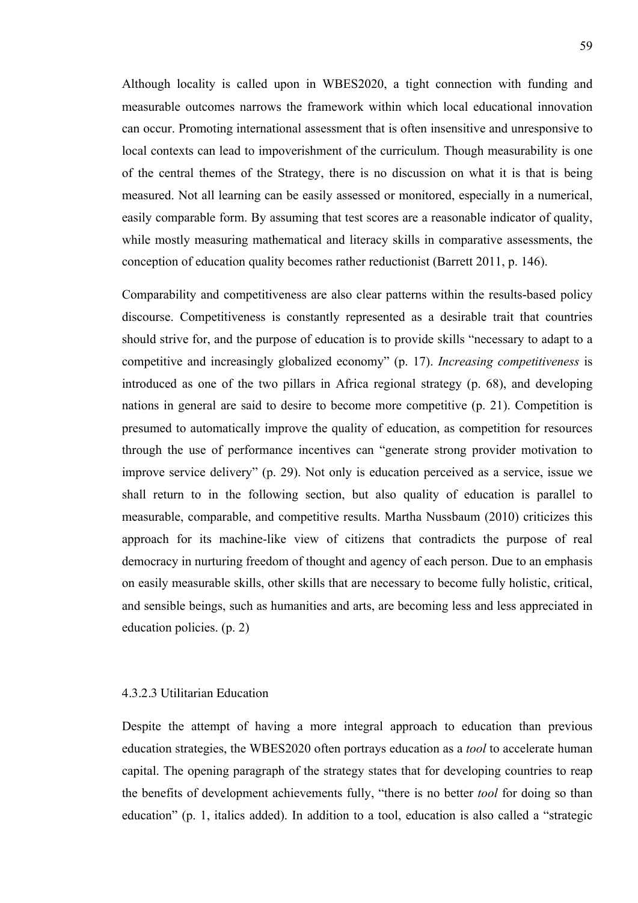Although locality is called upon in WBES2020, a tight connection with funding and measurable outcomes narrows the framework within which local educational innovation can occur. Promoting international assessment that is often insensitive and unresponsive to local contexts can lead to impoverishment of the curriculum. Though measurability is one of the central themes of the Strategy, there is no discussion on what it is that is being measured. Not all learning can be easily assessed or monitored, especially in a numerical, easily comparable form. By assuming that test scores are a reasonable indicator of quality, while mostly measuring mathematical and literacy skills in comparative assessments, the conception of education quality becomes rather reductionist (Barrett 2011, p. 146).

Comparability and competitiveness are also clear patterns within the results-based policy discourse. Competitiveness is constantly represented as a desirable trait that countries should strive for, and the purpose of education is to provide skills "necessary to adapt to a competitive and increasingly globalized economy" (p. 17). *Increasing competitiveness* is introduced as one of the two pillars in Africa regional strategy (p. 68), and developing nations in general are said to desire to become more competitive (p. 21). Competition is presumed to automatically improve the quality of education, as competition for resources through the use of performance incentives can "generate strong provider motivation to improve service delivery" (p. 29). Not only is education perceived as a service, issue we shall return to in the following section, but also quality of education is parallel to measurable, comparable, and competitive results. Martha Nussbaum (2010) criticizes this approach for its machine-like view of citizens that contradicts the purpose of real democracy in nurturing freedom of thought and agency of each person. Due to an emphasis on easily measurable skills, other skills that are necessary to become fully holistic, critical, and sensible beings, such as humanities and arts, are becoming less and less appreciated in education policies. (p. 2)

#### 4.3.2.3 Utilitarian Education

Despite the attempt of having a more integral approach to education than previous education strategies, the WBES2020 often portrays education as a *tool* to accelerate human capital. The opening paragraph of the strategy states that for developing countries to reap the benefits of development achievements fully, "there is no better *tool* for doing so than education" (p. 1, italics added). In addition to a tool, education is also called a "strategic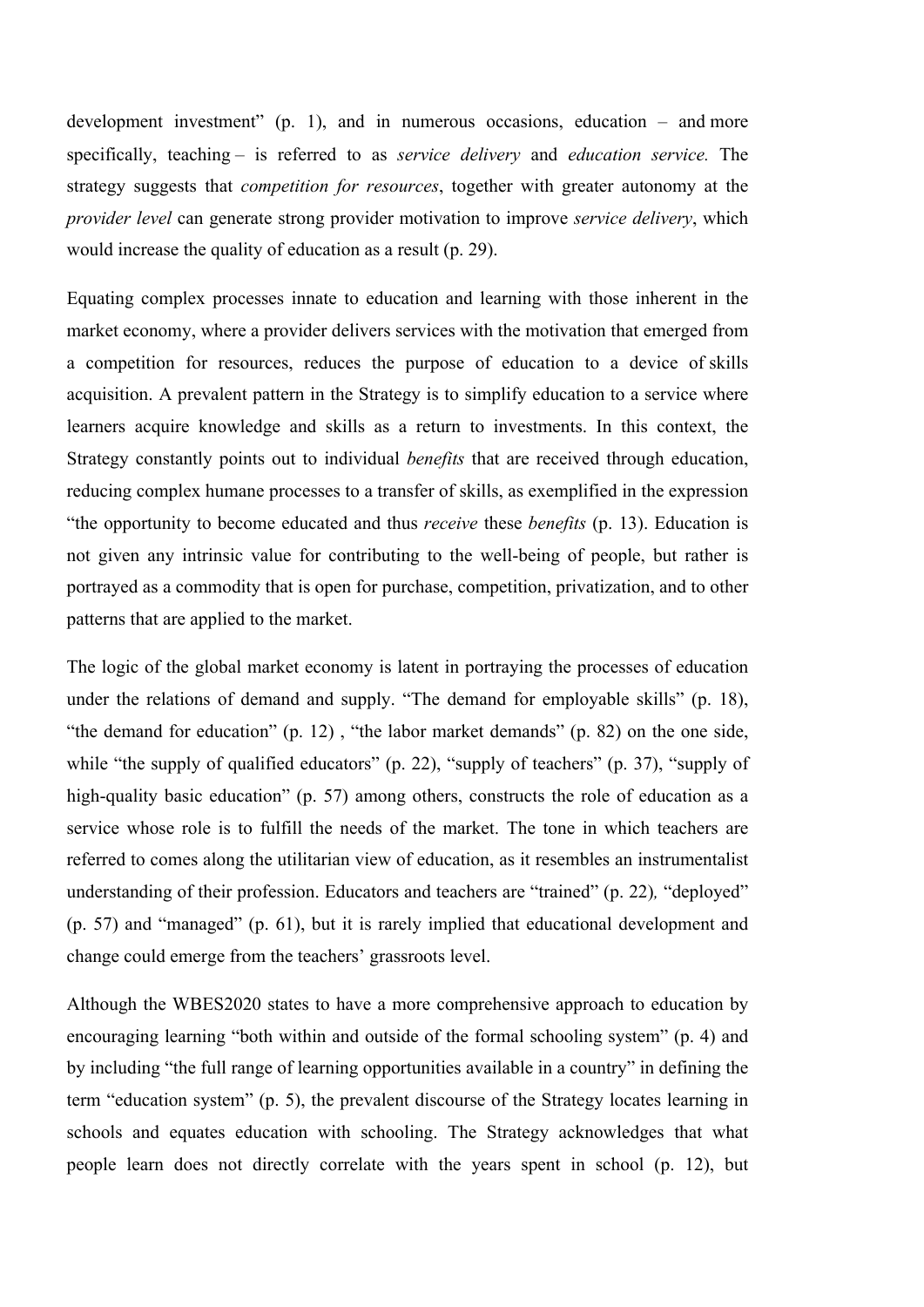development investment" (p. 1), and in numerous occasions, education – and more specifically, teaching – is referred to as *service delivery* and *education service.* The strategy suggests that *competition for resources*, together with greater autonomy at the *provider level* can generate strong provider motivation to improve *service delivery*, which would increase the quality of education as a result (p. 29).

Equating complex processes innate to education and learning with those inherent in the market economy, where a provider delivers services with the motivation that emerged from a competition for resources, reduces the purpose of education to a device of skills acquisition. A prevalent pattern in the Strategy is to simplify education to a service where learners acquire knowledge and skills as a return to investments. In this context, the Strategy constantly points out to individual *benefits* that are received through education, reducing complex humane processes to a transfer of skills, as exemplified in the expression "the opportunity to become educated and thus *receive* these *benefits* (p. 13). Education is not given any intrinsic value for contributing to the well-being of people, but rather is portrayed as a commodity that is open for purchase, competition, privatization, and to other patterns that are applied to the market.

The logic of the global market economy is latent in portraying the processes of education under the relations of demand and supply. "The demand for employable skills" (p. 18), "the demand for education" (p. 12) , "the labor market demands" (p. 82) on the one side, while "the supply of qualified educators" (p. 22), "supply of teachers" (p. 37), "supply of high-quality basic education" (p. 57) among others, constructs the role of education as a service whose role is to fulfill the needs of the market. The tone in which teachers are referred to comes along the utilitarian view of education, as it resembles an instrumentalist understanding of their profession. Educators and teachers are "trained" (p. 22), "deployed" (p. 57) and "managed" (p. 61), but it is rarely implied that educational development and change could emerge from the teachers' grassroots level.

Although the WBES2020 states to have a more comprehensive approach to education by encouraging learning "both within and outside of the formal schooling system" (p. 4) and by including "the full range of learning opportunities available in a country" in defining the term "education system" (p. 5), the prevalent discourse of the Strategy locates learning in schools and equates education with schooling. The Strategy acknowledges that what people learn does not directly correlate with the years spent in school (p. 12), but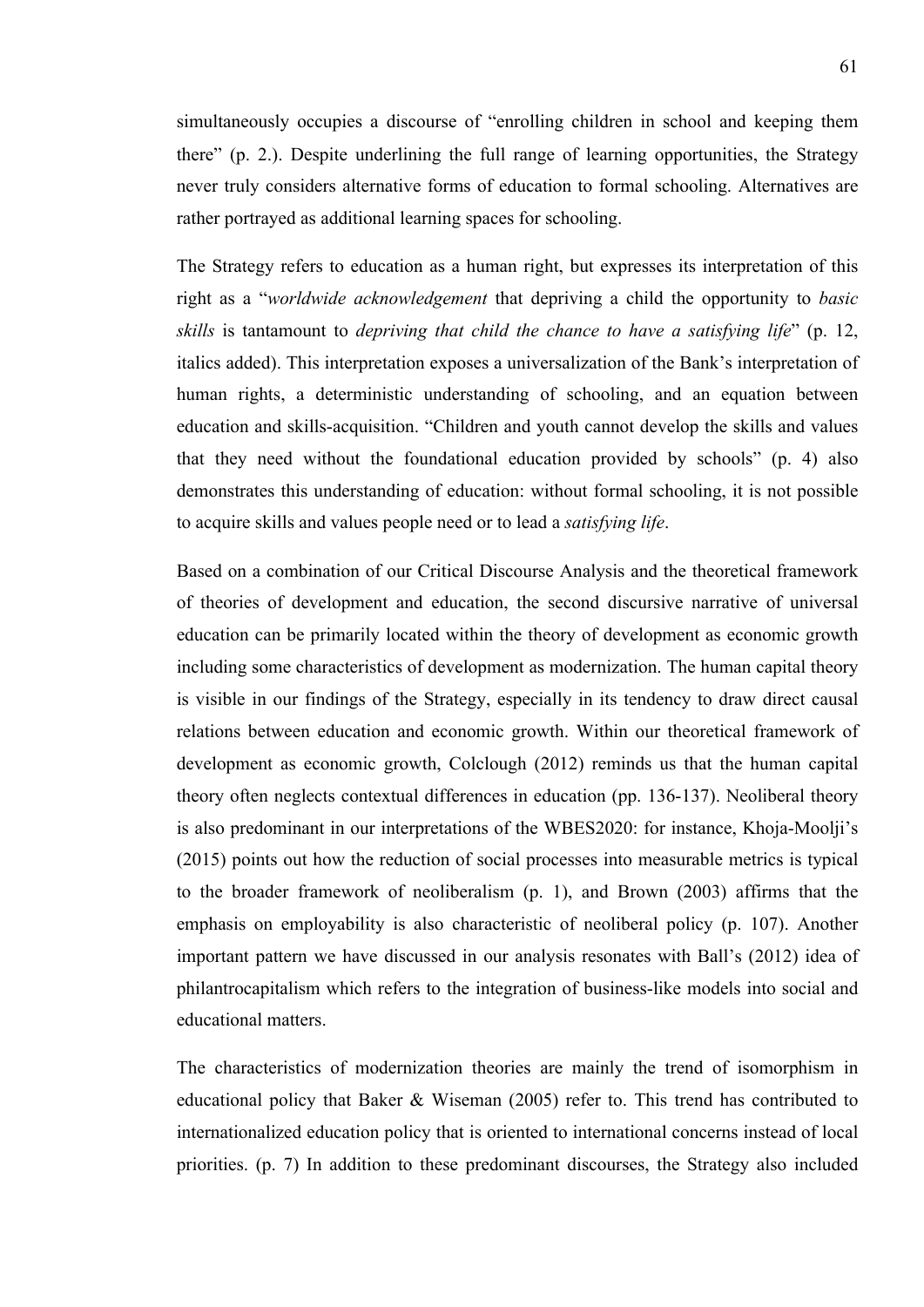simultaneously occupies a discourse of "enrolling children in school and keeping them there" (p. 2.). Despite underlining the full range of learning opportunities, the Strategy never truly considers alternative forms of education to formal schooling. Alternatives are rather portrayed as additional learning spaces for schooling.

The Strategy refers to education as a human right, but expresses its interpretation of this right as a "*worldwide acknowledgement* that depriving a child the opportunity to *basic skills* is tantamount to *depriving that child the chance to have a satisfying life*" (p. 12, italics added). This interpretation exposes a universalization of the Bank's interpretation of human rights, a deterministic understanding of schooling, and an equation between education and skills-acquisition. "Children and youth cannot develop the skills and values that they need without the foundational education provided by schools" (p. 4) also demonstrates this understanding of education: without formal schooling, it is not possible to acquire skills and values people need or to lead a *satisfying life*.

Based on a combination of our Critical Discourse Analysis and the theoretical framework of theories of development and education, the second discursive narrative of universal education can be primarily located within the theory of development as economic growth including some characteristics of development as modernization. The human capital theory is visible in our findings of the Strategy, especially in its tendency to draw direct causal relations between education and economic growth. Within our theoretical framework of development as economic growth, Colclough (2012) reminds us that the human capital theory often neglects contextual differences in education (pp. 136-137). Neoliberal theory is also predominant in our interpretations of the WBES2020: for instance, Khoja-Moolji's (2015) points out how the reduction of social processes into measurable metrics is typical to the broader framework of neoliberalism (p. 1), and Brown (2003) affirms that the emphasis on employability is also characteristic of neoliberal policy (p. 107). Another important pattern we have discussed in our analysis resonates with Ball's (2012) idea of philantrocapitalism which refers to the integration of business-like models into social and educational matters.

The characteristics of modernization theories are mainly the trend of isomorphism in educational policy that Baker & Wiseman (2005) refer to. This trend has contributed to internationalized education policy that is oriented to international concerns instead of local priorities. (p. 7) In addition to these predominant discourses, the Strategy also included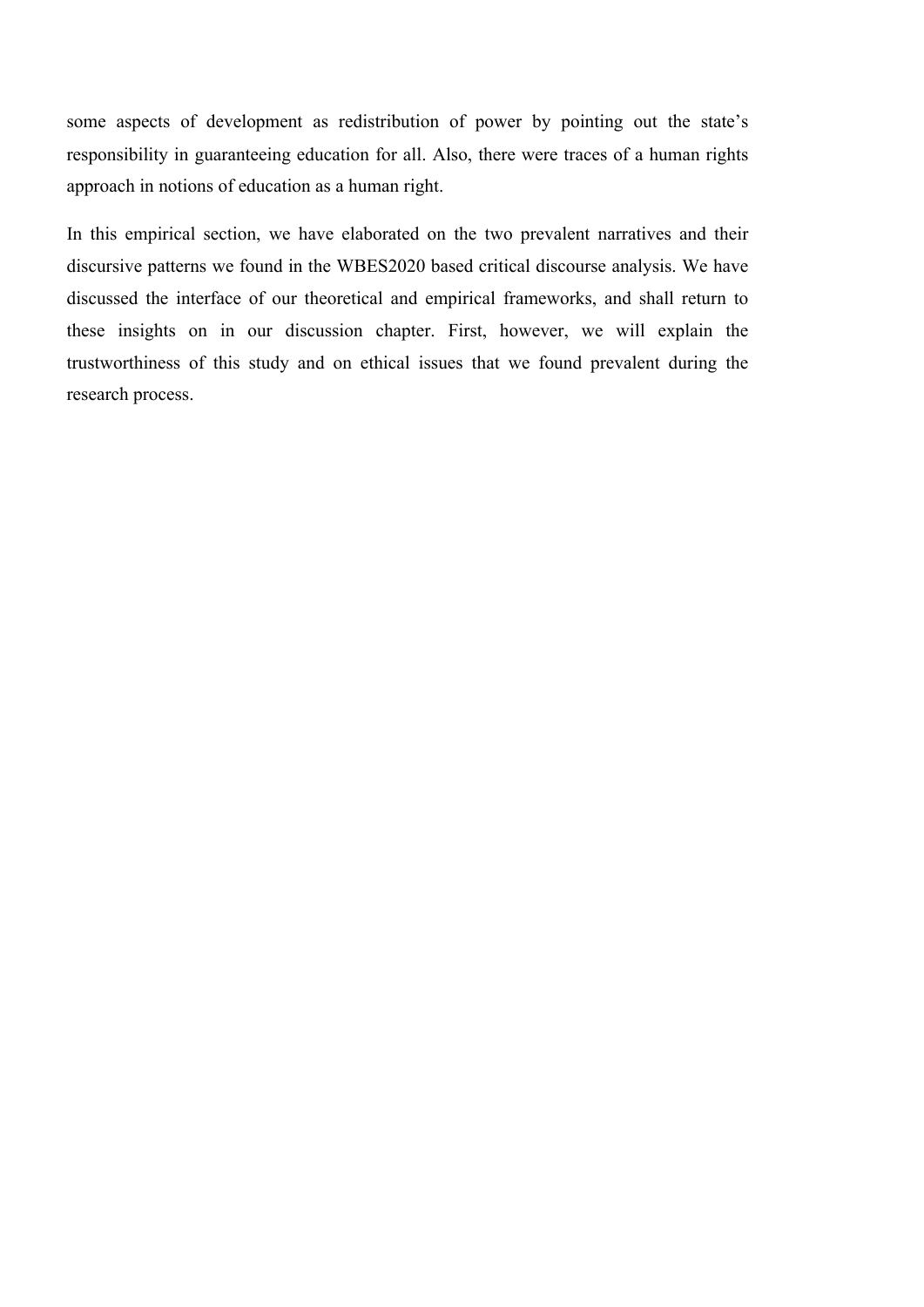some aspects of development as redistribution of power by pointing out the state's responsibility in guaranteeing education for all. Also, there were traces of a human rights approach in notions of education as a human right.

In this empirical section, we have elaborated on the two prevalent narratives and their discursive patterns we found in the WBES2020 based critical discourse analysis. We have discussed the interface of our theoretical and empirical frameworks, and shall return to these insights on in our discussion chapter. First, however, we will explain the trustworthiness of this study and on ethical issues that we found prevalent during the research process.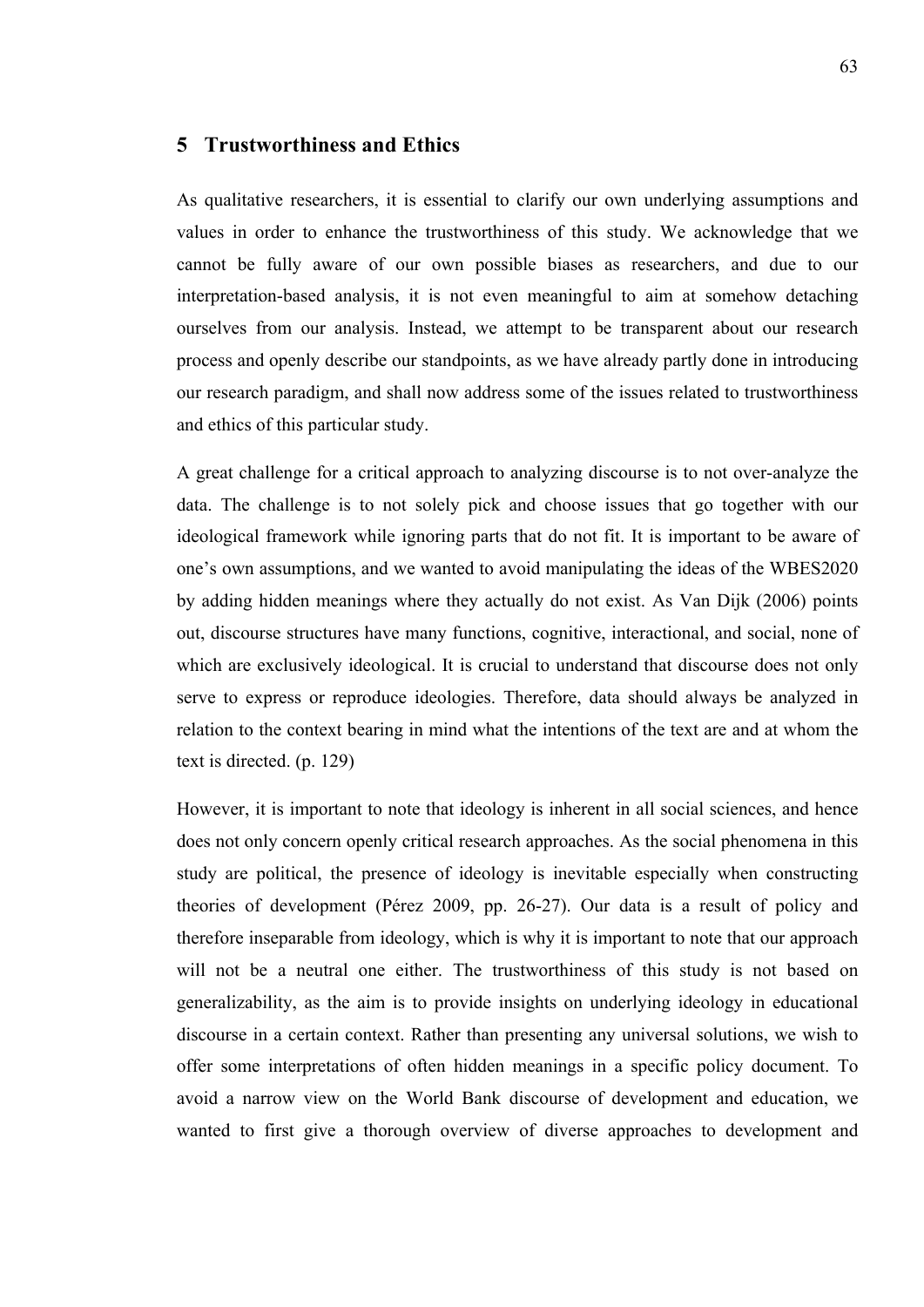# 5 Trustworthiness and Ethics

As qualitative researchers, it is essential to clarify our own underlying assumptions and values in order to enhance the trustworthiness of this study. We acknowledge that we cannot be fully aware of our own possible biases as researchers, and due to our interpretation-based analysis, it is not even meaningful to aim at somehow detaching ourselves from our analysis. Instead, we attempt to be transparent about our research process and openly describe our standpoints, as we have already partly done in introducing our research paradigm, and shall now address some of the issues related to trustworthiness and ethics of this particular study.

A great challenge for a critical approach to analyzing discourse is to not over-analyze the data. The challenge is to not solely pick and choose issues that go together with our ideological framework while ignoring parts that do not fit. It is important to be aware of one's own assumptions, and we wanted to avoid manipulating the ideas of the WBES2020 by adding hidden meanings where they actually do not exist. As Van Dijk (2006) points out, discourse structures have many functions, cognitive, interactional, and social, none of which are exclusively ideological. It is crucial to understand that discourse does not only serve to express or reproduce ideologies. Therefore, data should always be analyzed in relation to the context bearing in mind what the intentions of the text are and at whom the text is directed. (p. 129)

However, it is important to note that ideology is inherent in all social sciences, and hence does not only concern openly critical research approaches. As the social phenomena in this study are political, the presence of ideology is inevitable especially when constructing theories of development (Pérez 2009, pp. 26-27). Our data is a result of policy and therefore inseparable from ideology, which is why it is important to note that our approach will not be a neutral one either. The trustworthiness of this study is not based on generalizability, as the aim is to provide insights on underlying ideology in educational discourse in a certain context. Rather than presenting any universal solutions, we wish to offer some interpretations of often hidden meanings in a specific policy document. To avoid a narrow view on the World Bank discourse of development and education, we wanted to first give a thorough overview of diverse approaches to development and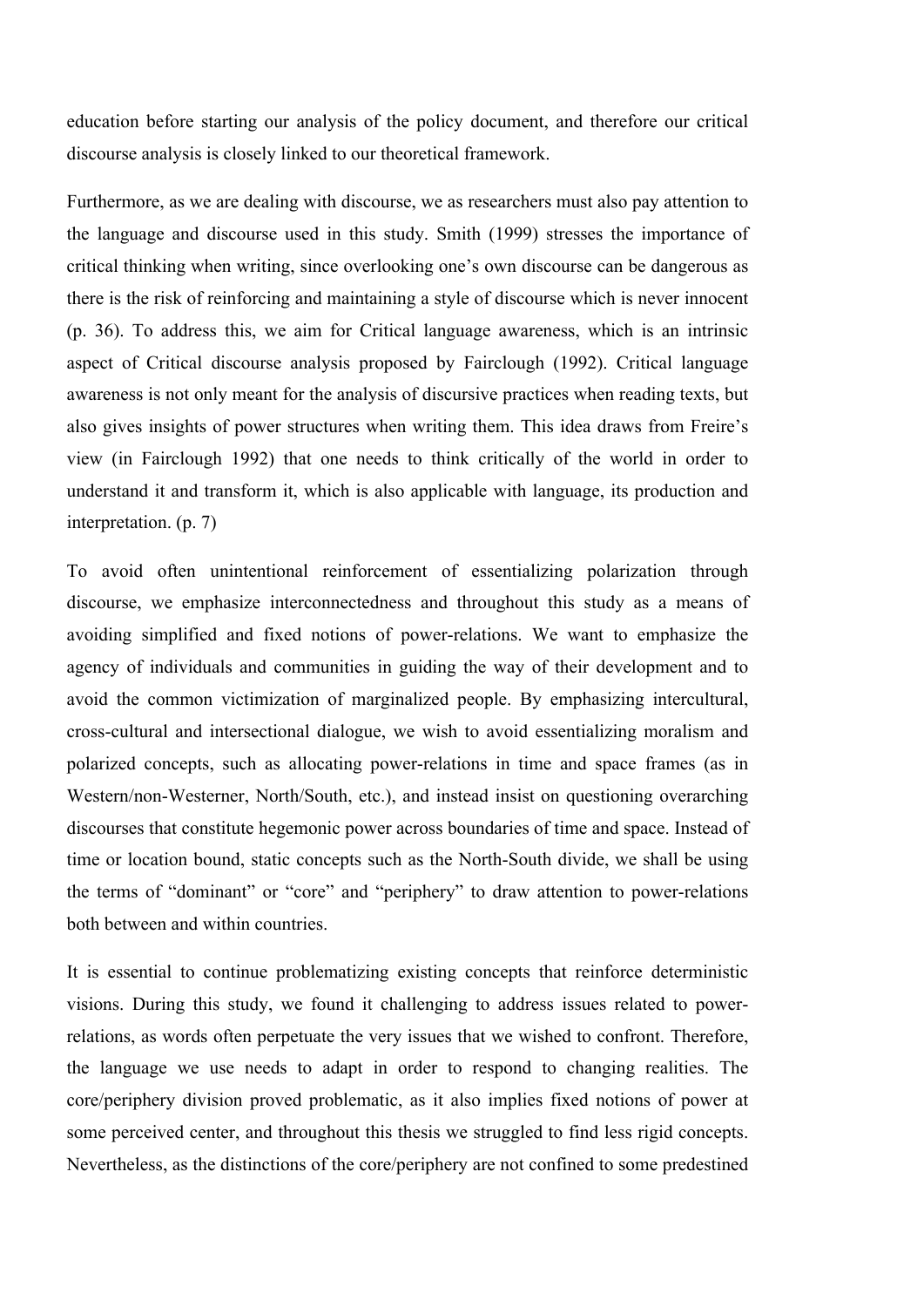education before starting our analysis of the policy document, and therefore our critical discourse analysis is closely linked to our theoretical framework.

Furthermore, as we are dealing with discourse, we as researchers must also pay attention to the language and discourse used in this study. Smith (1999) stresses the importance of critical thinking when writing, since overlooking one's own discourse can be dangerous as there is the risk of reinforcing and maintaining a style of discourse which is never innocent (p. 36). To address this, we aim for Critical language awareness, which is an intrinsic aspect of Critical discourse analysis proposed by Fairclough (1992). Critical language awareness is not only meant for the analysis of discursive practices when reading texts, but also gives insights of power structures when writing them. This idea draws from Freire's view (in Fairclough 1992) that one needs to think critically of the world in order to understand it and transform it, which is also applicable with language, its production and interpretation. (p. 7)

To avoid often unintentional reinforcement of essentializing polarization through discourse, we emphasize interconnectedness and throughout this study as a means of avoiding simplified and fixed notions of power-relations. We want to emphasize the agency of individuals and communities in guiding the way of their development and to avoid the common victimization of marginalized people. By emphasizing intercultural, cross-cultural and intersectional dialogue, we wish to avoid essentializing moralism and polarized concepts, such as allocating power-relations in time and space frames (as in Western/non-Westerner, North/South, etc.), and instead insist on questioning overarching discourses that constitute hegemonic power across boundaries of time and space. Instead of time or location bound, static concepts such as the North-South divide, we shall be using the terms of "dominant" or "core" and "periphery" to draw attention to power-relations both between and within countries.

It is essential to continue problematizing existing concepts that reinforce deterministic visions. During this study, we found it challenging to address issues related to power-relations, as words often perpetuate the very issues that we wished to confront. Therefore, the language we use needs to adapt in order to respond to changing realities. The core/periphery division proved problematic, as it also implies fixed notions of power at some perceived center, and throughout this thesis we struggled to find less rigid concepts. Nevertheless, as the distinctions of the core/periphery are not confined to some predestined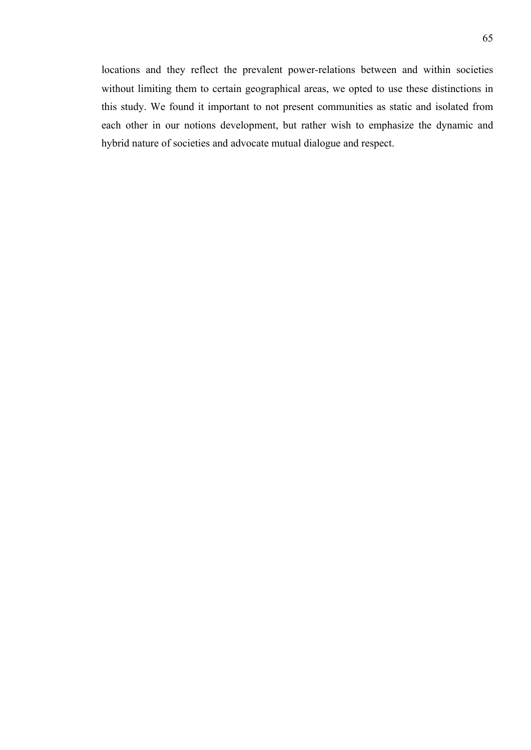locations and they reflect the prevalent power-relations between and within societies without limiting them to certain geographical areas, we opted to use these distinctions in this study. We found it important to not present communities as static and isolated from each other in our notions development, but rather wish to emphasize the dynamic and hybrid nature of societies and advocate mutual dialogue and respect.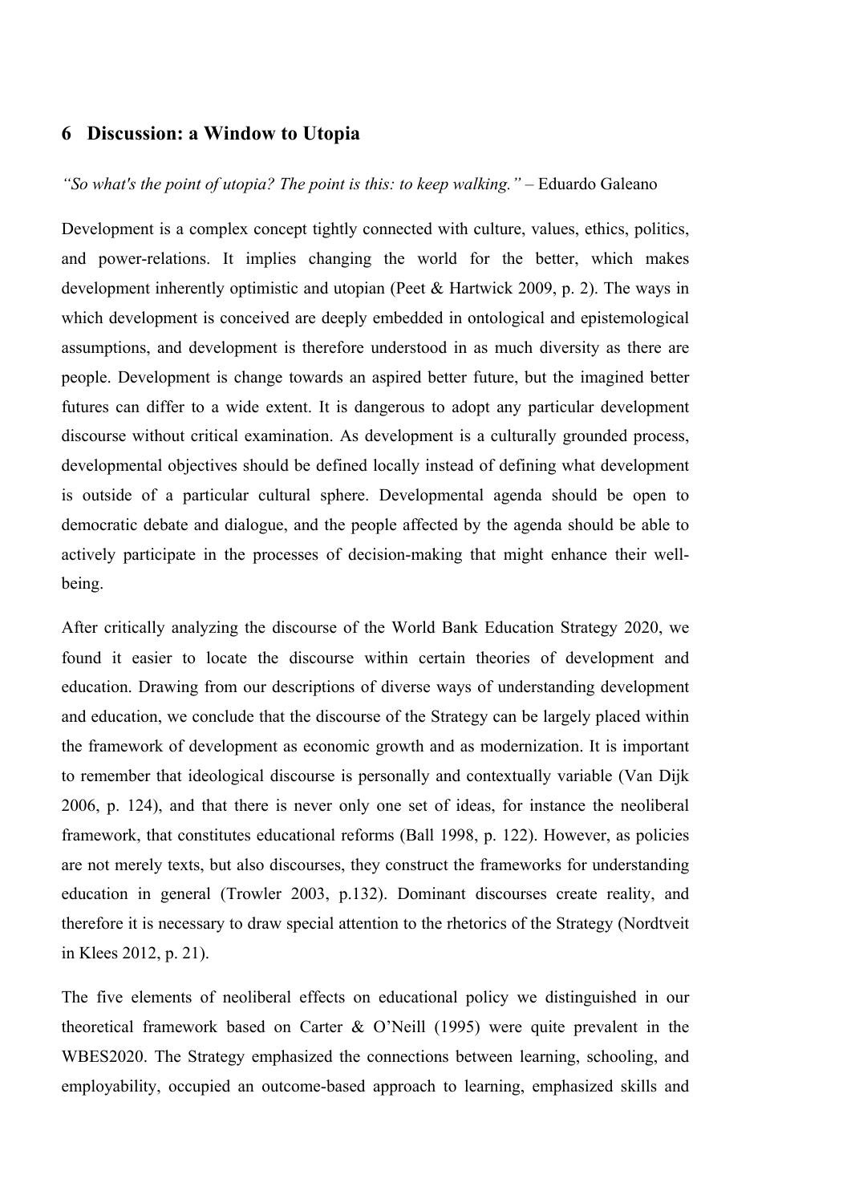## 6 Discussion: a Window to Utopia

*"So what's the point of utopia? The point is this: to keep walking."* – Eduardo Galeano

Development is a complex concept tightly connected with culture, values, ethics, politics, and power-relations. It implies changing the world for the better, which makes development inherently optimistic and utopian (Peet & Hartwick 2009, p. 2). The ways in which development is conceived are deeply embedded in ontological and epistemological assumptions, and development is therefore understood in as much diversity as there are people. Development is change towards an aspired better future, but the imagined better futures can differ to a wide extent. It is dangerous to adopt any particular development discourse without critical examination. As development is a culturally grounded process, developmental objectives should be defined locally instead of defining what development is outside of a particular cultural sphere. Developmental agenda should be open to democratic debate and dialogue, and the people affected by the agenda should be able to actively participate in the processes of decision-making that might enhance their well-being.

After critically analyzing the discourse of the World Bank Education Strategy 2020, we found it easier to locate the discourse within certain theories of development and education. Drawing from our descriptions of diverse ways of understanding development and education, we conclude that the discourse of the Strategy can be largely placed within the framework of development as economic growth and as modernization. It is important to remember that ideological discourse is personally and contextually variable (Van Dijk 2006, p. 124), and that there is never only one set of ideas, for instance the neoliberal framework, that constitutes educational reforms (Ball 1998, p. 122). However, as policies are not merely texts, but also discourses, they construct the frameworks for understanding education in general (Trowler 2003, p.132). Dominant discourses create reality, and therefore it is necessary to draw special attention to the rhetorics of the Strategy (Nordtveit in Klees 2012, p. 21).

The five elements of neoliberal effects on educational policy we distinguished in our theoretical framework based on Carter & O'Neill (1995) were quite prevalent in the WBES2020. The Strategy emphasized the connections between learning, schooling, and employability, occupied an outcome-based approach to learning, emphasized skills and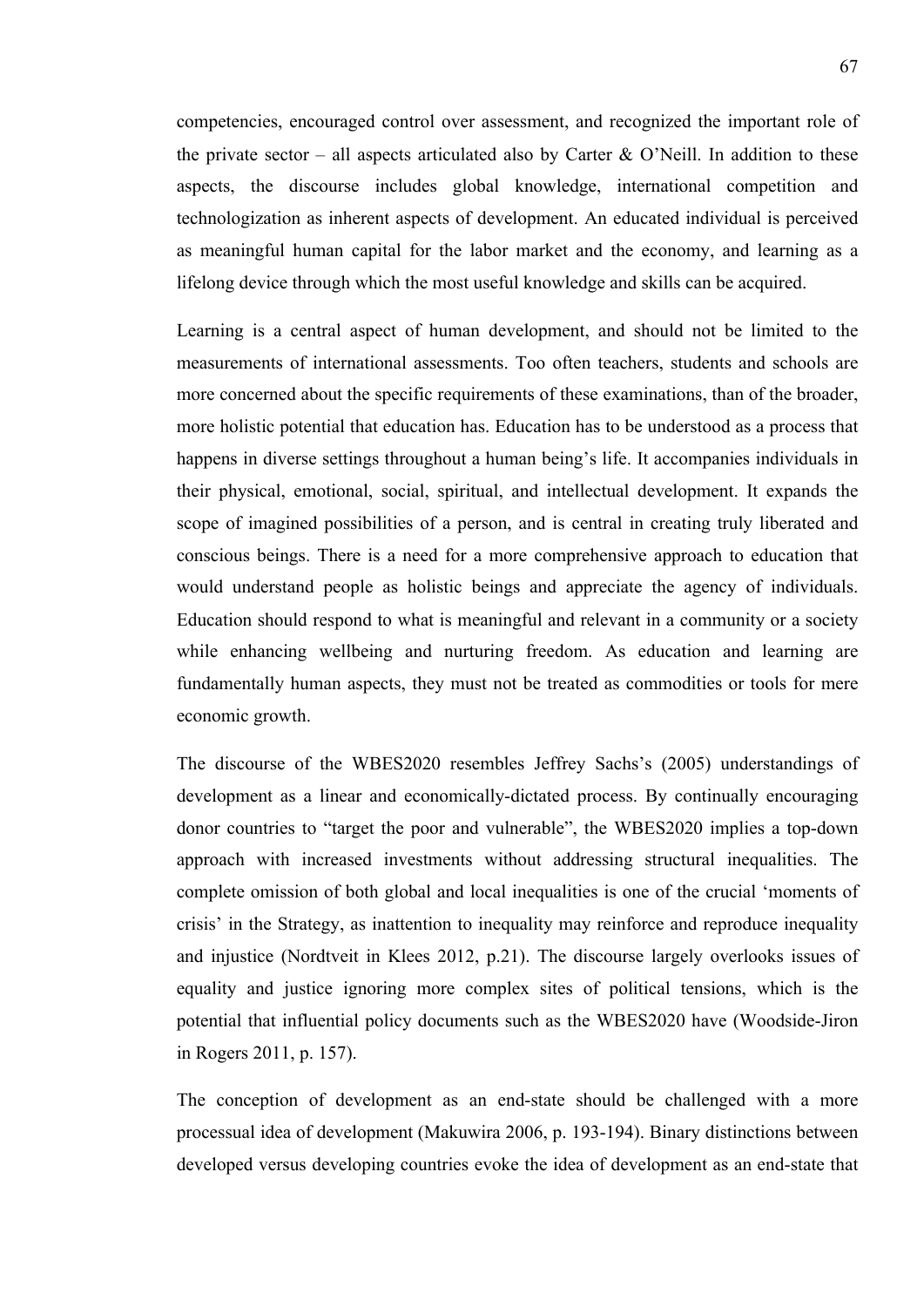competencies, encouraged control over assessment, and recognized the important role of the private sector – all aspects articulated also by Carter & O'Neill. In addition to these aspects, the discourse includes global knowledge, international competition and technologization as inherent aspects of development. An educated individual is perceived as meaningful human capital for the labor market and the economy, and learning as a lifelong device through which the most useful knowledge and skills can be acquired.

Learning is a central aspect of human development, and should not be limited to the measurements of international assessments. Too often teachers, students and schools are more concerned about the specific requirements of these examinations, than of the broader, more holistic potential that education has. Education has to be understood as a process that happens in diverse settings throughout a human being's life. It accompanies individuals in their physical, emotional, social, spiritual, and intellectual development. It expands the scope of imagined possibilities of a person, and is central in creating truly liberated and conscious beings. There is a need for a more comprehensive approach to education that would understand people as holistic beings and appreciate the agency of individuals. Education should respond to what is meaningful and relevant in a community or a society while enhancing wellbeing and nurturing freedom. As education and learning are fundamentally human aspects, they must not be treated as commodities or tools for mere economic growth.

The discourse of the WBES2020 resembles Jeffrey Sachs's (2005) understandings of development as a linear and economically-dictated process. By continually encouraging donor countries to "target the poor and vulnerable", the WBES2020 implies a top-down approach with increased investments without addressing structural inequalities. The complete omission of both global and local inequalities is one of the crucial 'moments of crisis' in the Strategy, as inattention to inequality may reinforce and reproduce inequality and injustice (Nordtveit in Klees 2012, p.21). The discourse largely overlooks issues of equality and justice ignoring more complex sites of political tensions, which is the potential that influential policy documents such as the WBES2020 have (Woodside-Jiron in Rogers 2011, p. 157).

The conception of development as an end-state should be challenged with a more processual idea of development (Makuwira 2006, p. 193-194). Binary distinctions between developed versus developing countries evoke the idea of development as an end-state that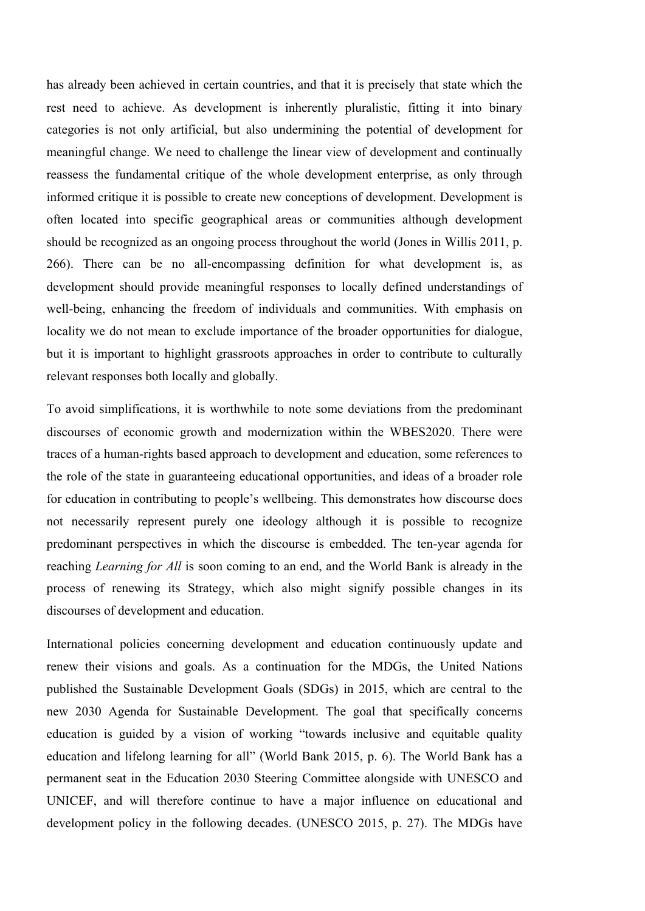has already been achieved in certain countries, and that it is precisely that state which the rest need to achieve. As development is inherently pluralistic, fitting it into binary categories is not only artificial, but also undermining the potential of development for meaningful change. We need to challenge the linear view of development and continually reassess the fundamental critique of the whole development enterprise, as only through informed critique it is possible to create new conceptions of development. Development is often located into specific geographical areas or communities although development should be recognized as an ongoing process throughout the world (Jones in Willis 2011, p. 266). There can be no all-encompassing definition for what development is, as development should provide meaningful responses to locally defined understandings of well-being, enhancing the freedom of individuals and communities. With emphasis on locality we do not mean to exclude importance of the broader opportunities for dialogue, but it is important to highlight grassroots approaches in order to contribute to culturally relevant responses both locally and globally.

To avoid simplifications, it is worthwhile to note some deviations from the predominant discourses of economic growth and modernization within the WBES2020. There were traces of a human-rights based approach to development and education, some references to the role of the state in guaranteeing educational opportunities, and ideas of a broader role for education in contributing to people's wellbeing. This demonstrates how discourse does not necessarily represent purely one ideology although it is possible to recognize predominant perspectives in which the discourse is embedded. The ten-year agenda for reaching *Learning for All* is soon coming to an end, and the World Bank is already in the process of renewing its Strategy, which also might signify possible changes in its discourses of development and education.

International policies concerning development and education continuously update and renew their visions and goals. As a continuation for the MDGs, the United Nations published the Sustainable Development Goals (SDGs) in 2015, which are central to the new 2030 Agenda for Sustainable Development. The goal that specifically concerns education is guided by a vision of working "towards inclusive and equitable quality education and lifelong learning for all" (World Bank 2015, p. 6). The World Bank has a permanent seat in the Education 2030 Steering Committee alongside with UNESCO and UNICEF, and will therefore continue to have a major influence on educational and development policy in the following decades. (UNESCO 2015, p. 27). The MDGs have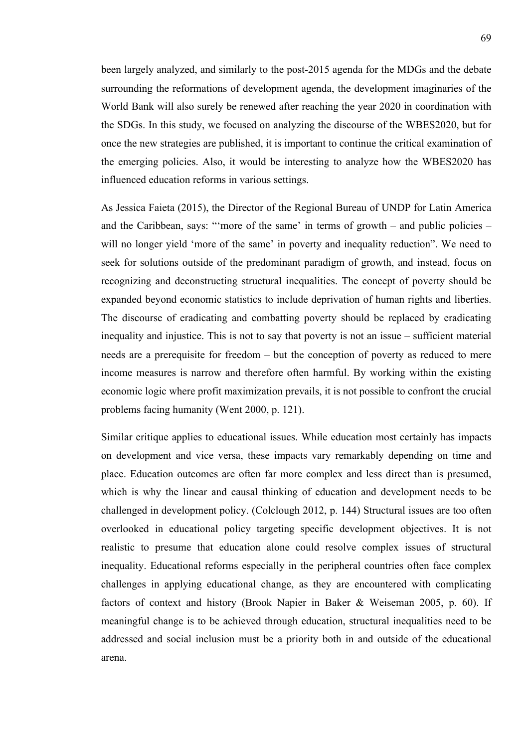been largely analyzed, and similarly to the post-2015 agenda for the MDGs and the debate surrounding the reformations of development agenda, the development imaginaries of the World Bank will also surely be renewed after reaching the year 2020 in coordination with the SDGs. In this study, we focused on analyzing the discourse of the WBES2020, but for once the new strategies are published, it is important to continue the critical examination of the emerging policies. Also, it would be interesting to analyze how the WBES2020 has influenced education reforms in various settings.

As Jessica Faieta (2015), the Director of the Regional Bureau of UNDP for Latin America and the Caribbean, says: "'more of the same' in terms of growth – and public policies – will no longer yield 'more of the same' in poverty and inequality reduction". We need to seek for solutions outside of the predominant paradigm of growth, and instead, focus on recognizing and deconstructing structural inequalities. The concept of poverty should be expanded beyond economic statistics to include deprivation of human rights and liberties. The discourse of eradicating and combatting poverty should be replaced by eradicating inequality and injustice. This is not to say that poverty is not an issue – sufficient material needs are a prerequisite for freedom – but the conception of poverty as reduced to mere income measures is narrow and therefore often harmful. By working within the existing economic logic where profit maximization prevails, it is not possible to confront the crucial problems facing humanity (Went 2000, p. 121).

Similar critique applies to educational issues. While education most certainly has impacts on development and vice versa, these impacts vary remarkably depending on time and place. Education outcomes are often far more complex and less direct than is presumed, which is why the linear and causal thinking of education and development needs to be challenged in development policy. (Colclough 2012, p. 144) Structural issues are too often overlooked in educational policy targeting specific development objectives. It is not realistic to presume that education alone could resolve complex issues of structural inequality. Educational reforms especially in the peripheral countries often face complex challenges in applying educational change, as they are encountered with complicating factors of context and history (Brook Napier in Baker & Weiseman 2005, p. 60). If meaningful change is to be achieved through education, structural inequalities need to be addressed and social inclusion must be a priority both in and outside of the educational arena.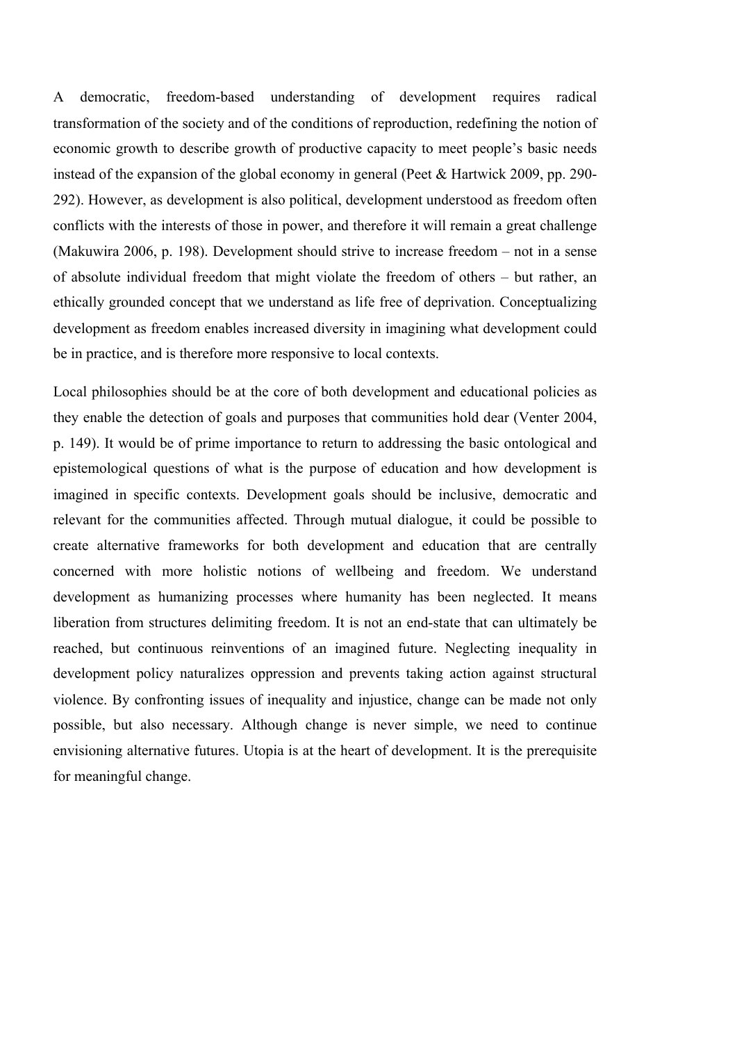A democratic, freedom-based understanding of development requires radical transformation of the society and of the conditions of reproduction, redefining the notion of economic growth to describe growth of productive capacity to meet people's basic needs instead of the expansion of the global economy in general (Peet & Hartwick 2009, pp. 290-292). However, as development is also political, development understood as freedom often conflicts with the interests of those in power, and therefore it will remain a great challenge (Makuwira 2006, p. 198). Development should strive to increase freedom – not in a sense of absolute individual freedom that might violate the freedom of others – but rather, an ethically grounded concept that we understand as life free of deprivation. Conceptualizing development as freedom enables increased diversity in imagining what development could be in practice, and is therefore more responsive to local contexts.

Local philosophies should be at the core of both development and educational policies as they enable the detection of goals and purposes that communities hold dear (Venter 2004, p. 149). It would be of prime importance to return to addressing the basic ontological and epistemological questions of what is the purpose of education and how development is imagined in specific contexts. Development goals should be inclusive, democratic and relevant for the communities affected. Through mutual dialogue, it could be possible to create alternative frameworks for both development and education that are centrally concerned with more holistic notions of wellbeing and freedom. We understand development as humanizing processes where humanity has been neglected. It means liberation from structures delimiting freedom. It is not an end-state that can ultimately be reached, but continuous reinventions of an imagined future. Neglecting inequality in development policy naturalizes oppression and prevents taking action against structural violence. By confronting issues of inequality and injustice, change can be made not only possible, but also necessary. Although change is never simple, we need to continue envisioning alternative futures. Utopia is at the heart of development. It is the prerequisite for meaningful change.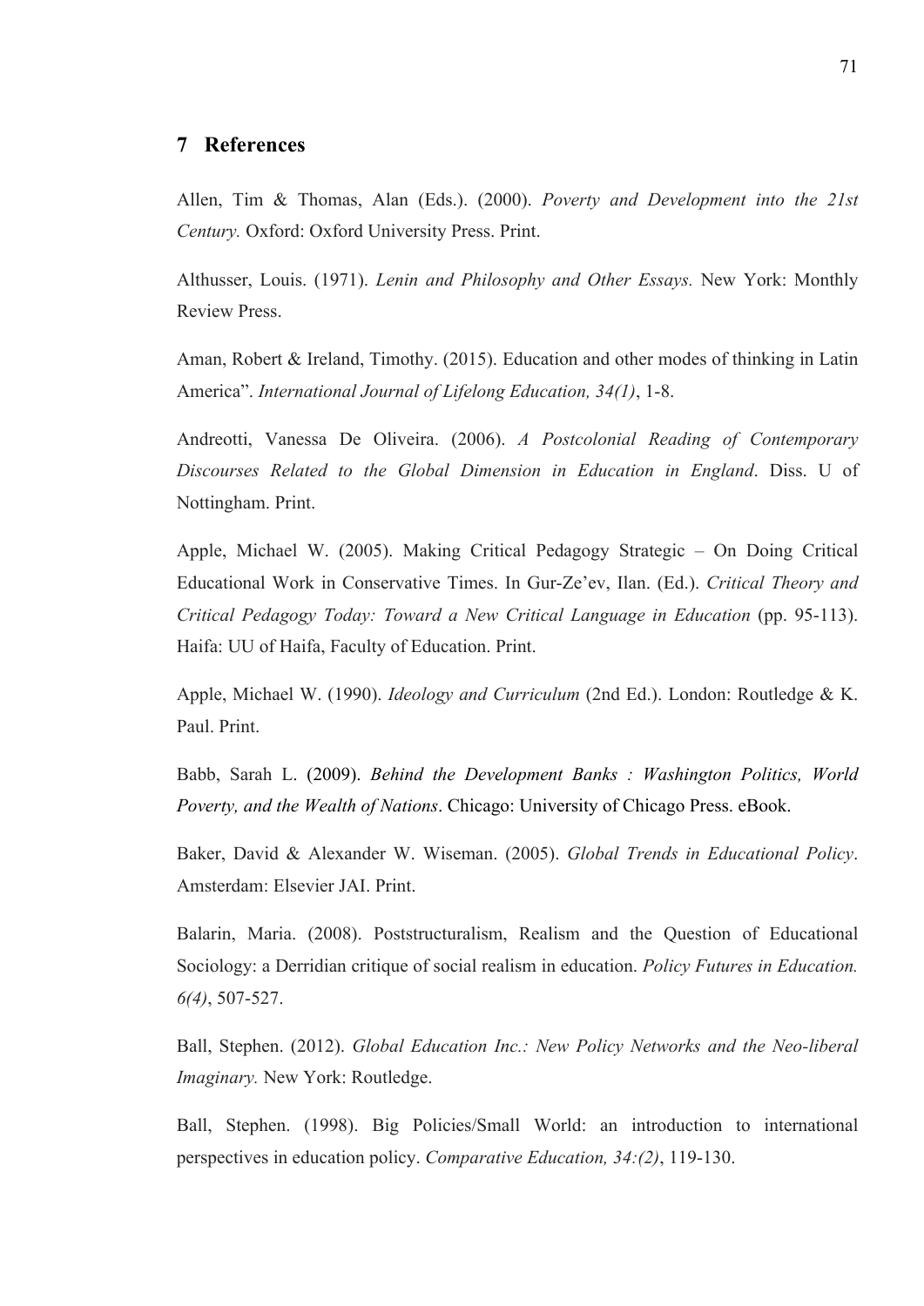# 7 References

Allen, Tim & Thomas, Alan (Eds.). (2000). *Poverty and Development into the 21st Century.* Oxford: Oxford University Press. Print.

Althusser, Louis. (1971). *Lenin and Philosophy and Other Essays.* New York: Monthly Review Press.

Aman, Robert & Ireland, Timothy. (2015). Education and other modes of thinking in Latin America". *International Journal of Lifelong Education, 34(1)*, 1-8.

Andreotti, Vanessa De Oliveira. (2006). *A Postcolonial Reading of Contemporary Discourses Related to the Global Dimension in Education in England*. Diss. U of Nottingham. Print.

Apple, Michael W. (2005). Making Critical Pedagogy Strategic – On Doing Critical Educational Work in Conservative Times. In Gur-Ze'ev, Ilan. (Ed.). *Critical Theory and Critical Pedagogy Today: Toward a New Critical Language in Education* (pp. 95-113). Haifa: UU of Haifa, Faculty of Education. Print.

Apple, Michael W. (1990). *Ideology and Curriculum* (2nd Ed.). London: Routledge & K. Paul. Print.

Babb, Sarah L. (2009). *Behind the Development Banks : Washington Politics, World Poverty, and the Wealth of Nations*. Chicago: University of Chicago Press. eBook.

Baker, David & Alexander W. Wiseman. (2005). *Global Trends in Educational Policy*. Amsterdam: Elsevier JAI. Print.

Balarin, Maria. (2008). Poststructuralism, Realism and the Question of Educational Sociology: a Derridian critique of social realism in education. *Policy Futures in Education. 6(4)*, 507-527.

Ball, Stephen. (2012). *Global Education Inc.: New Policy Networks and the Neo-liberal Imaginary.* New York: Routledge.

Ball, Stephen. (1998). Big Policies/Small World: an introduction to international perspectives in education policy. *Comparative Education, 34:(2)*, 119-130.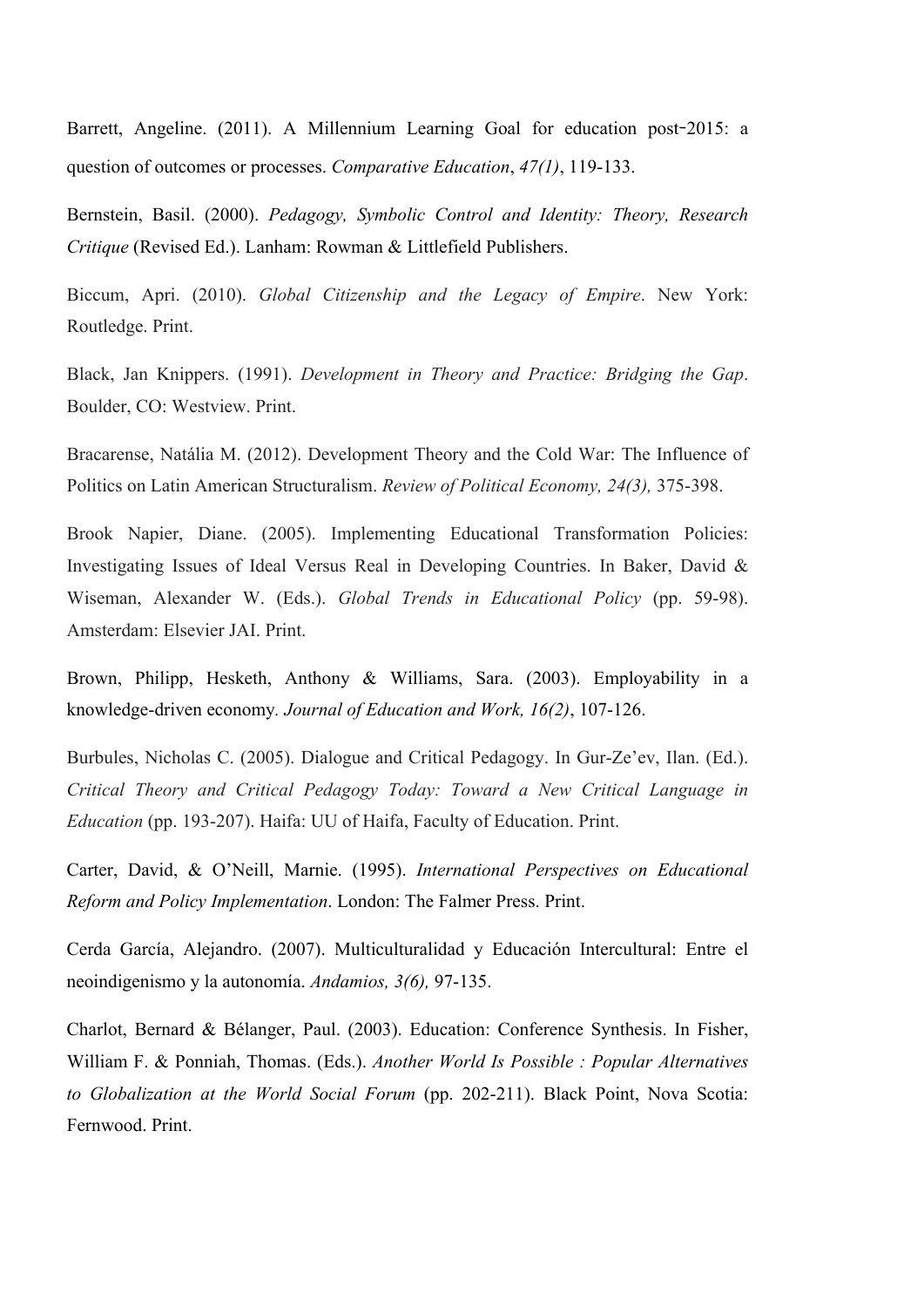Barrett, Angeline. (2011). A Millennium Learning Goal for education post‐2015: a question of outcomes or processes. *Comparative Education*, *47(1)*, 119-133.

Bernstein, Basil. (2000). *Pedagogy, Symbolic Control and Identity: Theory, Research Critique* (Revised Ed.). Lanham: Rowman & Littlefield Publishers.

Biccum, Apri. (2010). *Global Citizenship and the Legacy of Empire*. New York: Routledge. Print.

Black, Jan Knippers. (1991). *Development in Theory and Practice: Bridging the Gap*. Boulder, CO: Westview. Print.

Bracarense, Natália M. (2012). Development Theory and the Cold War: The Influence of Politics on Latin American Structuralism. *Review of Political Economy, 24(3),* 375-398.

Brook Napier, Diane. (2005). Implementing Educational Transformation Policies: Investigating Issues of Ideal Versus Real in Developing Countries. In Baker, David & Wiseman, Alexander W. (Eds.). *Global Trends in Educational Policy* (pp. 59-98). Amsterdam: Elsevier JAI. Print.

Brown, Philipp, Hesketh, Anthony & Williams, Sara. (2003). Employability in a knowledge-driven economy. *Journal of Education and Work, 16(2)*, 107-126.

Burbules, Nicholas C. (2005). Dialogue and Critical Pedagogy. In Gur-Ze'ev, Ilan. (Ed.). *Critical Theory and Critical Pedagogy Today: Toward a New Critical Language in Education* (pp. 193-207). Haifa: UU of Haifa, Faculty of Education. Print.

Carter, David, & O'Neill, Marnie. (1995). *International Perspectives on Educational Reform and Policy Implementation*. London: The Falmer Press. Print.

Cerda García, Alejandro. (2007). Multiculturalidad y Educación Intercultural: Entre el neoindigenismo y la autonomía. *Andamios, 3(6),* 97-135.

Charlot, Bernard & Bélanger, Paul. (2003). Education: Conference Synthesis. In Fisher, William F. & Ponniah, Thomas. (Eds.). *Another World Is Possible : Popular Alternatives to Globalization at the World Social Forum* (pp. 202-211). Black Point, Nova Scotia: Fernwood. Print.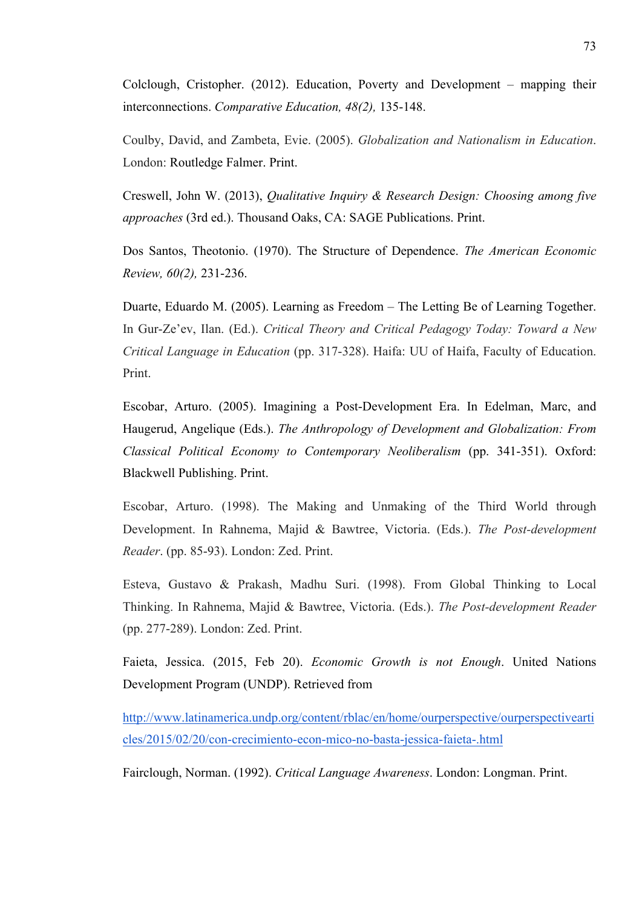Colclough, Cristopher. (2012). Education, Poverty and Development – mapping their interconnections. *Comparative Education, 48(2),* 135-148.

Coulby, David, and Zambeta, Evie. (2005). *Globalization and Nationalism in Education*. London: Routledge Falmer. Print.

Creswell, John W. (2013), *Qualitative Inquiry & Research Design: Choosing among five approaches* (3rd ed.). Thousand Oaks, CA: SAGE Publications. Print.

Dos Santos, Theotonio. (1970). The Structure of Dependence. *The American Economic Review, 60(2),* 231-236.

Duarte, Eduardo M. (2005). Learning as Freedom – The Letting Be of Learning Together. In Gur-Ze'ev, Ilan. (Ed.). *Critical Theory and Critical Pedagogy Today: Toward a New Critical Language in Education* (pp. 317-328). Haifa: UU of Haifa, Faculty of Education. Print.

Escobar, Arturo. (2005). Imagining a Post-Development Era. In Edelman, Marc, and Haugerud, Angelique (Eds.). *The Anthropology of Development and Globalization: From Classical Political Economy to Contemporary Neoliberalism* (pp. 341-351). Oxford: Blackwell Publishing. Print.

Escobar, Arturo. (1998). The Making and Unmaking of the Third World through Development. In Rahnema, Majid & Bawtree, Victoria. (Eds.). *The Post-development Reader*. (pp. 85-93). London: Zed. Print.

Esteva, Gustavo & Prakash, Madhu Suri. (1998). From Global Thinking to Local Thinking. In Rahnema, Majid & Bawtree, Victoria. (Eds.). *The Post-development Reader* (pp. 277-289). London: Zed. Print.

Faieta, Jessica. (2015, Feb 20). *Economic Growth is not Enough*. United Nations Development Program (UNDP). Retrieved from

http://www.latinamerica.undp.org/content/rblac/en/home/ourperspective/ourperspectivearticles/2015/02/20/con-crecimiento-econ-mico-no-basta-jessica-faieta-.html

Fairclough, Norman. (1992). *Critical Language Awareness*. London: Longman. Print.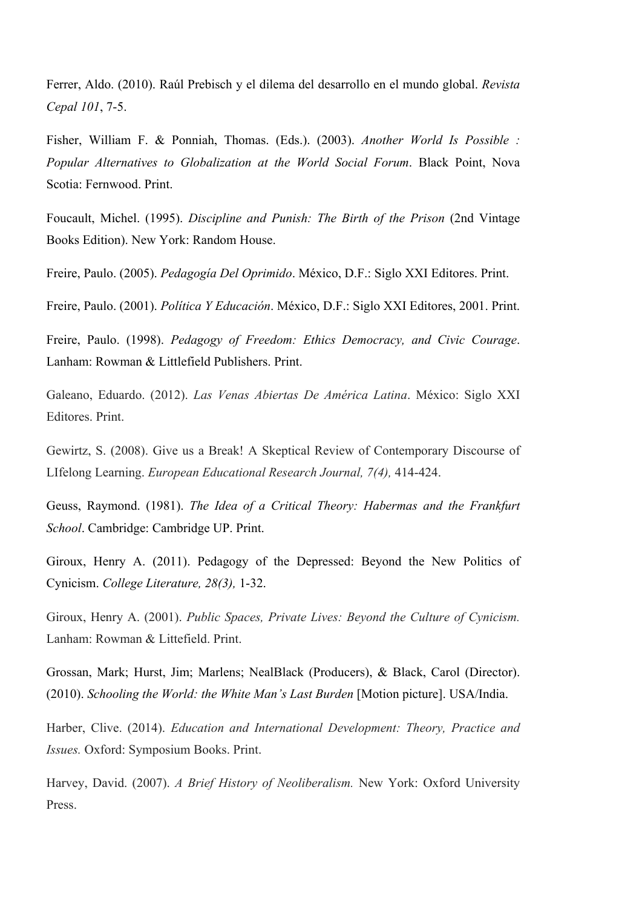Ferrer, Aldo. (2010). Raúl Prebisch y el dilema del desarrollo en el mundo global. *Revista Cepal 101*, 7-5.

Fisher, William F. & Ponniah, Thomas. (Eds.). (2003). *Another World Is Possible : Popular Alternatives to Globalization at the World Social Forum*. Black Point, Nova Scotia: Fernwood. Print.

Foucault, Michel. (1995). *Discipline and Punish: The Birth of the Prison* (2nd Vintage Books Edition). New York: Random House.

Freire, Paulo. (2005). *Pedagogía Del Oprimido*. México, D.F.: Siglo XXI Editores. Print.

Freire, Paulo. (2001). *Política Y Educación*. México, D.F.: Siglo XXI Editores, 2001. Print.

Freire, Paulo. (1998). *Pedagogy of Freedom: Ethics Democracy, and Civic Courage*. Lanham: Rowman & Littlefield Publishers. Print.

Galeano, Eduardo. (2012). *Las Venas Abiertas De América Latina*. México: Siglo XXI Editores. Print.

Gewirtz, S. (2008). Give us a Break! A Skeptical Review of Contemporary Discourse of LIfelong Learning. *European Educational Research Journal, 7(4),* 414-424.

Geuss, Raymond. (1981). *The Idea of a Critical Theory: Habermas and the Frankfurt School*. Cambridge: Cambridge UP. Print.

Giroux, Henry A. (2011). Pedagogy of the Depressed: Beyond the New Politics of Cynicism. *College Literature, 28(3),* 1-32.

Giroux, Henry A. (2001). *Public Spaces, Private Lives: Beyond the Culture of Cynicism.* Lanham: Rowman & Littefield. Print.

Grossan, Mark; Hurst, Jim; Marlens; NealBlack (Producers), & Black, Carol (Director). (2010). *Schooling the World: the White Man's Last Burden* [Motion picture]. USA/India.

Harber, Clive. (2014). *Education and International Development: Theory, Practice and Issues.* Oxford: Symposium Books. Print.

Harvey, David. (2007). *A Brief History of Neoliberalism.* New York: Oxford University Press.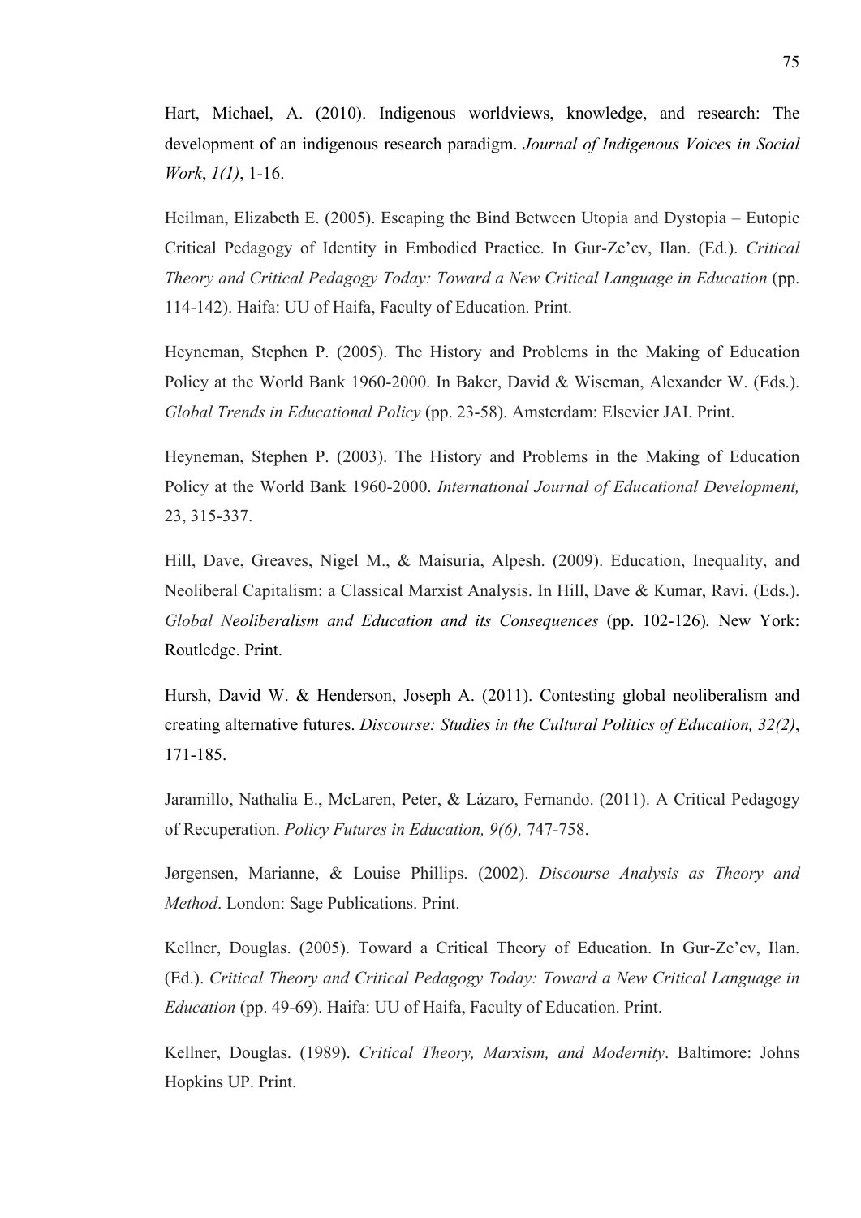Hart, Michael, A. (2010). Indigenous worldviews, knowledge, and research: The development of an indigenous research paradigm. *Journal of Indigenous Voices in Social Work*, *1(1)*, 1-16.

Heilman, Elizabeth E. (2005). Escaping the Bind Between Utopia and Dystopia – Eutopic Critical Pedagogy of Identity in Embodied Practice. In Gur-Ze'ev, Ilan. (Ed.). *Critical Theory and Critical Pedagogy Today: Toward a New Critical Language in Education* (pp. 114-142). Haifa: UU of Haifa, Faculty of Education. Print.

Heyneman, Stephen P. (2005). The History and Problems in the Making of Education Policy at the World Bank 1960-2000. In Baker, David & Wiseman, Alexander W. (Eds.). *Global Trends in Educational Policy* (pp. 23-58). Amsterdam: Elsevier JAI. Print.

Heyneman, Stephen P. (2003). The History and Problems in the Making of Education Policy at the World Bank 1960-2000. *International Journal of Educational Development,* 23, 315-337.

Hill, Dave, Greaves, Nigel M., & Maisuria, Alpesh. (2009). Education, Inequality, and Neoliberal Capitalism: a Classical Marxist Analysis. In Hill, Dave & Kumar, Ravi. (Eds.). *Global Neoliberalism and Education and its Consequences* (pp. 102-126)*.* New York: Routledge. Print.

Hursh, David W. & Henderson, Joseph A. (2011). Contesting global neoliberalism and creating alternative futures. *Discourse: Studies in the Cultural Politics of Education, 32(2)*, 171-185.

Jaramillo, Nathalia E., McLaren, Peter, & Lázaro, Fernando. (2011). A Critical Pedagogy of Recuperation. *Policy Futures in Education, 9(6),* 747-758.

Jørgensen, Marianne, & Louise Phillips. (2002). *Discourse Analysis as Theory and Method*. London: Sage Publications. Print.

Kellner, Douglas. (2005). Toward a Critical Theory of Education. In Gur-Ze'ev, Ilan. (Ed.). *Critical Theory and Critical Pedagogy Today: Toward a New Critical Language in Education* (pp. 49-69). Haifa: UU of Haifa, Faculty of Education. Print.

Kellner, Douglas. (1989). *Critical Theory, Marxism, and Modernity*. Baltimore: Johns Hopkins UP. Print.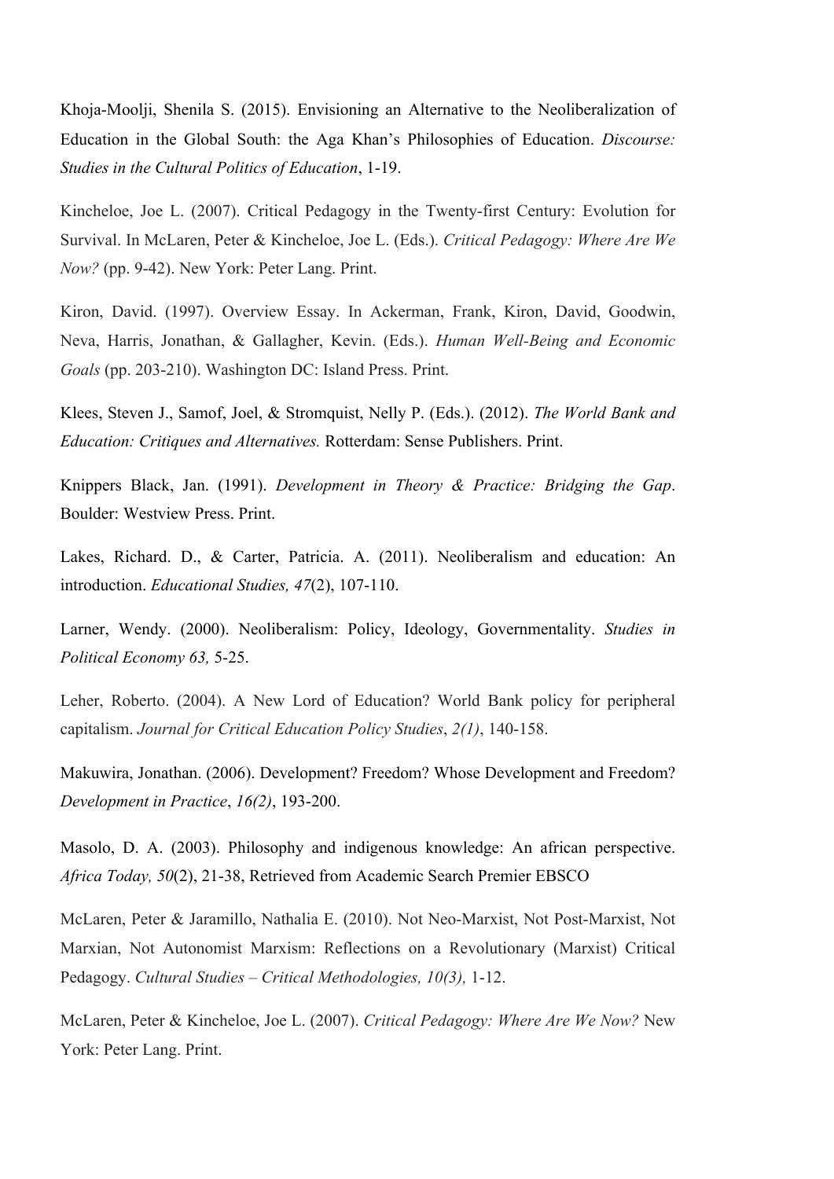Khoja-Moolji, Shenila S. (2015). Envisioning an Alternative to the Neoliberalization of Education in the Global South: the Aga Khan's Philosophies of Education. *Discourse: Studies in the Cultural Politics of Education*, 1-19.

Kincheloe, Joe L. (2007). Critical Pedagogy in the Twenty-first Century: Evolution for Survival. In McLaren, Peter & Kincheloe, Joe L. (Eds.). *Critical Pedagogy: Where Are We Now?* (pp. 9-42). New York: Peter Lang. Print.

Kiron, David. (1997). Overview Essay. In Ackerman, Frank, Kiron, David, Goodwin, Neva, Harris, Jonathan, & Gallagher, Kevin. (Eds.). *Human Well-Being and Economic Goals* (pp. 203-210). Washington DC: Island Press. Print.

Klees, Steven J., Samof, Joel, & Stromquist, Nelly P. (Eds.). (2012). *The World Bank and Education: Critiques and Alternatives.* Rotterdam: Sense Publishers. Print.

Knippers Black, Jan. (1991). *Development in Theory & Practice: Bridging the Gap*. Boulder: Westview Press. Print.

Lakes, Richard. D., & Carter, Patricia. A. (2011). Neoliberalism and education: An introduction. *Educational Studies, 47*(2), 107-110.

Larner, Wendy. (2000). Neoliberalism: Policy, Ideology, Governmentality. *Studies in Political Economy 63,* 5-25.

Leher, Roberto. (2004). A New Lord of Education? World Bank policy for peripheral capitalism. *Journal for Critical Education Policy Studies*, *2(1)*, 140-158.

Makuwira, Jonathan. (2006). Development? Freedom? Whose Development and Freedom? *Development in Practice*, *16(2)*, 193-200.

Masolo, D. A. (2003). Philosophy and indigenous knowledge: An african perspective. *Africa Today, 50*(2), 21-38, Retrieved from Academic Search Premier EBSCO

McLaren, Peter & Jaramillo, Nathalia E. (2010). Not Neo-Marxist, Not Post-Marxist, Not Marxian, Not Autonomist Marxism: Reflections on a Revolutionary (Marxist) Critical Pedagogy. *Cultural Studies – Critical Methodologies, 10(3),* 1-12.

McLaren, Peter & Kincheloe, Joe L. (2007). *Critical Pedagogy: Where Are We Now?* New York: Peter Lang. Print.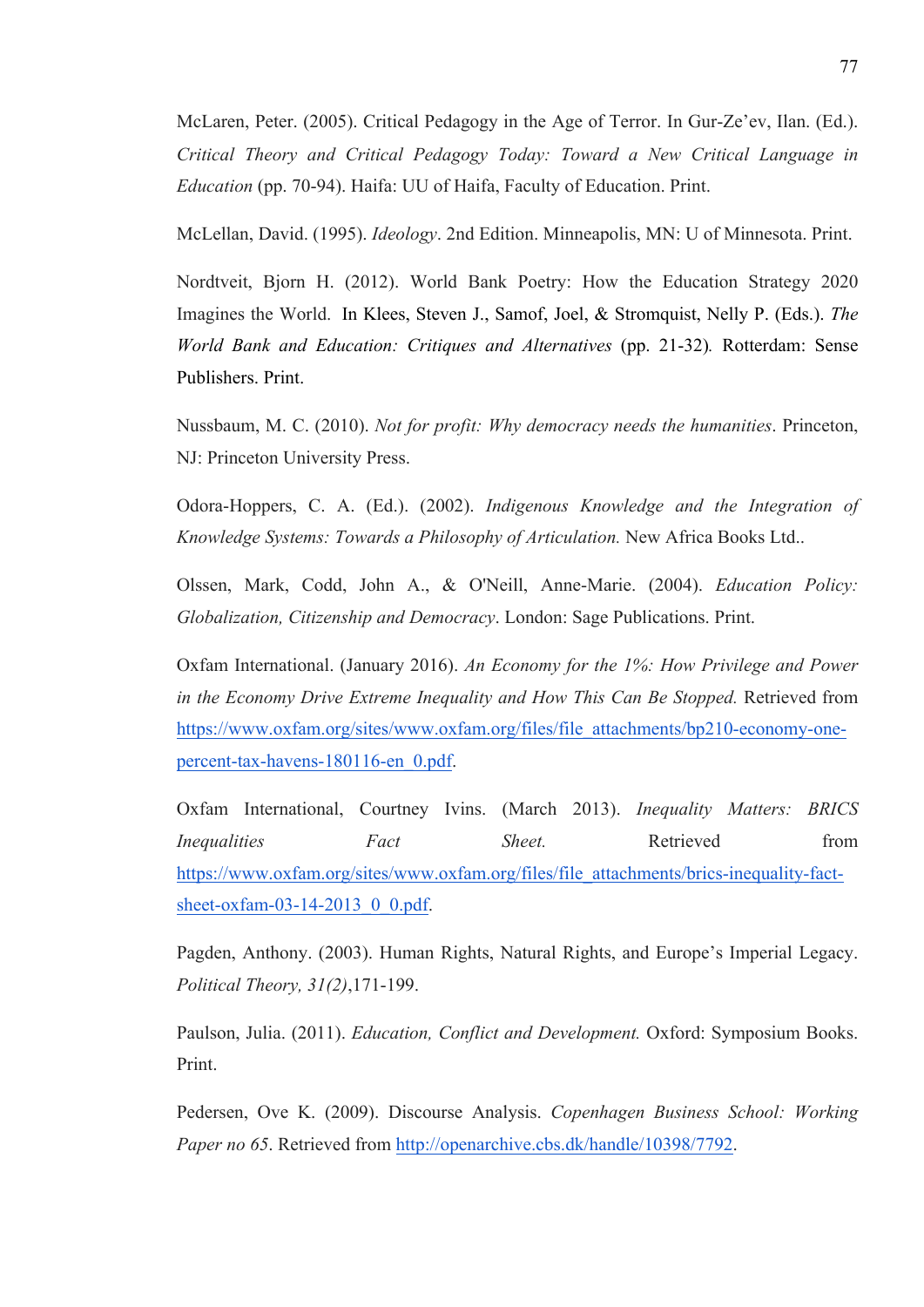McLaren, Peter. (2005). Critical Pedagogy in the Age of Terror. In Gur-Ze'ev, Ilan. (Ed.). *Critical Theory and Critical Pedagogy Today: Toward a New Critical Language in Education* (pp. 70-94). Haifa: UU of Haifa, Faculty of Education. Print.

McLellan, David. (1995). *Ideology*. 2nd Edition. Minneapolis, MN: U of Minnesota. Print.

Nordtveit, Bjorn H. (2012). World Bank Poetry: How the Education Strategy 2020 Imagines the World. In Klees, Steven J., Samof, Joel, & Stromquist, Nelly P. (Eds.). *The World Bank and Education: Critiques and Alternatives* (pp. 21-32). Rotterdam: Sense Publishers. Print.

Nussbaum, M. C. (2010). *Not for profit: Why democracy needs the humanities*. Princeton, NJ: Princeton University Press.

Odora-Hoppers, C. A. (Ed.). (2002). *Indigenous Knowledge and the Integration of Knowledge Systems: Towards a Philosophy of Articulation.* New Africa Books Ltd..

Olssen, Mark, Codd, John A., & O'Neill, Anne-Marie. (2004). *Education Policy: Globalization, Citizenship and Democracy*. London: Sage Publications. Print.

Oxfam International. (January 2016). *An Economy for the 1%: How Privilege and Power in the Economy Drive Extreme Inequality and How This Can Be Stopped.* Retrieved from https://www.oxfam.org/sites/www.oxfam.org/files/file_attachments/bp210-economy-one-percent-tax-havens-180116-en_0.pdf.

Oxfam International, Courtney Ivins. (March 2013). *Inequality Matters: BRICS Inequalities Fact Sheet.* Retrieved from https://www.oxfam.org/sites/www.oxfam.org/files/file_attachments/brics-inequality-fact-sheet-oxfam-03-14-2013_0_0.pdf.

Pagden, Anthony. (2003). Human Rights, Natural Rights, and Europe's Imperial Legacy. *Political Theory, 31(2)*,171-199.

Paulson, Julia. (2011). *Education, Conflict and Development.* Oxford: Symposium Books. Print.

Pedersen, Ove K. (2009). Discourse Analysis. *Copenhagen Business School: Working Paper no 65*. Retrieved from http://openarchive.cbs.dk/handle/10398/7792.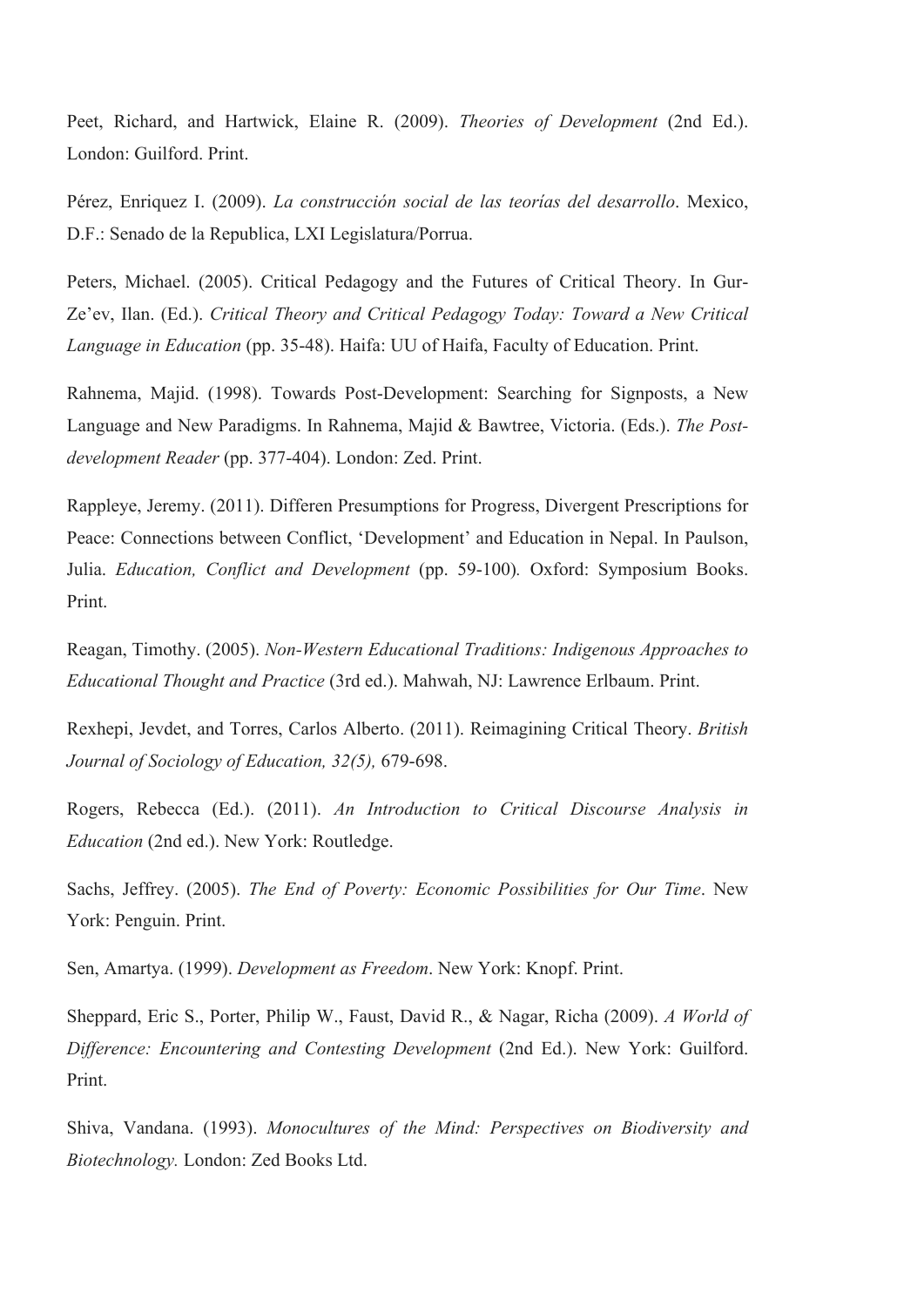Peet, Richard, and Hartwick, Elaine R. (2009). *Theories of Development* (2nd Ed.). London: Guilford. Print.

Pérez, Enriquez I. (2009). *La construcción social de las teorías del desarrollo*. Mexico, D.F.: Senado de la Republica, LXI Legislatura/Porrua.

Peters, Michael. (2005). Critical Pedagogy and the Futures of Critical Theory. In Gur-Ze'ev, Ilan. (Ed.). *Critical Theory and Critical Pedagogy Today: Toward a New Critical Language in Education* (pp. 35-48). Haifa: UU of Haifa, Faculty of Education. Print.

Rahnema, Majid. (1998). Towards Post-Development: Searching for Signposts, a New Language and New Paradigms. In Rahnema, Majid & Bawtree, Victoria. (Eds.). *The Post-development Reader* (pp. 377-404). London: Zed. Print.

Rappleye, Jeremy. (2011). Differen Presumptions for Progress, Divergent Prescriptions for Peace: Connections between Conflict, 'Development' and Education in Nepal. In Paulson, Julia. *Education, Conflict and Development* (pp. 59-100). Oxford: Symposium Books. Print.

Reagan, Timothy. (2005). *Non-Western Educational Traditions: Indigenous Approaches to Educational Thought and Practice* (3rd ed.). Mahwah, NJ: Lawrence Erlbaum. Print.

Rexhepi, Jevdet, and Torres, Carlos Alberto. (2011). Reimagining Critical Theory. *British Journal of Sociology of Education, 32(5),* 679-698.

Rogers, Rebecca (Ed.). (2011). *An Introduction to Critical Discourse Analysis in Education* (2nd ed.). New York: Routledge.

Sachs, Jeffrey. (2005). *The End of Poverty: Economic Possibilities for Our Time*. New York: Penguin. Print.

Sen, Amartya. (1999). *Development as Freedom*. New York: Knopf. Print.

Sheppard, Eric S., Porter, Philip W., Faust, David R., & Nagar, Richa (2009). *A World of Difference: Encountering and Contesting Development* (2nd Ed.). New York: Guilford. Print.

Shiva, Vandana. (1993). *Monocultures of the Mind: Perspectives on Biodiversity and Biotechnology.* London: Zed Books Ltd.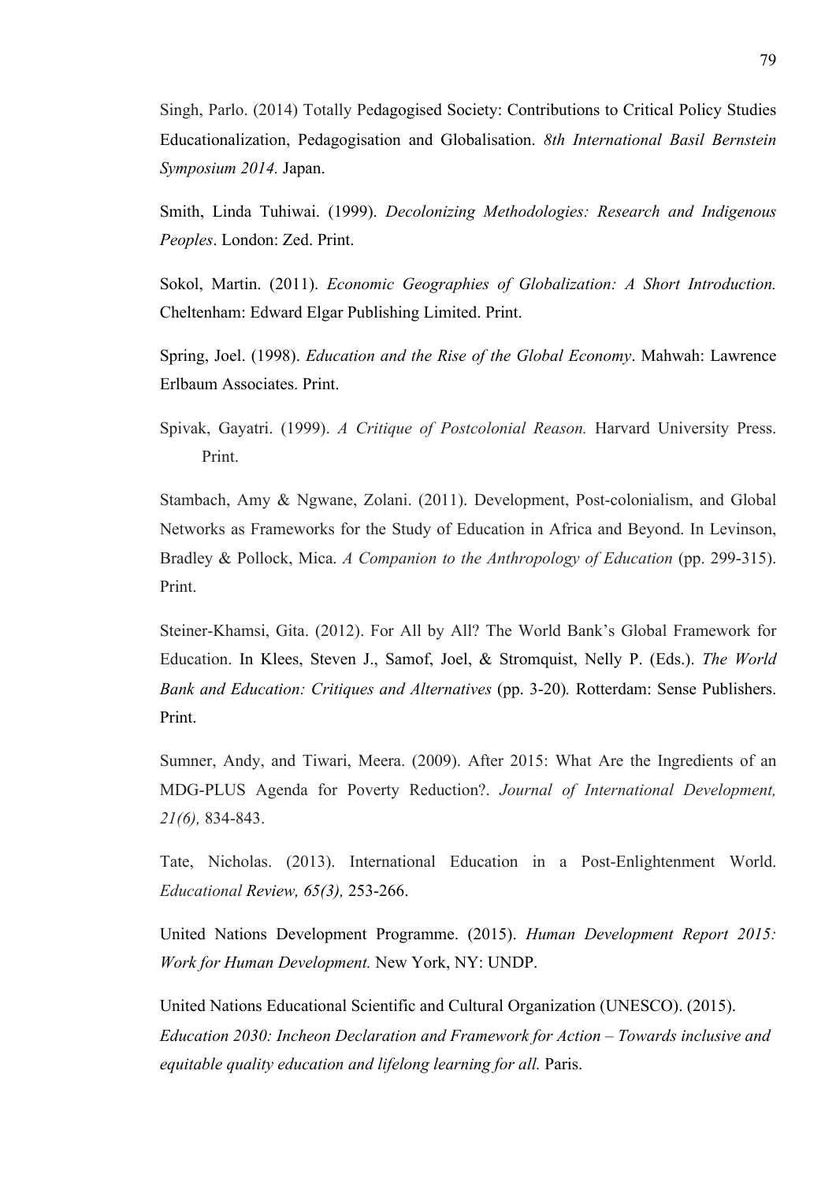Singh, Parlo. (2014) Totally Pedagogised Society: Contributions to Critical Policy Studies Educationalization, Pedagogisation and Globalisation. *8th International Basil Bernstein Symposium 2014.* Japan.

Smith, Linda Tuhiwai. (1999). *Decolonizing Methodologies: Research and Indigenous Peoples*. London: Zed. Print.

Sokol, Martin. (2011). *Economic Geographies of Globalization: A Short Introduction.* Cheltenham: Edward Elgar Publishing Limited. Print.

Spring, Joel. (1998). *Education and the Rise of the Global Economy*. Mahwah: Lawrence Erlbaum Associates. Print.

Spivak, Gayatri. (1999). *A Critique of Postcolonial Reason.* Harvard University Press. Print.

Stambach, Amy & Ngwane, Zolani. (2011). Development, Post-colonialism, and Global Networks as Frameworks for the Study of Education in Africa and Beyond. In Levinson, Bradley & Pollock, Mica. *A Companion to the Anthropology of Education* (pp. 299-315). Print.

Steiner-Khamsi, Gita. (2012). For All by All? The World Bank's Global Framework for Education. In Klees, Steven J., Samof, Joel, & Stromquist, Nelly P. (Eds.). *The World Bank and Education: Critiques and Alternatives* (pp. 3-20)*.* Rotterdam: Sense Publishers. Print.

Sumner, Andy, and Tiwari, Meera. (2009). After 2015: What Are the Ingredients of an MDG-PLUS Agenda for Poverty Reduction?. *Journal of International Development, 21(6),* 834-843.

Tate, Nicholas. (2013). International Education in a Post-Enlightenment World. *Educational Review, 65(3),* 253-266.

United Nations Development Programme. (2015). *Human Development Report 2015: Work for Human Development.* New York, NY: UNDP.

United Nations Educational Scientific and Cultural Organization (UNESCO). (2015). *Education 2030: Incheon Declaration and Framework for Action – Towards inclusive and equitable quality education and lifelong learning for all.* Paris.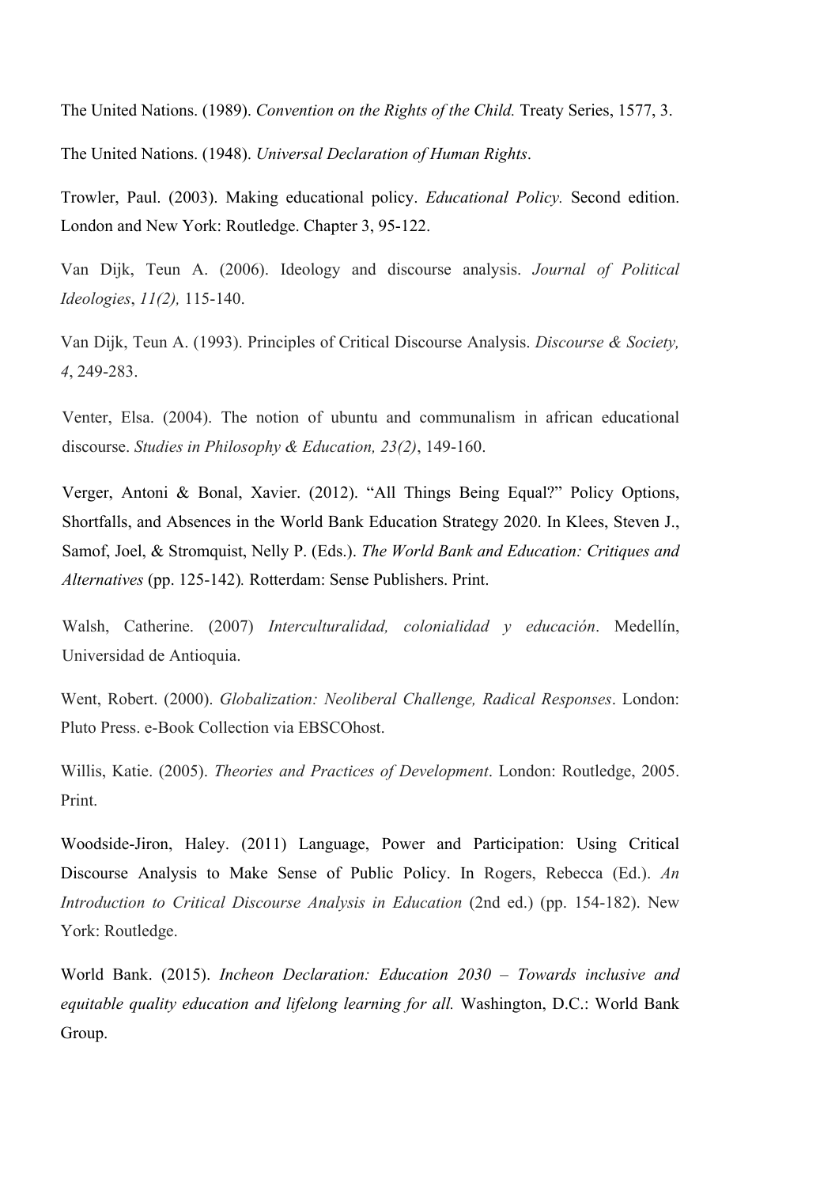The United Nations. (1989). *Convention on the Rights of the Child.* Treaty Series, 1577, 3.

The United Nations. (1948). *Universal Declaration of Human Rights*.

Trowler, Paul. (2003). Making educational policy. *Educational Policy.* Second edition. London and New York: Routledge. Chapter 3, 95-122.

Van Dijk, Teun A. (2006). Ideology and discourse analysis. *Journal of Political Ideologies*, *11(2),* 115-140.

Van Dijk, Teun A. (1993). Principles of Critical Discourse Analysis. *Discourse & Society, 4*, 249-283.

Venter, Elsa. (2004). The notion of ubuntu and communalism in african educational discourse. *Studies in Philosophy & Education, 23(2)*, 149-160.

Verger, Antoni & Bonal, Xavier. (2012). "All Things Being Equal?" Policy Options, Shortfalls, and Absences in the World Bank Education Strategy 2020. In Klees, Steven J., Samof, Joel, & Stromquist, Nelly P. (Eds.). *The World Bank and Education: Critiques and Alternatives* (pp. 125-142)*.* Rotterdam: Sense Publishers. Print.

Walsh, Catherine. (2007) *Interculturalidad, colonialidad y educación*. Medellín, Universidad de Antioquia.

Went, Robert. (2000). *Globalization: Neoliberal Challenge, Radical Responses*. London: Pluto Press. e-Book Collection via EBSCOhost.

Willis, Katie. (2005). *Theories and Practices of Development*. London: Routledge, 2005. Print.

Woodside-Jiron, Haley. (2011) Language, Power and Participation: Using Critical Discourse Analysis to Make Sense of Public Policy. In Rogers, Rebecca (Ed.). *An Introduction to Critical Discourse Analysis in Education* (2nd ed.) (pp. 154-182). New York: Routledge.

World Bank. (2015). *Incheon Declaration: Education 2030 – Towards inclusive and equitable quality education and lifelong learning for all.* Washington, D.C.: World Bank Group.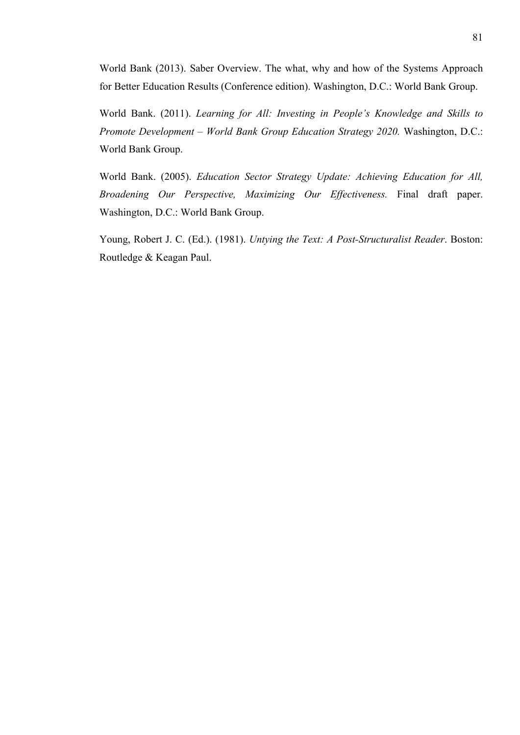World Bank (2013). Saber Overview. The what, why and how of the Systems Approach for Better Education Results (Conference edition). Washington, D.C.: World Bank Group.

World Bank. (2011). *Learning for All: Investing in People's Knowledge and Skills to Promote Development – World Bank Group Education Strategy 2020.* Washington, D.C.: World Bank Group.

World Bank. (2005). *Education Sector Strategy Update: Achieving Education for All, Broadening Our Perspective, Maximizing Our Effectiveness.* Final draft paper. Washington, D.C.: World Bank Group.

Young, Robert J. C. (Ed.). (1981). *Untying the Text: A Post-Structuralist Reader*. Boston: Routledge & Keagan Paul.